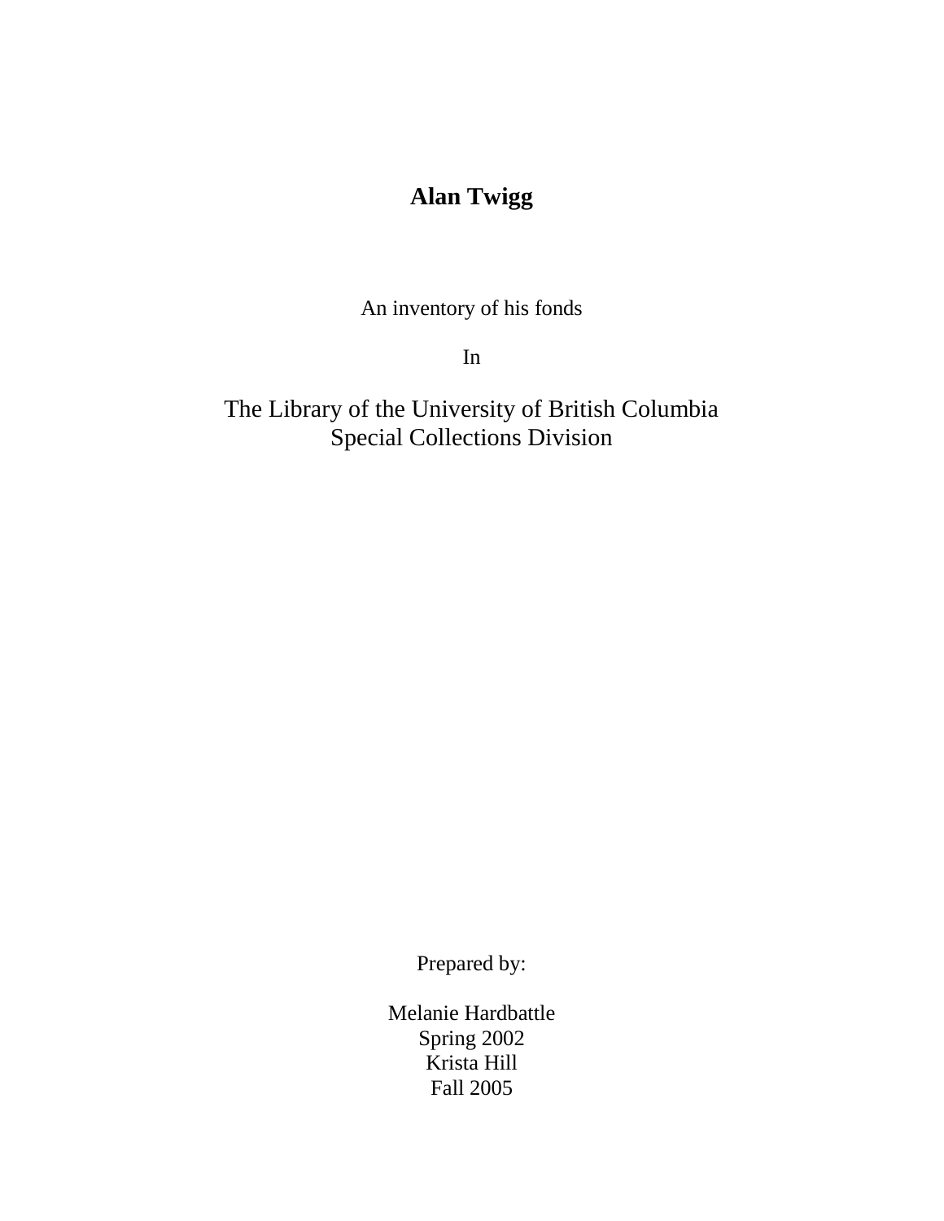# Alan Twigg

An inventory of his fonds

In

The Library of the University of British Columbia
Special Collections Division

Prepared by:

Melanie Hardbattle
Spring 2002
Krista Hill
Fall 2005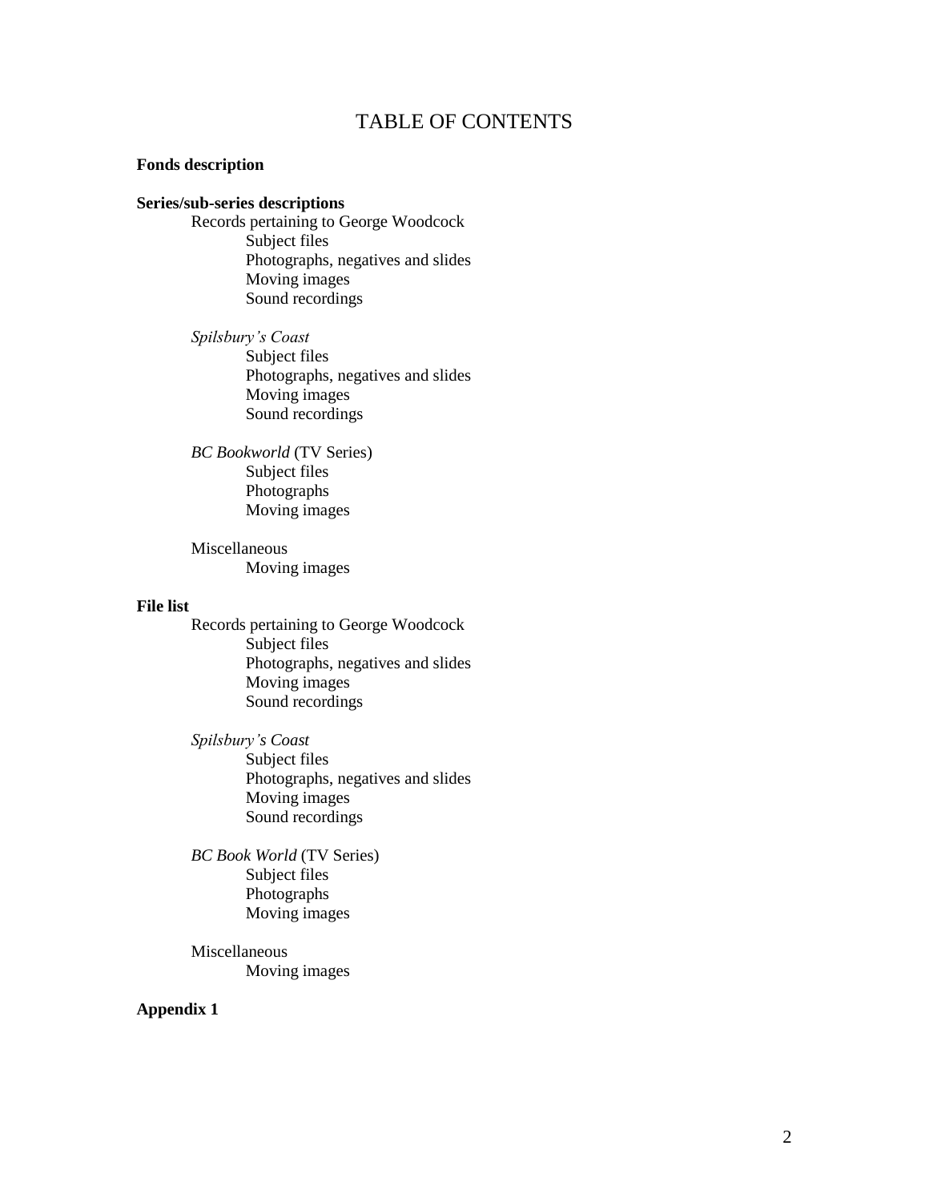# TABLE OF CONTENTS

**Fonds description**

**Series/sub-series descriptions**

- Records pertaining to George Woodcock
  - Subject files
  - Photographs, negatives and slides
  - Moving images
  - Sound recordings
- *Spilsbury's Coast*
  - Subject files
  - Photographs, negatives and slides
  - Moving images
  - Sound recordings
- *BC Bookworld* (TV Series)
  - Subject files
  - Photographs
  - Moving images
- Miscellaneous
  - Moving images

**File list**

- Records pertaining to George Woodcock
  - Subject files
  - Photographs, negatives and slides
  - Moving images
  - Sound recordings
- *Spilsbury's Coast*
  - Subject files
  - Photographs, negatives and slides
  - Moving images
  - Sound recordings
- *BC Book World* (TV Series)
  - Subject files
  - Photographs
  - Moving images
- Miscellaneous
  - Moving images

**Appendix 1**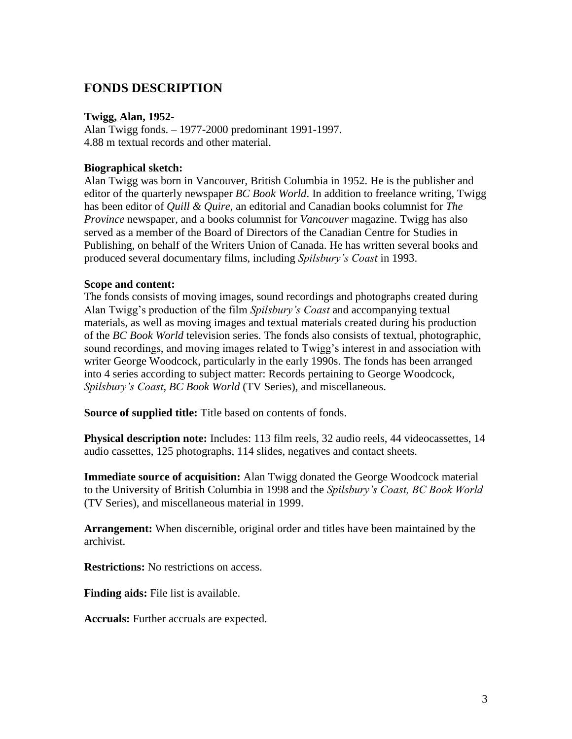## FONDS DESCRIPTION

**Twigg, Alan, 1952-**
Alan Twigg fonds. – 1977-2000 predominant 1991-1997.
4.88 m textual records and other material.

**Biographical sketch:**
Alan Twigg was born in Vancouver, British Columbia in 1952. He is the publisher and editor of the quarterly newspaper *BC Book World*. In addition to freelance writing, Twigg has been editor of *Quill & Quire*, an editorial and Canadian books columnist for *The Province* newspaper, and a books columnist for *Vancouver* magazine. Twigg has also served as a member of the Board of Directors of the Canadian Centre for Studies in Publishing, on behalf of the Writers Union of Canada. He has written several books and produced several documentary films, including *Spilsbury's Coast* in 1993.

**Scope and content:**
The fonds consists of moving images, sound recordings and photographs created during Alan Twigg's production of the film *Spilsbury's Coast* and accompanying textual materials, as well as moving images and textual materials created during his production of the *BC Book World* television series. The fonds also consists of textual, photographic, sound recordings, and moving images related to Twigg's interest in and association with writer George Woodcock, particularly in the early 1990s. The fonds has been arranged into 4 series according to subject matter: Records pertaining to George Woodcock, *Spilsbury's Coast*, *BC Book World* (TV Series), and miscellaneous.

**Source of supplied title:** Title based on contents of fonds.

**Physical description note:** Includes: 113 film reels, 32 audio reels, 44 videocassettes, 14 audio cassettes, 125 photographs, 114 slides, negatives and contact sheets.

**Immediate source of acquisition:** Alan Twigg donated the George Woodcock material to the University of British Columbia in 1998 and the *Spilsbury's Coast, BC Book World* (TV Series), and miscellaneous material in 1999.

**Arrangement:** When discernible, original order and titles have been maintained by the archivist.

**Restrictions:** No restrictions on access.

**Finding aids:** File list is available.

**Accruals:** Further accruals are expected.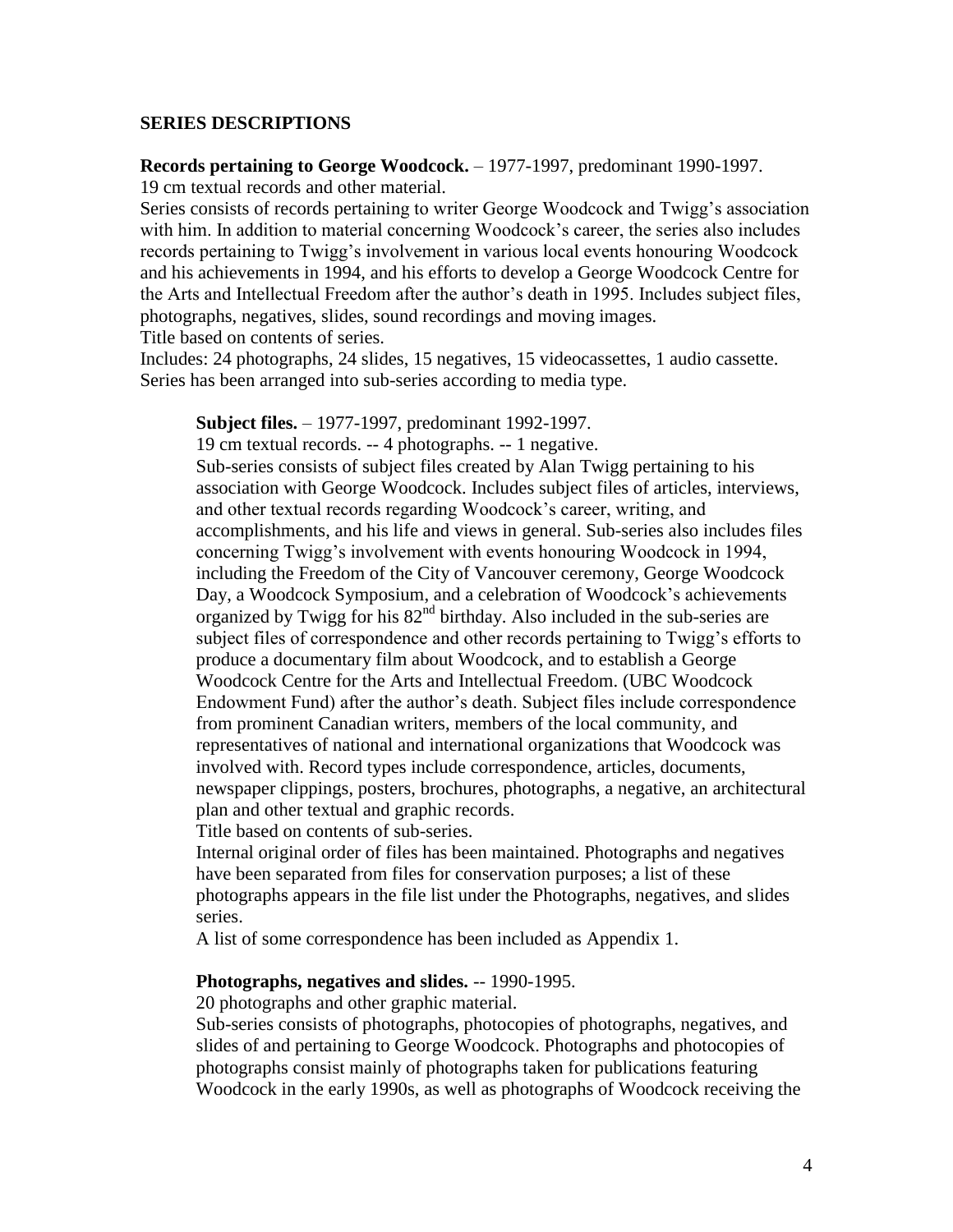## SERIES DESCRIPTIONS

**Records pertaining to George Woodcock.** – 1977-1997, predominant 1990-1997.
19 cm textual records and other material.
Series consists of records pertaining to writer George Woodcock and Twigg's association with him. In addition to material concerning Woodcock's career, the series also includes records pertaining to Twigg's involvement in various local events honouring Woodcock and his achievements in 1994, and his efforts to develop a George Woodcock Centre for the Arts and Intellectual Freedom after the author's death in 1995. Includes subject files, photographs, negatives, slides, sound recordings and moving images.
Title based on contents of series.
Includes: 24 photographs, 24 slides, 15 negatives, 15 videocassettes, 1 audio cassette.
Series has been arranged into sub-series according to media type.

> **Subject files.** – 1977-1997, predominant 1992-1997.
> 19 cm textual records. -- 4 photographs. -- 1 negative.
> Sub-series consists of subject files created by Alan Twigg pertaining to his association with George Woodcock. Includes subject files of articles, interviews, and other textual records regarding Woodcock's career, writing, and accomplishments, and his life and views in general. Sub-series also includes files concerning Twigg's involvement with events honouring Woodcock in 1994, including the Freedom of the City of Vancouver ceremony, George Woodcock Day, a Woodcock Symposium, and a celebration of Woodcock's achievements organized by Twigg for his 82nd birthday. Also included in the sub-series are subject files of correspondence and other records pertaining to Twigg's efforts to produce a documentary film about Woodcock, and to establish a George Woodcock Centre for the Arts and Intellectual Freedom. (UBC Woodcock Endowment Fund) after the author's death. Subject files include correspondence from prominent Canadian writers, members of the local community, and representatives of national and international organizations that Woodcock was involved with. Record types include correspondence, articles, documents, newspaper clippings, posters, brochures, photographs, a negative, an architectural plan and other textual and graphic records.
> Title based on contents of sub-series.
> Internal original order of files has been maintained. Photographs and negatives have been separated from files for conservation purposes; a list of these photographs appears in the file list under the Photographs, negatives, and slides series.
> A list of some correspondence has been included as Appendix 1.
>
> **Photographs, negatives and slides.** -- 1990-1995.
> 20 photographs and other graphic material.
> Sub-series consists of photographs, photocopies of photographs, negatives, and slides of and pertaining to George Woodcock. Photographs and photocopies of photographs consist mainly of photographs taken for publications featuring Woodcock in the early 1990s, as well as photographs of Woodcock receiving the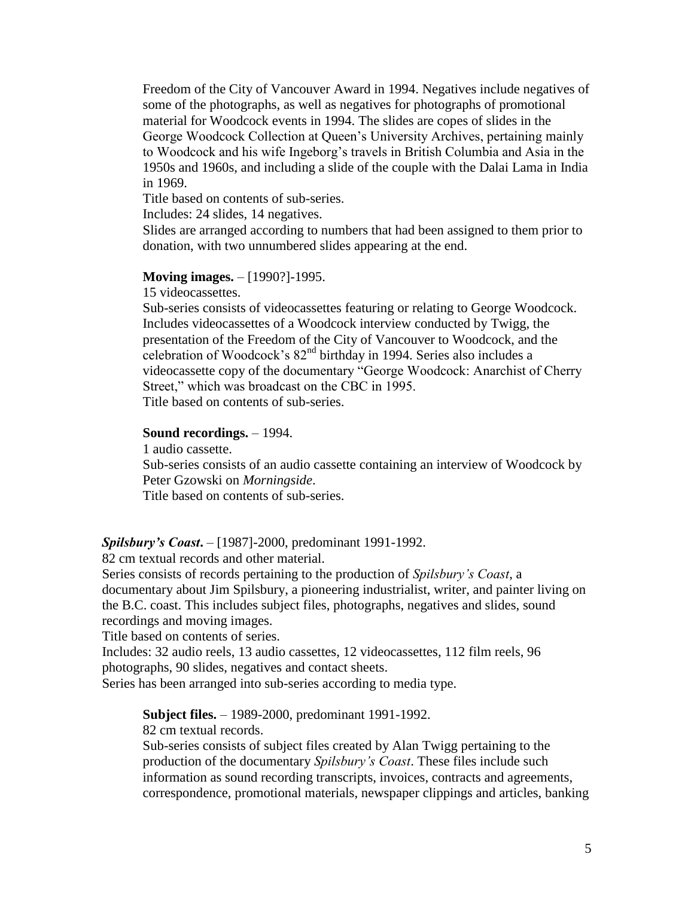Freedom of the City of Vancouver Award in 1994. Negatives include negatives of some of the photographs, as well as negatives for photographs of promotional material for Woodcock events in 1994. The slides are copes of slides in the George Woodcock Collection at Queen's University Archives, pertaining mainly to Woodcock and his wife Ingeborg's travels in British Columbia and Asia in the 1950s and 1960s, and including a slide of the couple with the Dalai Lama in India in 1969.

Title based on contents of sub-series.

Includes: 24 slides, 14 negatives.

Slides are arranged according to numbers that had been assigned to them prior to donation, with two unnumbered slides appearing at the end.

**Moving images.** – [1990?]-1995.

15 videocassettes.

Sub-series consists of videocassettes featuring or relating to George Woodcock. Includes videocassettes of a Woodcock interview conducted by Twigg, the presentation of the Freedom of the City of Vancouver to Woodcock, and the celebration of Woodcock's 82nd birthday in 1994. Series also includes a videocassette copy of the documentary "George Woodcock: Anarchist of Cherry Street," which was broadcast on the CBC in 1995.

Title based on contents of sub-series.

**Sound recordings.** – 1994.

1 audio cassette.

Sub-series consists of an audio cassette containing an interview of Woodcock by Peter Gzowski on *Morningside*.

Title based on contents of sub-series.

***Spilsbury's Coast*.** – [1987]-2000, predominant 1991-1992.

82 cm textual records and other material.

Series consists of records pertaining to the production of *Spilsbury's Coast*, a documentary about Jim Spilsbury, a pioneering industrialist, writer, and painter living on the B.C. coast. This includes subject files, photographs, negatives and slides, sound recordings and moving images.

Title based on contents of series.

Includes: 32 audio reels, 13 audio cassettes, 12 videocassettes, 112 film reels, 96 photographs, 90 slides, negatives and contact sheets.

Series has been arranged into sub-series according to media type.

**Subject files.** – 1989-2000, predominant 1991-1992.

82 cm textual records.

Sub-series consists of subject files created by Alan Twigg pertaining to the production of the documentary *Spilsbury's Coast*. These files include such information as sound recording transcripts, invoices, contracts and agreements, correspondence, promotional materials, newspaper clippings and articles, banking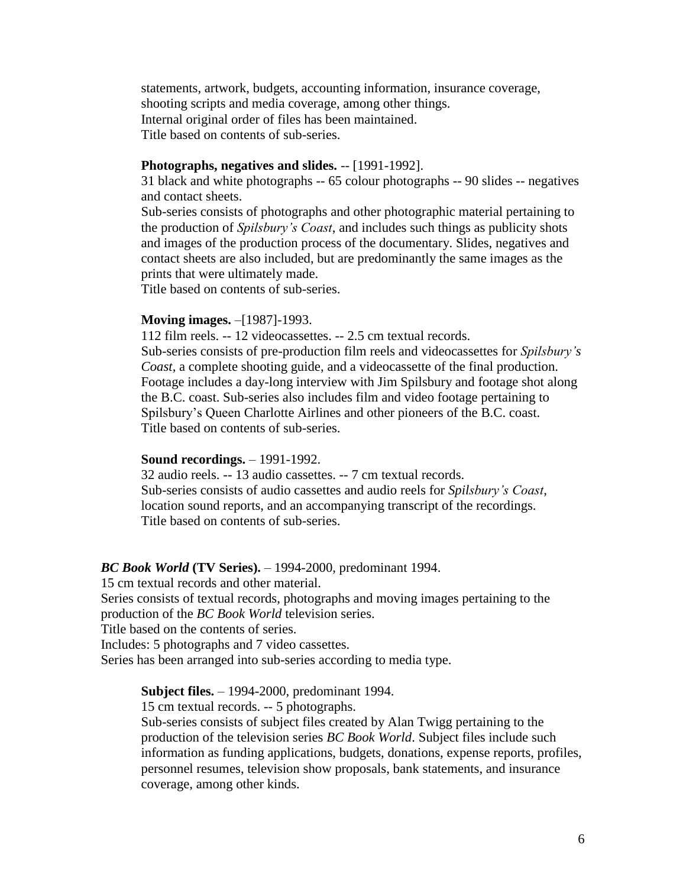statements, artwork, budgets, accounting information, insurance coverage, shooting scripts and media coverage, among other things.
Internal original order of files has been maintained.
Title based on contents of sub-series.

**Photographs, negatives and slides.** -- [1991-1992].
31 black and white photographs -- 65 colour photographs -- 90 slides -- negatives and contact sheets.
Sub-series consists of photographs and other photographic material pertaining to the production of *Spilsbury's Coast*, and includes such things as publicity shots and images of the production process of the documentary. Slides, negatives and contact sheets are also included, but are predominantly the same images as the prints that were ultimately made.
Title based on contents of sub-series.

**Moving images.** –[1987]-1993.
112 film reels. -- 12 videocassettes. -- 2.5 cm textual records.
Sub-series consists of pre-production film reels and videocassettes for *Spilsbury's Coast*, a complete shooting guide, and a videocassette of the final production. Footage includes a day-long interview with Jim Spilsbury and footage shot along the B.C. coast. Sub-series also includes film and video footage pertaining to Spilsbury's Queen Charlotte Airlines and other pioneers of the B.C. coast.
Title based on contents of sub-series.

**Sound recordings.** – 1991-1992.
32 audio reels. -- 13 audio cassettes. -- 7 cm textual records.
Sub-series consists of audio cassettes and audio reels for *Spilsbury's Coast*, location sound reports, and an accompanying transcript of the recordings.
Title based on contents of sub-series.

***BC Book World* (TV Series).** – 1994-2000, predominant 1994.
15 cm textual records and other material.
Series consists of textual records, photographs and moving images pertaining to the production of the *BC Book World* television series.
Title based on the contents of series.
Includes: 5 photographs and 7 video cassettes.
Series has been arranged into sub-series according to media type.

**Subject files.** – 1994-2000, predominant 1994.
15 cm textual records. -- 5 photographs.
Sub-series consists of subject files created by Alan Twigg pertaining to the production of the television series *BC Book World*. Subject files include such information as funding applications, budgets, donations, expense reports, profiles, personnel resumes, television show proposals, bank statements, and insurance coverage, among other kinds.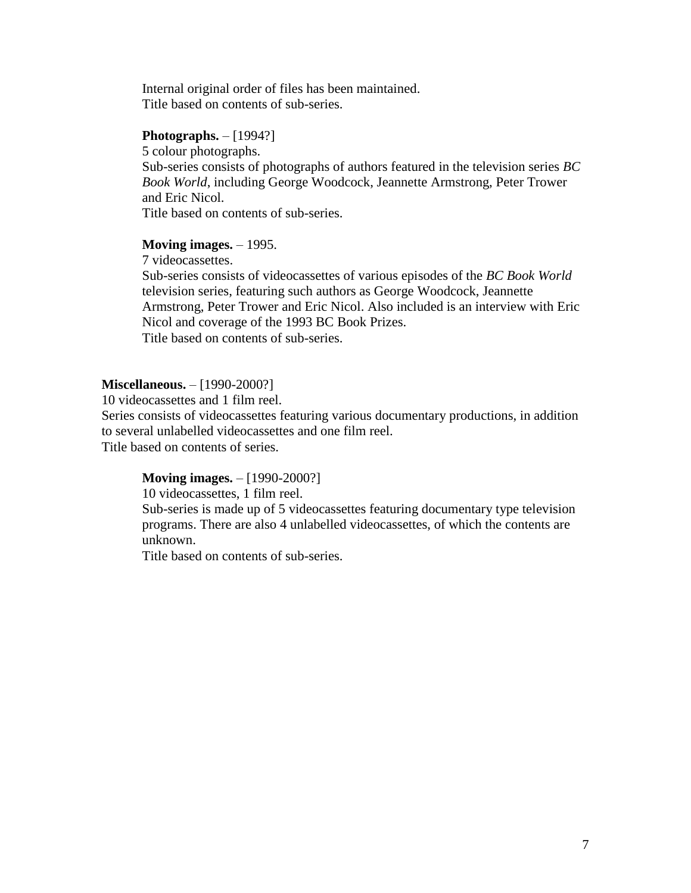Internal original order of files has been maintained.
Title based on contents of sub-series.

**Photographs.** – [1994?]
5 colour photographs.
Sub-series consists of photographs of authors featured in the television series *BC Book World*, including George Woodcock, Jeannette Armstrong, Peter Trower and Eric Nicol.
Title based on contents of sub-series.

**Moving images.** – 1995.
7 videocassettes.
Sub-series consists of videocassettes of various episodes of the *BC Book World* television series, featuring such authors as George Woodcock, Jeannette Armstrong, Peter Trower and Eric Nicol. Also included is an interview with Eric Nicol and coverage of the 1993 BC Book Prizes.
Title based on contents of sub-series.

**Miscellaneous.** – [1990-2000?]
10 videocassettes and 1 film reel.
Series consists of videocassettes featuring various documentary productions, in addition to several unlabelled videocassettes and one film reel.
Title based on contents of series.

**Moving images.** – [1990-2000?]
10 videocassettes, 1 film reel.
Sub-series is made up of 5 videocassettes featuring documentary type television programs. There are also 4 unlabelled videocassettes, of which the contents are unknown.
Title based on contents of sub-series.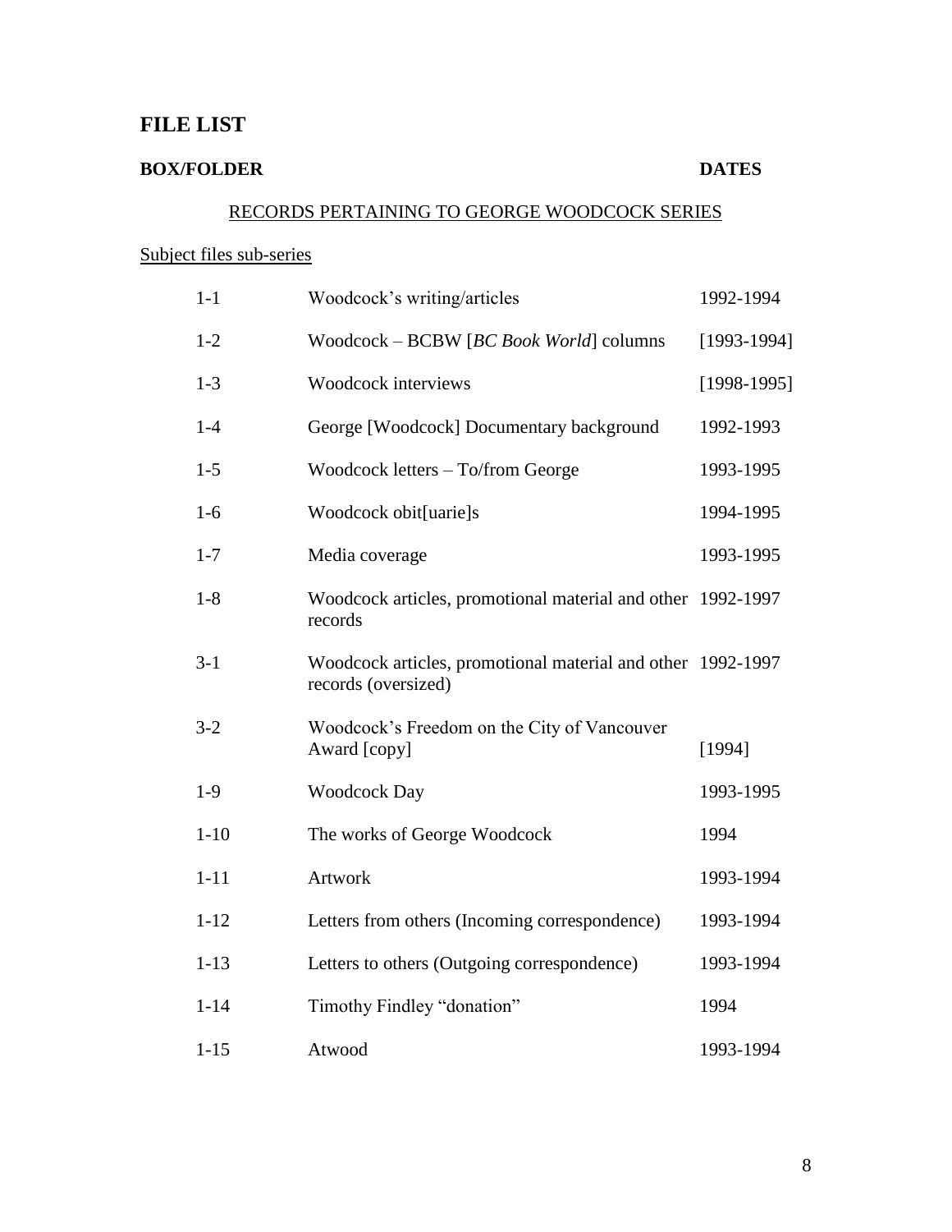# FILE LIST

**BOX/FOLDER** **DATES**

RECORDS PERTAINING TO GEORGE WOODCOCK SERIES

Subject files sub-series

| BOX/FOLDER | | DATES |
|---|---|---|
| 1-1 | Woodcock's writing/articles | 1992-1994 |
| 1-2 | Woodcock – BCBW [*BC Book World*] columns | [1993-1994] |
| 1-3 | Woodcock interviews | [1998-1995] |
| 1-4 | George [Woodcock] Documentary background | 1992-1993 |
| 1-5 | Woodcock letters – To/from George | 1993-1995 |
| 1-6 | Woodcock obit[uarie]s | 1994-1995 |
| 1-7 | Media coverage | 1993-1995 |
| 1-8 | Woodcock articles, promotional material and other records | 1992-1997 |
| 3-1 | Woodcock articles, promotional material and other records (oversized) | 1992-1997 |
| 3-2 | Woodcock's Freedom on the City of Vancouver Award [copy] | [1994] |
| 1-9 | Woodcock Day | 1993-1995 |
| 1-10 | The works of George Woodcock | 1994 |
| 1-11 | Artwork | 1993-1994 |
| 1-12 | Letters from others (Incoming correspondence) | 1993-1994 |
| 1-13 | Letters to others (Outgoing correspondence) | 1993-1994 |
| 1-14 | Timothy Findley "donation" | 1994 |
| 1-15 | Atwood | 1993-1994 |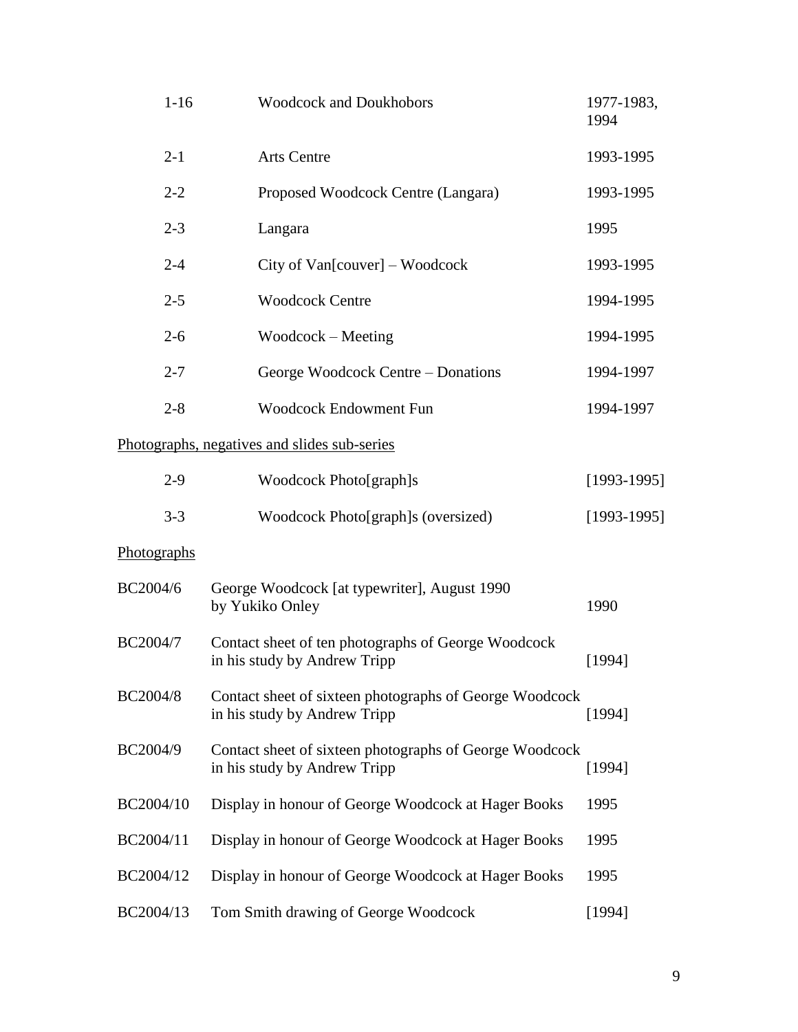| | | |
|---|---|---|
| 1-16 | Woodcock and Doukhobors | 1977-1983, 1994 |
| 2-1 | Arts Centre | 1993-1995 |
| 2-2 | Proposed Woodcock Centre (Langara) | 1993-1995 |
| 2-3 | Langara | 1995 |
| 2-4 | City of Van[couver] – Woodcock | 1993-1995 |
| 2-5 | Woodcock Centre | 1994-1995 |
| 2-6 | Woodcock – Meeting | 1994-1995 |
| 2-7 | George Woodcock Centre – Donations | 1994-1997 |
| 2-8 | Woodcock Endowment Fun | 1994-1997 |

<u>Photographs, negatives and slides sub-series</u>

| | | |
|---|---|---|
| 2-9 | Woodcock Photo[graph]s | [1993-1995] |
| 3-3 | Woodcock Photo[graph]s (oversized) | [1993-1995] |

<u>Photographs</u>

| | | |
|---|---|---|
| BC2004/6 | George Woodcock [at typewriter], August 1990 by Yukiko Onley | 1990 |
| BC2004/7 | Contact sheet of ten photographs of George Woodcock in his study by Andrew Tripp | [1994] |
| BC2004/8 | Contact sheet of sixteen photographs of George Woodcock in his study by Andrew Tripp | [1994] |
| BC2004/9 | Contact sheet of sixteen photographs of George Woodcock in his study by Andrew Tripp | [1994] |
| BC2004/10 | Display in honour of George Woodcock at Hager Books | 1995 |
| BC2004/11 | Display in honour of George Woodcock at Hager Books | 1995 |
| BC2004/12 | Display in honour of George Woodcock at Hager Books | 1995 |
| BC2004/13 | Tom Smith drawing of George Woodcock | [1994] |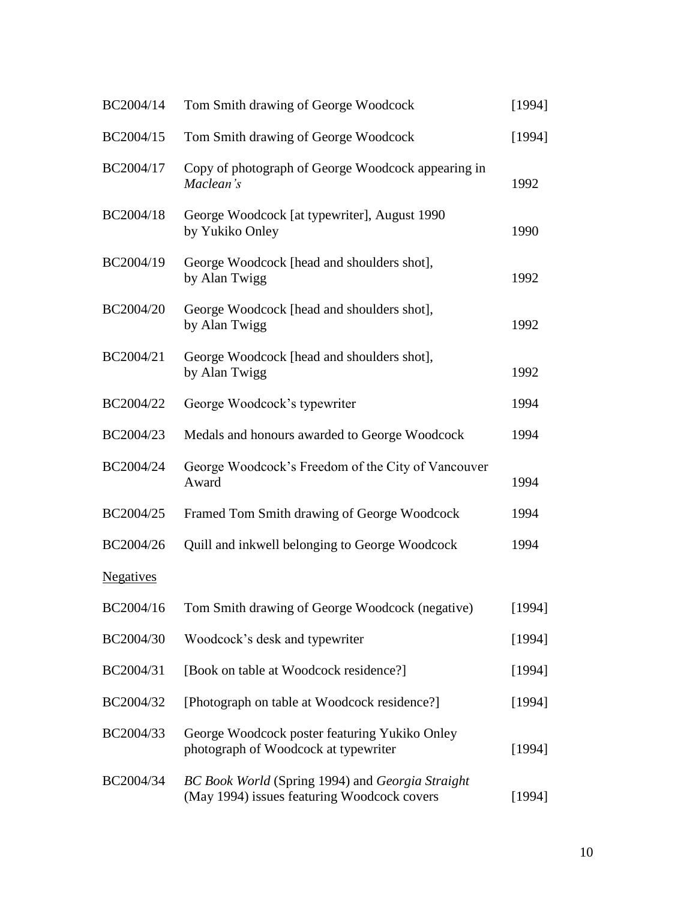| | | |
|---|---|---|
| BC2004/14 | Tom Smith drawing of George Woodcock | [1994] |
| BC2004/15 | Tom Smith drawing of George Woodcock | [1994] |
| BC2004/17 | Copy of photograph of George Woodcock appearing in *Maclean's* | 1992 |
| BC2004/18 | George Woodcock [at typewriter], August 1990 by Yukiko Onley | 1990 |
| BC2004/19 | George Woodcock [head and shoulders shot], by Alan Twigg | 1992 |
| BC2004/20 | George Woodcock [head and shoulders shot], by Alan Twigg | 1992 |
| BC2004/21 | George Woodcock [head and shoulders shot], by Alan Twigg | 1992 |
| BC2004/22 | George Woodcock's typewriter | 1994 |
| BC2004/23 | Medals and honours awarded to George Woodcock | 1994 |
| BC2004/24 | George Woodcock's Freedom of the City of Vancouver Award | 1994 |
| BC2004/25 | Framed Tom Smith drawing of George Woodcock | 1994 |
| BC2004/26 | Quill and inkwell belonging to George Woodcock | 1994 |

<u>Negatives</u>

| | | |
|---|---|---|
| BC2004/16 | Tom Smith drawing of George Woodcock (negative) | [1994] |
| BC2004/30 | Woodcock's desk and typewriter | [1994] |
| BC2004/31 | [Book on table at Woodcock residence?] | [1994] |
| BC2004/32 | [Photograph on table at Woodcock residence?] | [1994] |
| BC2004/33 | George Woodcock poster featuring Yukiko Onley photograph of Woodcock at typewriter | [1994] |
| BC2004/34 | *BC Book World* (Spring 1994) and *Georgia Straight* (May 1994) issues featuring Woodcock covers | [1994] |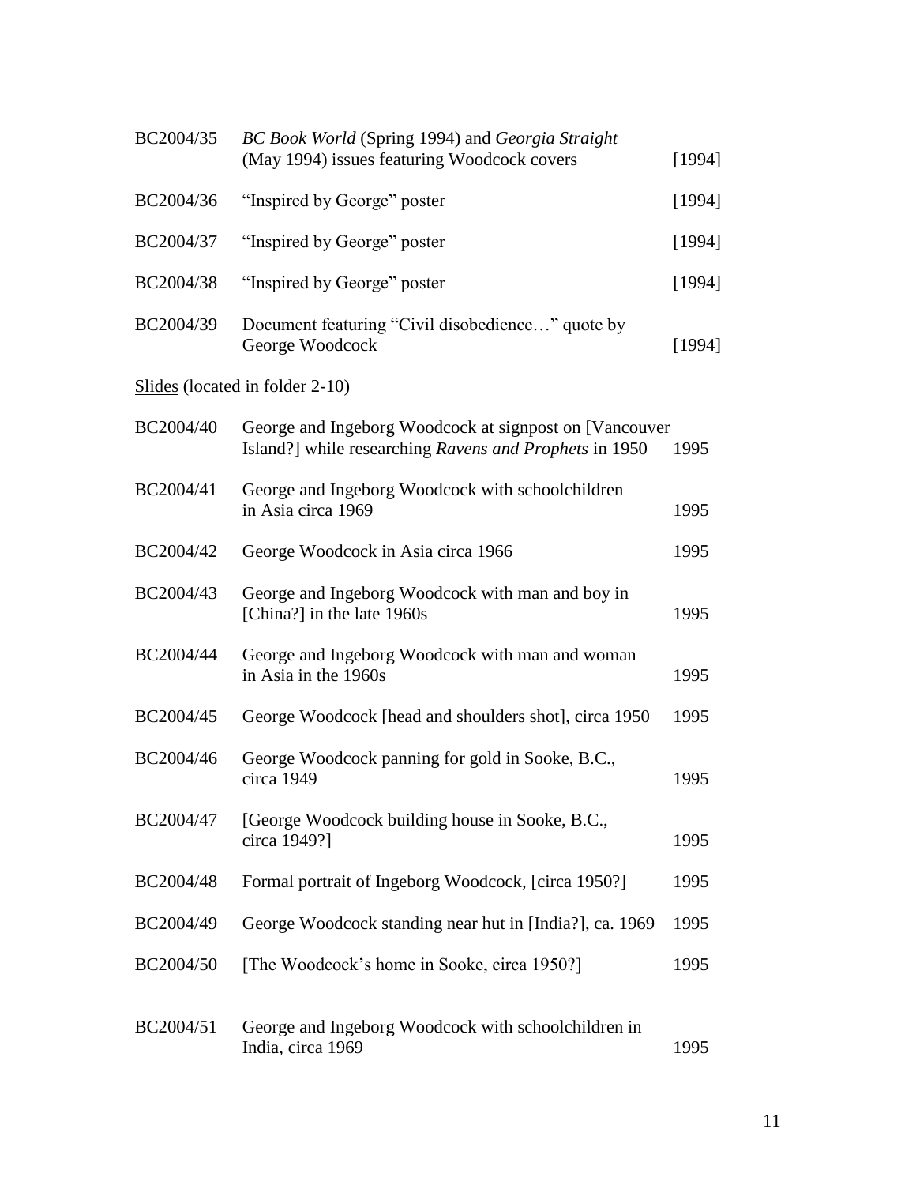| | | |
|---|---|---|
| BC2004/35 | *BC Book World* (Spring 1994) and *Georgia Straight* (May 1994) issues featuring Woodcock covers | [1994] |
| BC2004/36 | "Inspired by George" poster | [1994] |
| BC2004/37 | "Inspired by George" poster | [1994] |
| BC2004/38 | "Inspired by George" poster | [1994] |
| BC2004/39 | Document featuring "Civil disobedience…" quote by George Woodcock | [1994] |

<u>Slides</u> (located in folder 2-10)

| | | |
|---|---|---|
| BC2004/40 | George and Ingeborg Woodcock at signpost on [Vancouver Island?] while researching *Ravens and Prophets* in 1950 | 1995 |
| BC2004/41 | George and Ingeborg Woodcock with schoolchildren in Asia circa 1969 | 1995 |
| BC2004/42 | George Woodcock in Asia circa 1966 | 1995 |
| BC2004/43 | George and Ingeborg Woodcock with man and boy in [China?] in the late 1960s | 1995 |
| BC2004/44 | George and Ingeborg Woodcock with man and woman in Asia in the 1960s | 1995 |
| BC2004/45 | George Woodcock [head and shoulders shot], circa 1950 | 1995 |
| BC2004/46 | George Woodcock panning for gold in Sooke, B.C., circa 1949 | 1995 |
| BC2004/47 | [George Woodcock building house in Sooke, B.C., circa 1949?] | 1995 |
| BC2004/48 | Formal portrait of Ingeborg Woodcock, [circa 1950?] | 1995 |
| BC2004/49 | George Woodcock standing near hut in [India?], ca. 1969 | 1995 |
| BC2004/50 | [The Woodcock's home in Sooke, circa 1950?] | 1995 |
| BC2004/51 | George and Ingeborg Woodcock with schoolchildren in India, circa 1969 | 1995 |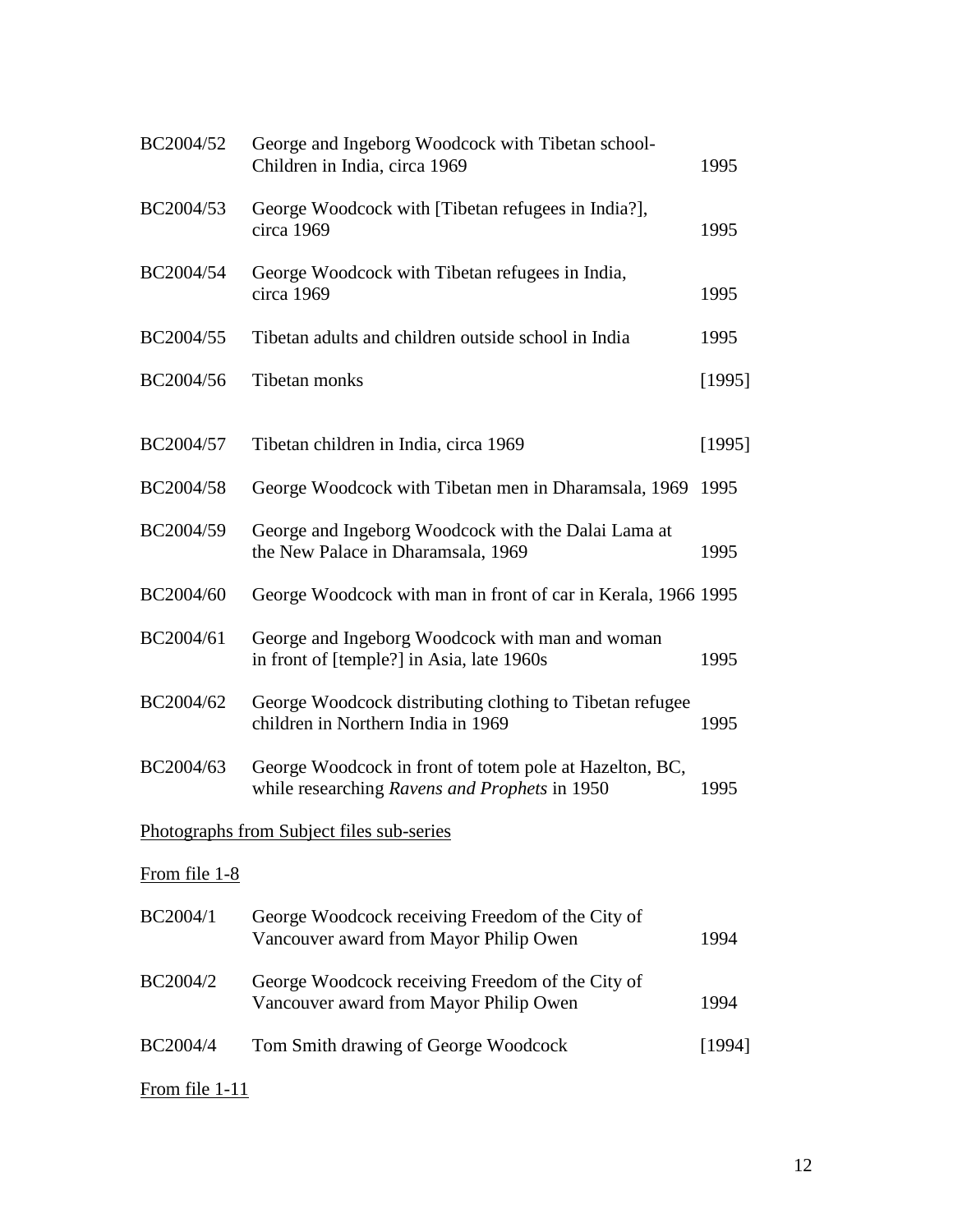| | | |
|---|---|---|
| BC2004/52 | George and Ingeborg Woodcock with Tibetan school-Children in India, circa 1969 | 1995 |
| BC2004/53 | George Woodcock with [Tibetan refugees in India?], circa 1969 | 1995 |
| BC2004/54 | George Woodcock with Tibetan refugees in India, circa 1969 | 1995 |
| BC2004/55 | Tibetan adults and children outside school in India | 1995 |
| BC2004/56 | Tibetan monks | [1995] |
| BC2004/57 | Tibetan children in India, circa 1969 | [1995] |
| BC2004/58 | George Woodcock with Tibetan men in Dharamsala, 1969 | 1995 |
| BC2004/59 | George and Ingeborg Woodcock with the Dalai Lama at the New Palace in Dharamsala, 1969 | 1995 |
| BC2004/60 | George Woodcock with man in front of car in Kerala, 1966 | 1995 |
| BC2004/61 | George and Ingeborg Woodcock with man and woman in front of [temple?] in Asia, late 1960s | 1995 |
| BC2004/62 | George Woodcock distributing clothing to Tibetan refugee children in Northern India in 1969 | 1995 |
| BC2004/63 | George Woodcock in front of totem pole at Hazelton, BC, while researching *Ravens and Prophets* in 1950 | 1995 |

<u>Photographs from Subject files sub-series</u>

<u>From file 1-8</u>

| | | |
|---|---|---|
| BC2004/1 | George Woodcock receiving Freedom of the City of Vancouver award from Mayor Philip Owen | 1994 |
| BC2004/2 | George Woodcock receiving Freedom of the City of Vancouver award from Mayor Philip Owen | 1994 |
| BC2004/4 | Tom Smith drawing of George Woodcock | [1994] |

<u>From file 1-11</u>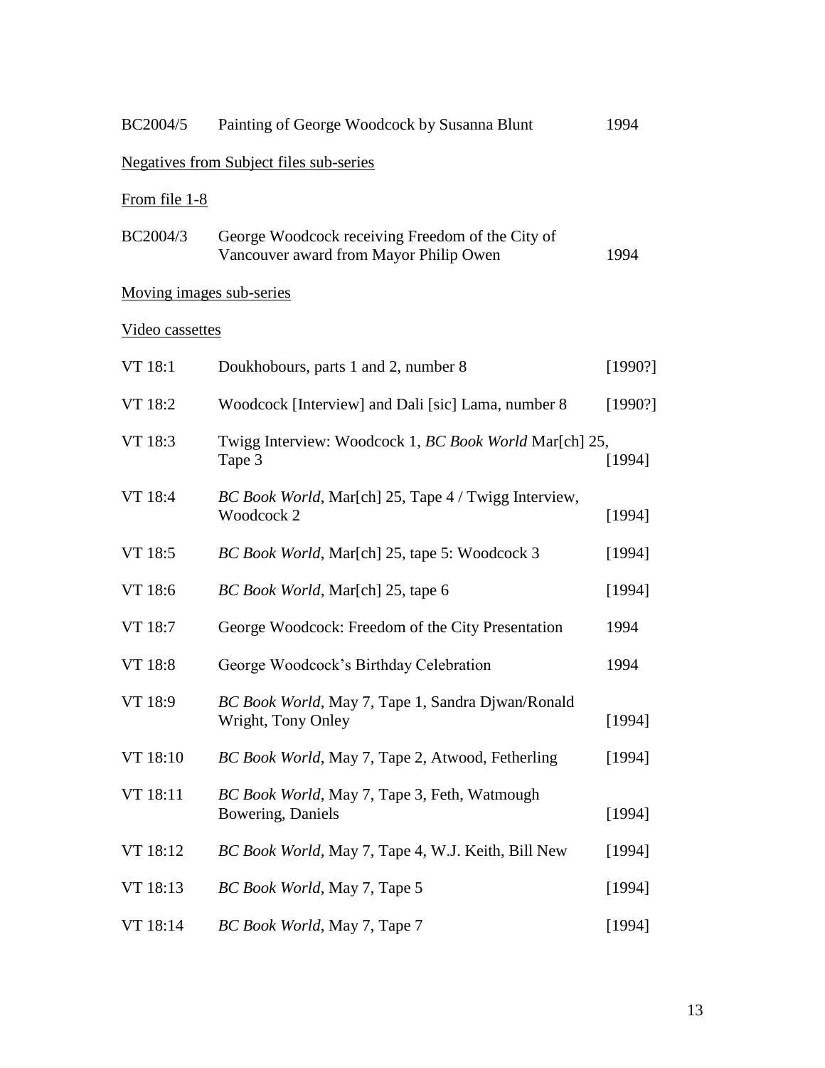| | | |
|---|---|---|
| BC2004/5 | Painting of George Woodcock by Susanna Blunt | 1994 |

<u>Negatives from Subject files sub-series</u>

<u>From file 1-8</u>

| | | |
|---|---|---|
| BC2004/3 | George Woodcock receiving Freedom of the City of Vancouver award from Mayor Philip Owen | 1994 |

<u>Moving images sub-series</u>

<u>Video cassettes</u>

| | | |
|---|---|---|
| VT 18:1 | Doukhobours, parts 1 and 2, number 8 | [1990?] |
| VT 18:2 | Woodcock [Interview] and Dali [sic] Lama, number 8 | [1990?] |
| VT 18:3 | Twigg Interview: Woodcock 1, *BC Book World* Mar[ch] 25, Tape 3 | [1994] |
| VT 18:4 | *BC Book World*, Mar[ch] 25, Tape 4 / Twigg Interview, Woodcock 2 | [1994] |
| VT 18:5 | *BC Book World*, Mar[ch] 25, tape 5: Woodcock 3 | [1994] |
| VT 18:6 | *BC Book World*, Mar[ch] 25, tape 6 | [1994] |
| VT 18:7 | George Woodcock: Freedom of the City Presentation | 1994 |
| VT 18:8 | George Woodcock's Birthday Celebration | 1994 |
| VT 18:9 | *BC Book World*, May 7, Tape 1, Sandra Djwan/Ronald Wright, Tony Onley | [1994] |
| VT 18:10 | *BC Book World*, May 7, Tape 2, Atwood, Fetherling | [1994] |
| VT 18:11 | *BC Book World*, May 7, Tape 3, Feth, Watmough Bowering, Daniels | [1994] |
| VT 18:12 | *BC Book World*, May 7, Tape 4, W.J. Keith, Bill New | [1994] |
| VT 18:13 | *BC Book World*, May 7, Tape 5 | [1994] |
| VT 18:14 | *BC Book World*, May 7, Tape 7 | [1994] |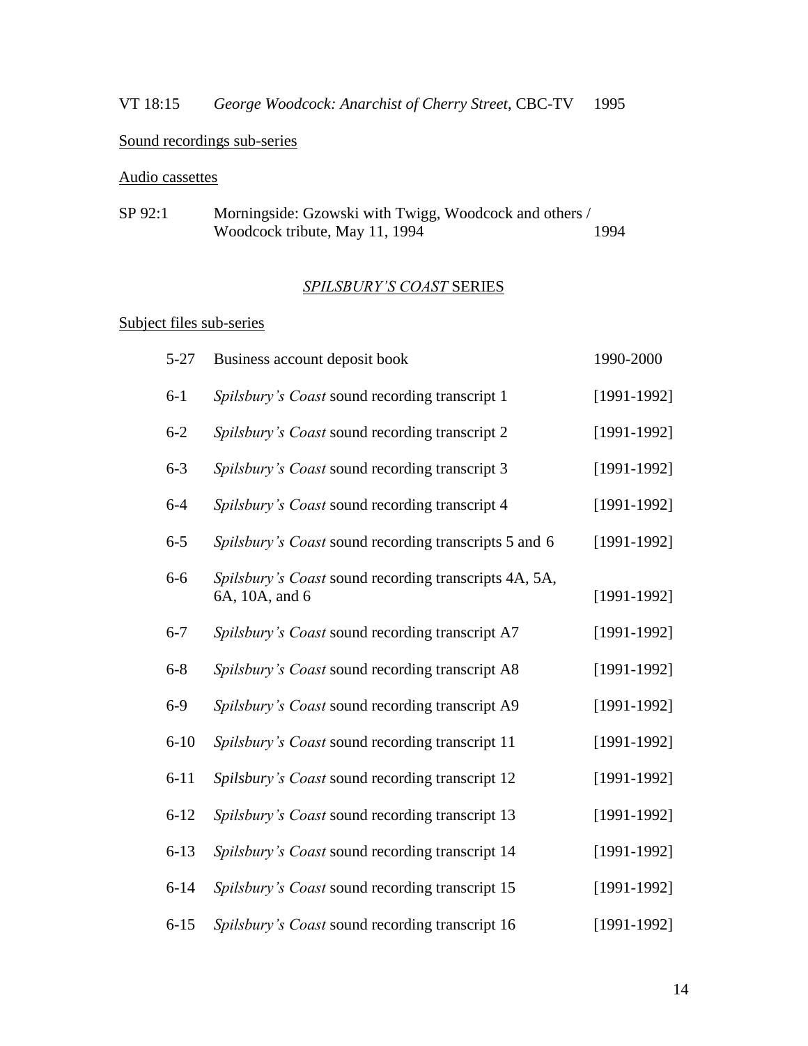VT 18:15 *George Woodcock: Anarchist of Cherry Street*, CBC-TV 1995

Sound recordings sub-series

Audio cassettes

SP 92:1 Morningside: Gzowski with Twigg, Woodcock and others / Woodcock tribute, May 11, 1994 1994

## *SPILSBURY'S COAST* SERIES

Subject files sub-series

| | | |
|---|---|---|
| 5-27 | Business account deposit book | 1990-2000 |
| 6-1 | *Spilsbury's Coast* sound recording transcript 1 | [1991-1992] |
| 6-2 | *Spilsbury's Coast* sound recording transcript 2 | [1991-1992] |
| 6-3 | *Spilsbury's Coast* sound recording transcript 3 | [1991-1992] |
| 6-4 | *Spilsbury's Coast* sound recording transcript 4 | [1991-1992] |
| 6-5 | *Spilsbury's Coast* sound recording transcripts 5 and 6 | [1991-1992] |
| 6-6 | *Spilsbury's Coast* sound recording transcripts 4A, 5A, 6A, 10A, and 6 | [1991-1992] |
| 6-7 | *Spilsbury's Coast* sound recording transcript A7 | [1991-1992] |
| 6-8 | *Spilsbury's Coast* sound recording transcript A8 | [1991-1992] |
| 6-9 | *Spilsbury's Coast* sound recording transcript A9 | [1991-1992] |
| 6-10 | *Spilsbury's Coast* sound recording transcript 11 | [1991-1992] |
| 6-11 | *Spilsbury's Coast* sound recording transcript 12 | [1991-1992] |
| 6-12 | *Spilsbury's Coast* sound recording transcript 13 | [1991-1992] |
| 6-13 | *Spilsbury's Coast* sound recording transcript 14 | [1991-1992] |
| 6-14 | *Spilsbury's Coast* sound recording transcript 15 | [1991-1992] |
| 6-15 | *Spilsbury's Coast* sound recording transcript 16 | [1991-1992] |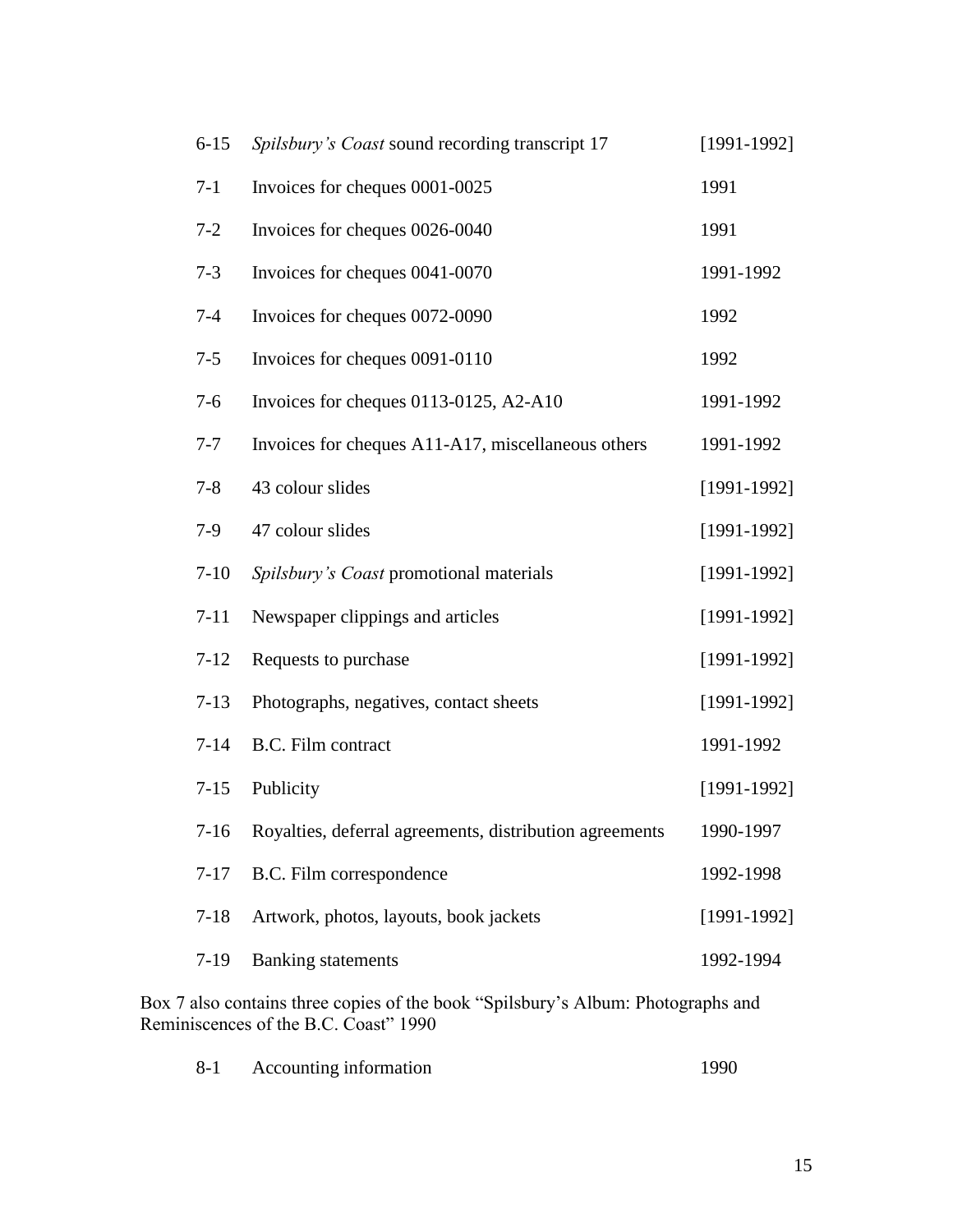| | | |
|---|---|---|
| 6-15 | *Spilsbury's Coast* sound recording transcript 17 | [1991-1992] |
| 7-1 | Invoices for cheques 0001-0025 | 1991 |
| 7-2 | Invoices for cheques 0026-0040 | 1991 |
| 7-3 | Invoices for cheques 0041-0070 | 1991-1992 |
| 7-4 | Invoices for cheques 0072-0090 | 1992 |
| 7-5 | Invoices for cheques 0091-0110 | 1992 |
| 7-6 | Invoices for cheques 0113-0125, A2-A10 | 1991-1992 |
| 7-7 | Invoices for cheques A11-A17, miscellaneous others | 1991-1992 |
| 7-8 | 43 colour slides | [1991-1992] |
| 7-9 | 47 colour slides | [1991-1992] |
| 7-10 | *Spilsbury's Coast* promotional materials | [1991-1992] |
| 7-11 | Newspaper clippings and articles | [1991-1992] |
| 7-12 | Requests to purchase | [1991-1992] |
| 7-13 | Photographs, negatives, contact sheets | [1991-1992] |
| 7-14 | B.C. Film contract | 1991-1992 |
| 7-15 | Publicity | [1991-1992] |
| 7-16 | Royalties, deferral agreements, distribution agreements | 1990-1997 |
| 7-17 | B.C. Film correspondence | 1992-1998 |
| 7-18 | Artwork, photos, layouts, book jackets | [1991-1992] |
| 7-19 | Banking statements | 1992-1994 |

Box 7 also contains three copies of the book "Spilsbury's Album: Photographs and Reminiscences of the B.C. Coast" 1990

| | | |
|---|---|---|
| 8-1 | Accounting information | 1990 |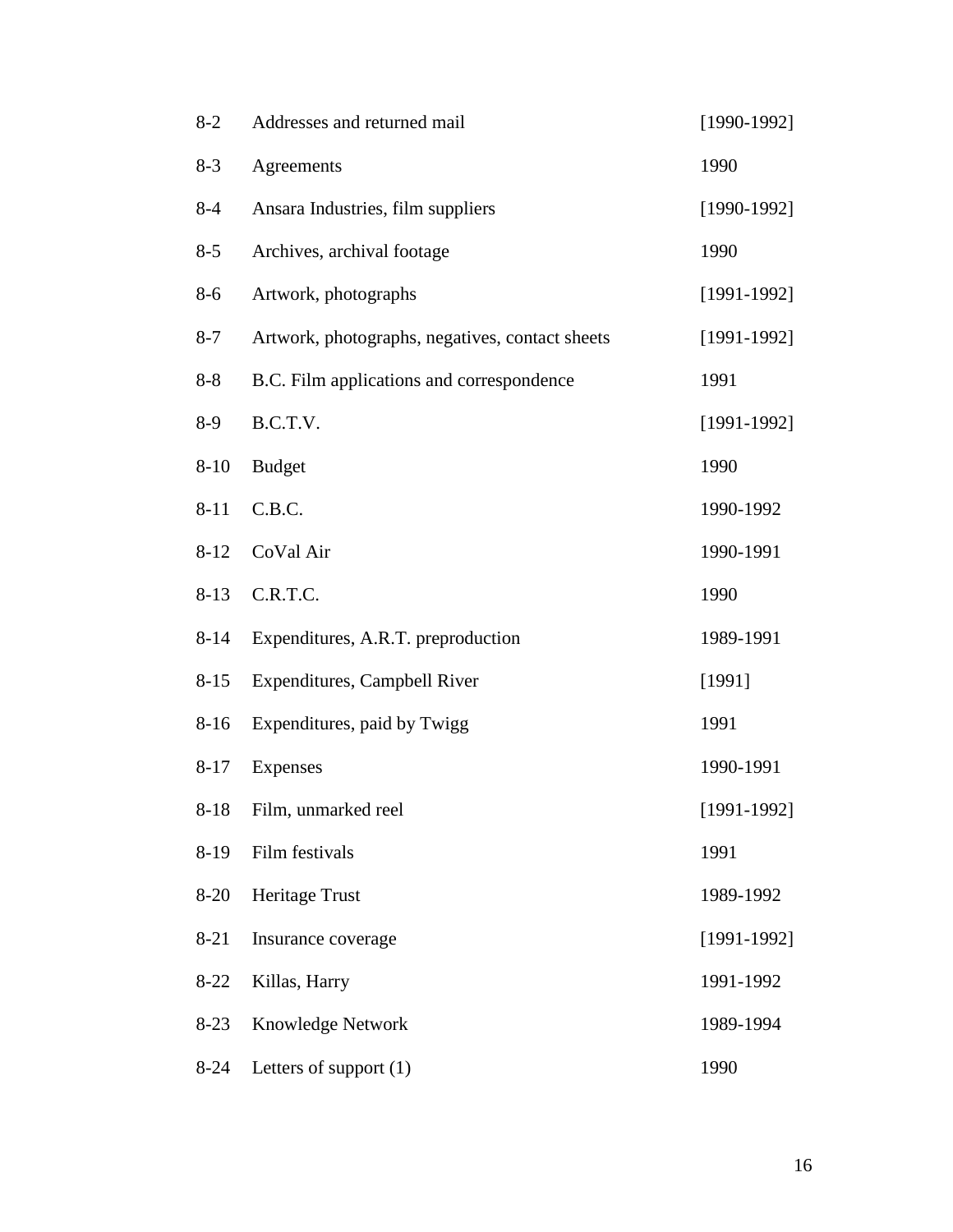| | | |
|---|---|---|
| 8-2 | Addresses and returned mail | [1990-1992] |
| 8-3 | Agreements | 1990 |
| 8-4 | Ansara Industries, film suppliers | [1990-1992] |
| 8-5 | Archives, archival footage | 1990 |
| 8-6 | Artwork, photographs | [1991-1992] |
| 8-7 | Artwork, photographs, negatives, contact sheets | [1991-1992] |
| 8-8 | B.C. Film applications and correspondence | 1991 |
| 8-9 | B.C.T.V. | [1991-1992] |
| 8-10 | Budget | 1990 |
| 8-11 | C.B.C. | 1990-1992 |
| 8-12 | CoVal Air | 1990-1991 |
| 8-13 | C.R.T.C. | 1990 |
| 8-14 | Expenditures, A.R.T. preproduction | 1989-1991 |
| 8-15 | Expenditures, Campbell River | [1991] |
| 8-16 | Expenditures, paid by Twigg | 1991 |
| 8-17 | Expenses | 1990-1991 |
| 8-18 | Film, unmarked reel | [1991-1992] |
| 8-19 | Film festivals | 1991 |
| 8-20 | Heritage Trust | 1989-1992 |
| 8-21 | Insurance coverage | [1991-1992] |
| 8-22 | Killas, Harry | 1991-1992 |
| 8-23 | Knowledge Network | 1989-1994 |
| 8-24 | Letters of support (1) | 1990 |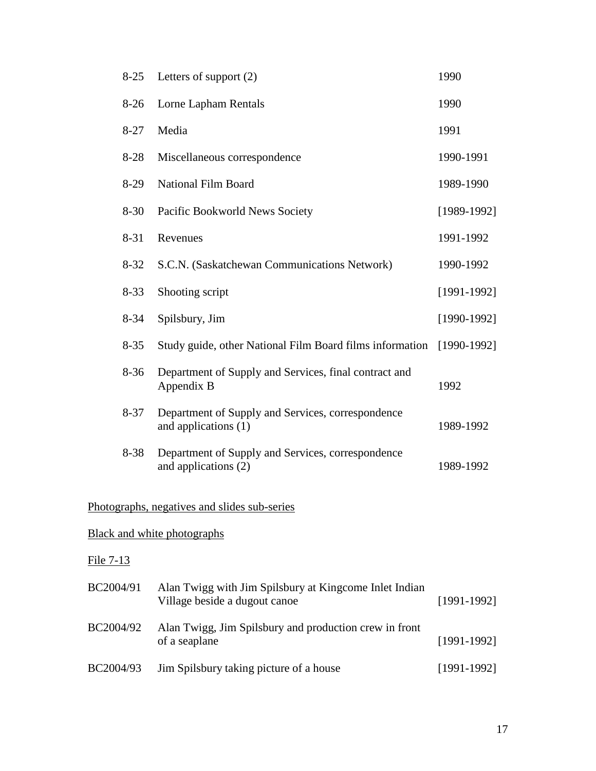| | | |
|---|---|---|
| 8-25 | Letters of support (2) | 1990 |
| 8-26 | Lorne Lapham Rentals | 1990 |
| 8-27 | Media | 1991 |
| 8-28 | Miscellaneous correspondence | 1990-1991 |
| 8-29 | National Film Board | 1989-1990 |
| 8-30 | Pacific Bookworld News Society | [1989-1992] |
| 8-31 | Revenues | 1991-1992 |
| 8-32 | S.C.N. (Saskatchewan Communications Network) | 1990-1992 |
| 8-33 | Shooting script | [1991-1992] |
| 8-34 | Spilsbury, Jim | [1990-1992] |
| 8-35 | Study guide, other National Film Board films information | [1990-1992] |
| 8-36 | Department of Supply and Services, final contract and Appendix B | 1992 |
| 8-37 | Department of Supply and Services, correspondence and applications (1) | 1989-1992 |
| 8-38 | Department of Supply and Services, correspondence and applications (2) | 1989-1992 |

<u>Photographs, negatives and slides sub-series</u>

<u>Black and white photographs</u>

<u>File 7-13</u>

| | | |
|---|---|---|
| BC2004/91 | Alan Twigg with Jim Spilsbury at Kingcome Inlet Indian Village beside a dugout canoe | [1991-1992] |
| BC2004/92 | Alan Twigg, Jim Spilsbury and production crew in front of a seaplane | [1991-1992] |
| BC2004/93 | Jim Spilsbury taking picture of a house | [1991-1992] |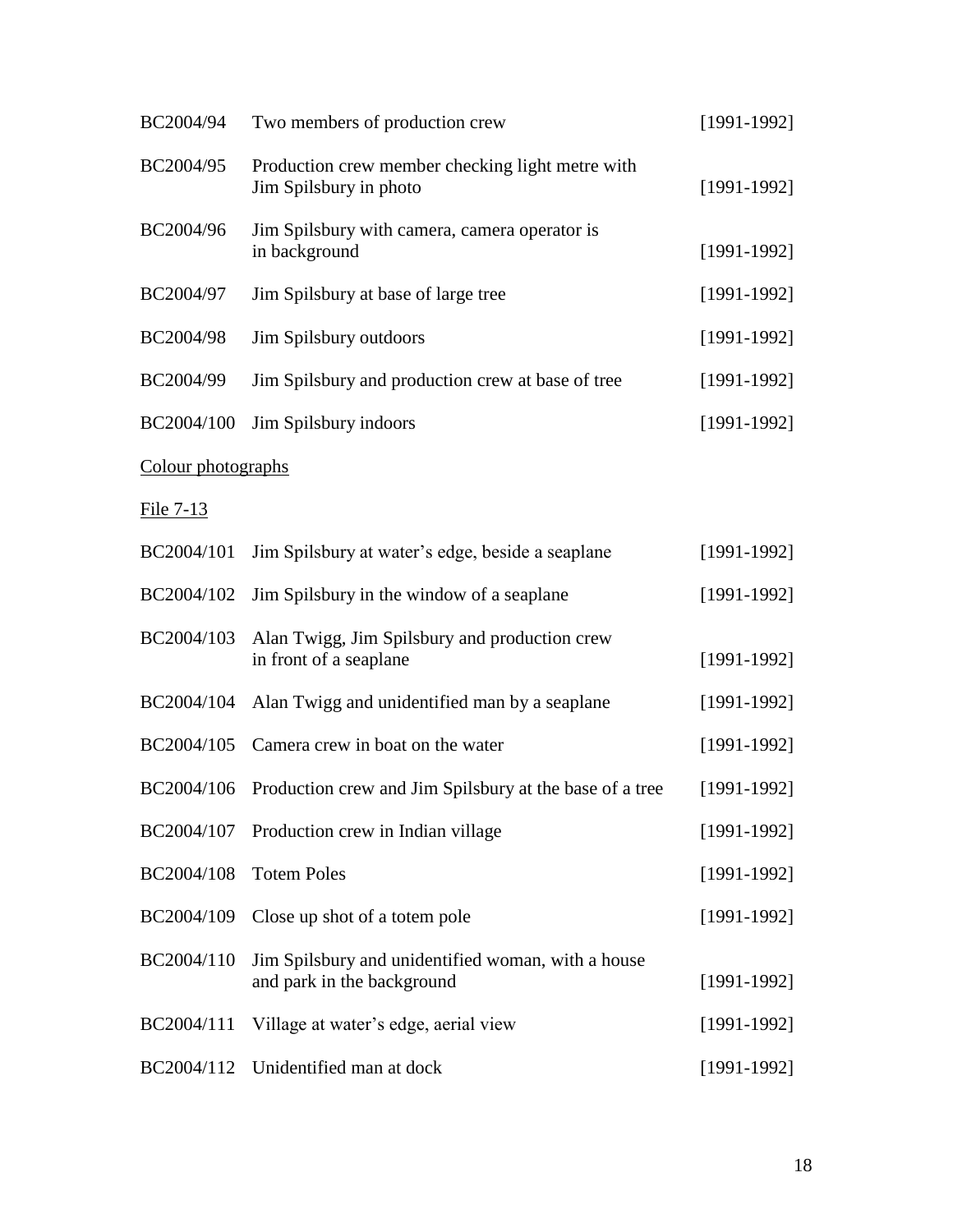| | | |
|---|---|---|
| BC2004/94 | Two members of production crew | [1991-1992] |
| BC2004/95 | Production crew member checking light metre with Jim Spilsbury in photo | [1991-1992] |
| BC2004/96 | Jim Spilsbury with camera, camera operator is in background | [1991-1992] |
| BC2004/97 | Jim Spilsbury at base of large tree | [1991-1992] |
| BC2004/98 | Jim Spilsbury outdoors | [1991-1992] |
| BC2004/99 | Jim Spilsbury and production crew at base of tree | [1991-1992] |
| BC2004/100 | Jim Spilsbury indoors | [1991-1992] |

<u>Colour photographs</u>

<u>File 7-13</u>

| | | |
|---|---|---|
| BC2004/101 | Jim Spilsbury at water's edge, beside a seaplane | [1991-1992] |
| BC2004/102 | Jim Spilsbury in the window of a seaplane | [1991-1992] |
| BC2004/103 | Alan Twigg, Jim Spilsbury and production crew in front of a seaplane | [1991-1992] |
| BC2004/104 | Alan Twigg and unidentified man by a seaplane | [1991-1992] |
| BC2004/105 | Camera crew in boat on the water | [1991-1992] |
| BC2004/106 | Production crew and Jim Spilsbury at the base of a tree | [1991-1992] |
| BC2004/107 | Production crew in Indian village | [1991-1992] |
| BC2004/108 | Totem Poles | [1991-1992] |
| BC2004/109 | Close up shot of a totem pole | [1991-1992] |
| BC2004/110 | Jim Spilsbury and unidentified woman, with a house and park in the background | [1991-1992] |
| BC2004/111 | Village at water's edge, aerial view | [1991-1992] |
| BC2004/112 | Unidentified man at dock | [1991-1992] |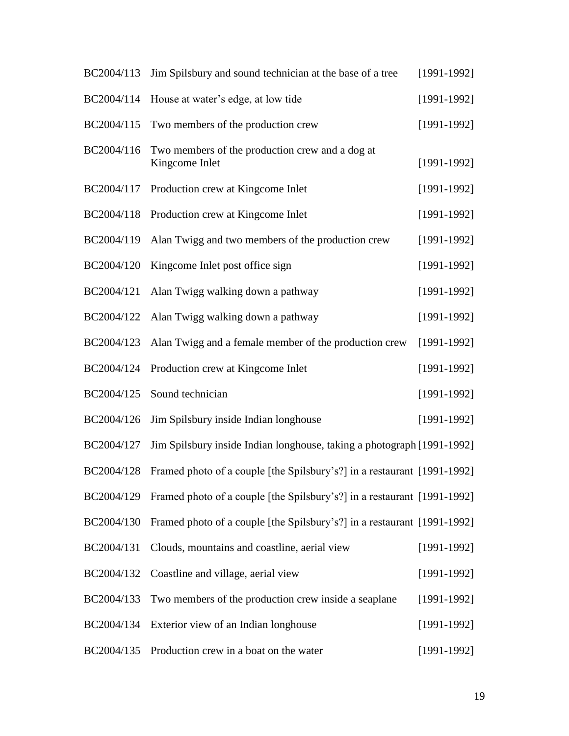| | | |
|---|---|---|
| BC2004/113 | Jim Spilsbury and sound technician at the base of a tree | [1991-1992] |
| BC2004/114 | House at water's edge, at low tide | [1991-1992] |
| BC2004/115 | Two members of the production crew | [1991-1992] |
| BC2004/116 | Two members of the production crew and a dog at Kingcome Inlet | [1991-1992] |
| BC2004/117 | Production crew at Kingcome Inlet | [1991-1992] |
| BC2004/118 | Production crew at Kingcome Inlet | [1991-1992] |
| BC2004/119 | Alan Twigg and two members of the production crew | [1991-1992] |
| BC2004/120 | Kingcome Inlet post office sign | [1991-1992] |
| BC2004/121 | Alan Twigg walking down a pathway | [1991-1992] |
| BC2004/122 | Alan Twigg walking down a pathway | [1991-1992] |
| BC2004/123 | Alan Twigg and a female member of the production crew | [1991-1992] |
| BC2004/124 | Production crew at Kingcome Inlet | [1991-1992] |
| BC2004/125 | Sound technician | [1991-1992] |
| BC2004/126 | Jim Spilsbury inside Indian longhouse | [1991-1992] |
| BC2004/127 | Jim Spilsbury inside Indian longhouse, taking a photograph | [1991-1992] |
| BC2004/128 | Framed photo of a couple [the Spilsbury's?] in a restaurant | [1991-1992] |
| BC2004/129 | Framed photo of a couple [the Spilsbury's?] in a restaurant | [1991-1992] |
| BC2004/130 | Framed photo of a couple [the Spilsbury's?] in a restaurant | [1991-1992] |
| BC2004/131 | Clouds, mountains and coastline, aerial view | [1991-1992] |
| BC2004/132 | Coastline and village, aerial view | [1991-1992] |
| BC2004/133 | Two members of the production crew inside a seaplane | [1991-1992] |
| BC2004/134 | Exterior view of an Indian longhouse | [1991-1992] |
| BC2004/135 | Production crew in a boat on the water | [1991-1992] |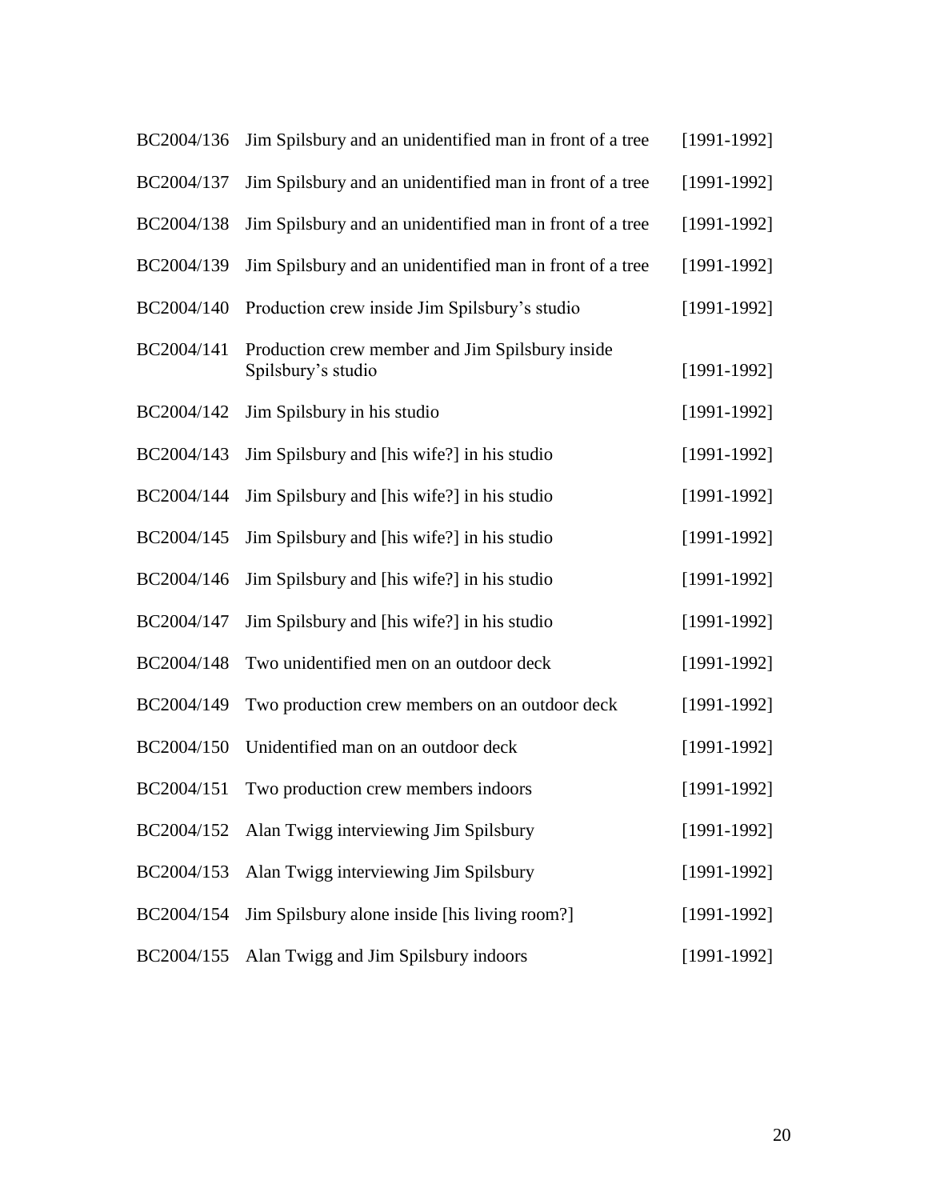| | | |
|---|---|---|
| BC2004/136 | Jim Spilsbury and an unidentified man in front of a tree | [1991-1992] |
| BC2004/137 | Jim Spilsbury and an unidentified man in front of a tree | [1991-1992] |
| BC2004/138 | Jim Spilsbury and an unidentified man in front of a tree | [1991-1992] |
| BC2004/139 | Jim Spilsbury and an unidentified man in front of a tree | [1991-1992] |
| BC2004/140 | Production crew inside Jim Spilsbury's studio | [1991-1992] |
| BC2004/141 | Production crew member and Jim Spilsbury inside Spilsbury's studio | [1991-1992] |
| BC2004/142 | Jim Spilsbury in his studio | [1991-1992] |
| BC2004/143 | Jim Spilsbury and [his wife?] in his studio | [1991-1992] |
| BC2004/144 | Jim Spilsbury and [his wife?] in his studio | [1991-1992] |
| BC2004/145 | Jim Spilsbury and [his wife?] in his studio | [1991-1992] |
| BC2004/146 | Jim Spilsbury and [his wife?] in his studio | [1991-1992] |
| BC2004/147 | Jim Spilsbury and [his wife?] in his studio | [1991-1992] |
| BC2004/148 | Two unidentified men on an outdoor deck | [1991-1992] |
| BC2004/149 | Two production crew members on an outdoor deck | [1991-1992] |
| BC2004/150 | Unidentified man on an outdoor deck | [1991-1992] |
| BC2004/151 | Two production crew members indoors | [1991-1992] |
| BC2004/152 | Alan Twigg interviewing Jim Spilsbury | [1991-1992] |
| BC2004/153 | Alan Twigg interviewing Jim Spilsbury | [1991-1992] |
| BC2004/154 | Jim Spilsbury alone inside [his living room?] | [1991-1992] |
| BC2004/155 | Alan Twigg and Jim Spilsbury indoors | [1991-1992] |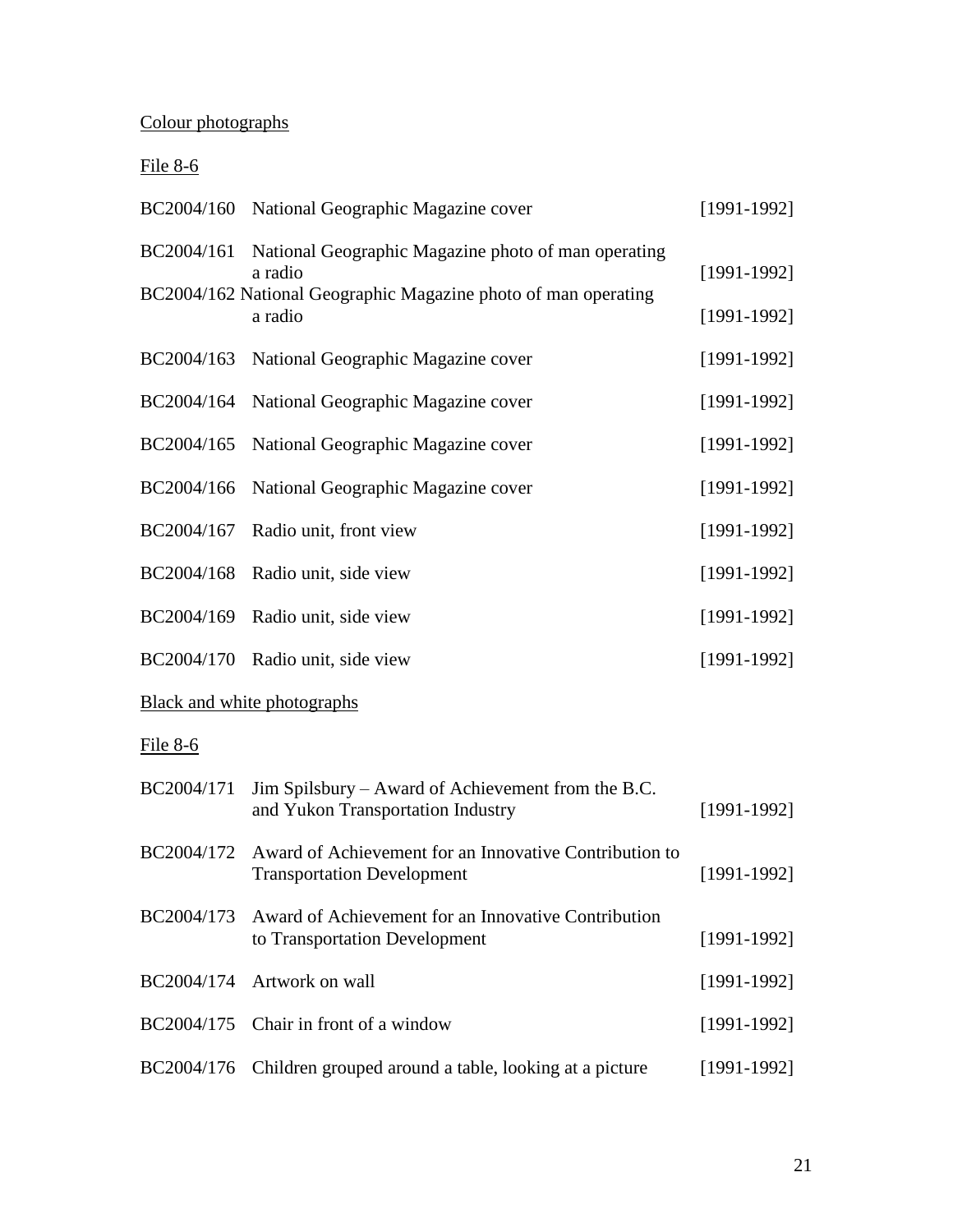Colour photographs

File 8-6

| | | |
|---|---|---|
| BC2004/160 | National Geographic Magazine cover | [1991-1992] |
| BC2004/161 | National Geographic Magazine photo of man operating a radio | [1991-1992] |
| BC2004/162 | National Geographic Magazine photo of man operating a radio | [1991-1992] |
| BC2004/163 | National Geographic Magazine cover | [1991-1992] |
| BC2004/164 | National Geographic Magazine cover | [1991-1992] |
| BC2004/165 | National Geographic Magazine cover | [1991-1992] |
| BC2004/166 | National Geographic Magazine cover | [1991-1992] |
| BC2004/167 | Radio unit, front view | [1991-1992] |
| BC2004/168 | Radio unit, side view | [1991-1992] |
| BC2004/169 | Radio unit, side view | [1991-1992] |
| BC2004/170 | Radio unit, side view | [1991-1992] |

Black and white photographs

File 8-6

| | | |
|---|---|---|
| BC2004/171 | Jim Spilsbury – Award of Achievement from the B.C. and Yukon Transportation Industry | [1991-1992] |
| BC2004/172 | Award of Achievement for an Innovative Contribution to Transportation Development | [1991-1992] |
| BC2004/173 | Award of Achievement for an Innovative Contribution to Transportation Development | [1991-1992] |
| BC2004/174 | Artwork on wall | [1991-1992] |
| BC2004/175 | Chair in front of a window | [1991-1992] |
| BC2004/176 | Children grouped around a table, looking at a picture | [1991-1992] |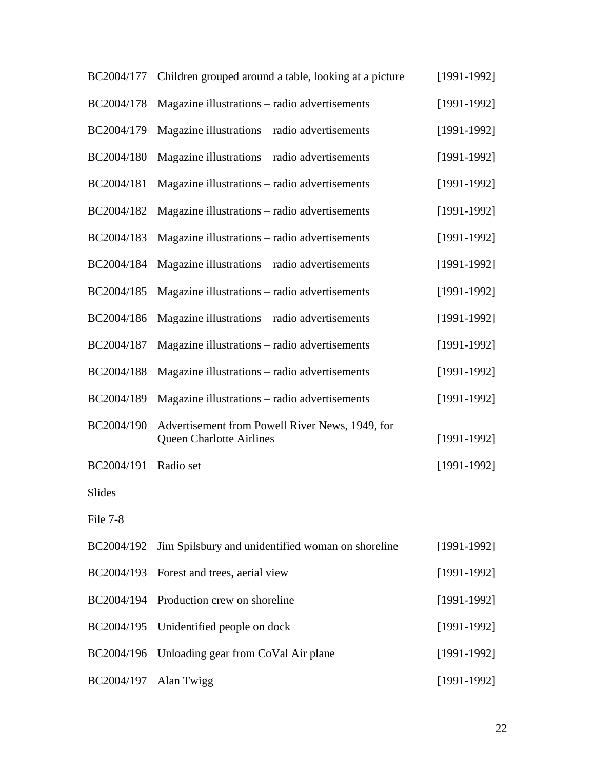| | | |
|---|---|---|
| BC2004/177 | Children grouped around a table, looking at a picture | [1991-1992] |
| BC2004/178 | Magazine illustrations – radio advertisements | [1991-1992] |
| BC2004/179 | Magazine illustrations – radio advertisements | [1991-1992] |
| BC2004/180 | Magazine illustrations – radio advertisements | [1991-1992] |
| BC2004/181 | Magazine illustrations – radio advertisements | [1991-1992] |
| BC2004/182 | Magazine illustrations – radio advertisements | [1991-1992] |
| BC2004/183 | Magazine illustrations – radio advertisements | [1991-1992] |
| BC2004/184 | Magazine illustrations – radio advertisements | [1991-1992] |
| BC2004/185 | Magazine illustrations – radio advertisements | [1991-1992] |
| BC2004/186 | Magazine illustrations – radio advertisements | [1991-1992] |
| BC2004/187 | Magazine illustrations – radio advertisements | [1991-1992] |
| BC2004/188 | Magazine illustrations – radio advertisements | [1991-1992] |
| BC2004/189 | Magazine illustrations – radio advertisements | [1991-1992] |
| BC2004/190 | Advertisement from Powell River News, 1949, for Queen Charlotte Airlines | [1991-1992] |
| BC2004/191 | Radio set | [1991-1992] |

<u>Slides</u>

<u>File 7-8</u>

| | | |
|---|---|---|
| BC2004/192 | Jim Spilsbury and unidentified woman on shoreline | [1991-1992] |
| BC2004/193 | Forest and trees, aerial view | [1991-1992] |
| BC2004/194 | Production crew on shoreline | [1991-1992] |
| BC2004/195 | Unidentified people on dock | [1991-1992] |
| BC2004/196 | Unloading gear from CoVal Air plane | [1991-1992] |
| BC2004/197 | Alan Twigg | [1991-1992] |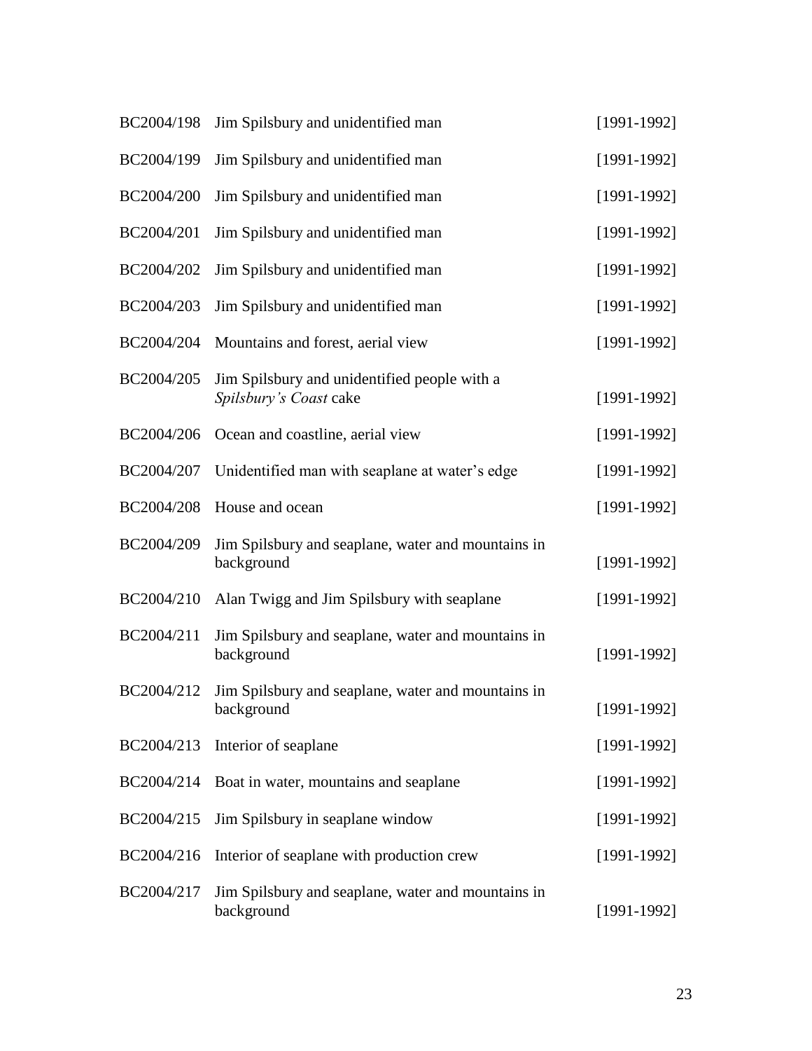| | | |
|---|---|---|
| BC2004/198 | Jim Spilsbury and unidentified man | [1991-1992] |
| BC2004/199 | Jim Spilsbury and unidentified man | [1991-1992] |
| BC2004/200 | Jim Spilsbury and unidentified man | [1991-1992] |
| BC2004/201 | Jim Spilsbury and unidentified man | [1991-1992] |
| BC2004/202 | Jim Spilsbury and unidentified man | [1991-1992] |
| BC2004/203 | Jim Spilsbury and unidentified man | [1991-1992] |
| BC2004/204 | Mountains and forest, aerial view | [1991-1992] |
| BC2004/205 | Jim Spilsbury and unidentified people with a *Spilsbury's Coast* cake | [1991-1992] |
| BC2004/206 | Ocean and coastline, aerial view | [1991-1992] |
| BC2004/207 | Unidentified man with seaplane at water's edge | [1991-1992] |
| BC2004/208 | House and ocean | [1991-1992] |
| BC2004/209 | Jim Spilsbury and seaplane, water and mountains in background | [1991-1992] |
| BC2004/210 | Alan Twigg and Jim Spilsbury with seaplane | [1991-1992] |
| BC2004/211 | Jim Spilsbury and seaplane, water and mountains in background | [1991-1992] |
| BC2004/212 | Jim Spilsbury and seaplane, water and mountains in background | [1991-1992] |
| BC2004/213 | Interior of seaplane | [1991-1992] |
| BC2004/214 | Boat in water, mountains and seaplane | [1991-1992] |
| BC2004/215 | Jim Spilsbury in seaplane window | [1991-1992] |
| BC2004/216 | Interior of seaplane with production crew | [1991-1992] |
| BC2004/217 | Jim Spilsbury and seaplane, water and mountains in background | [1991-1992] |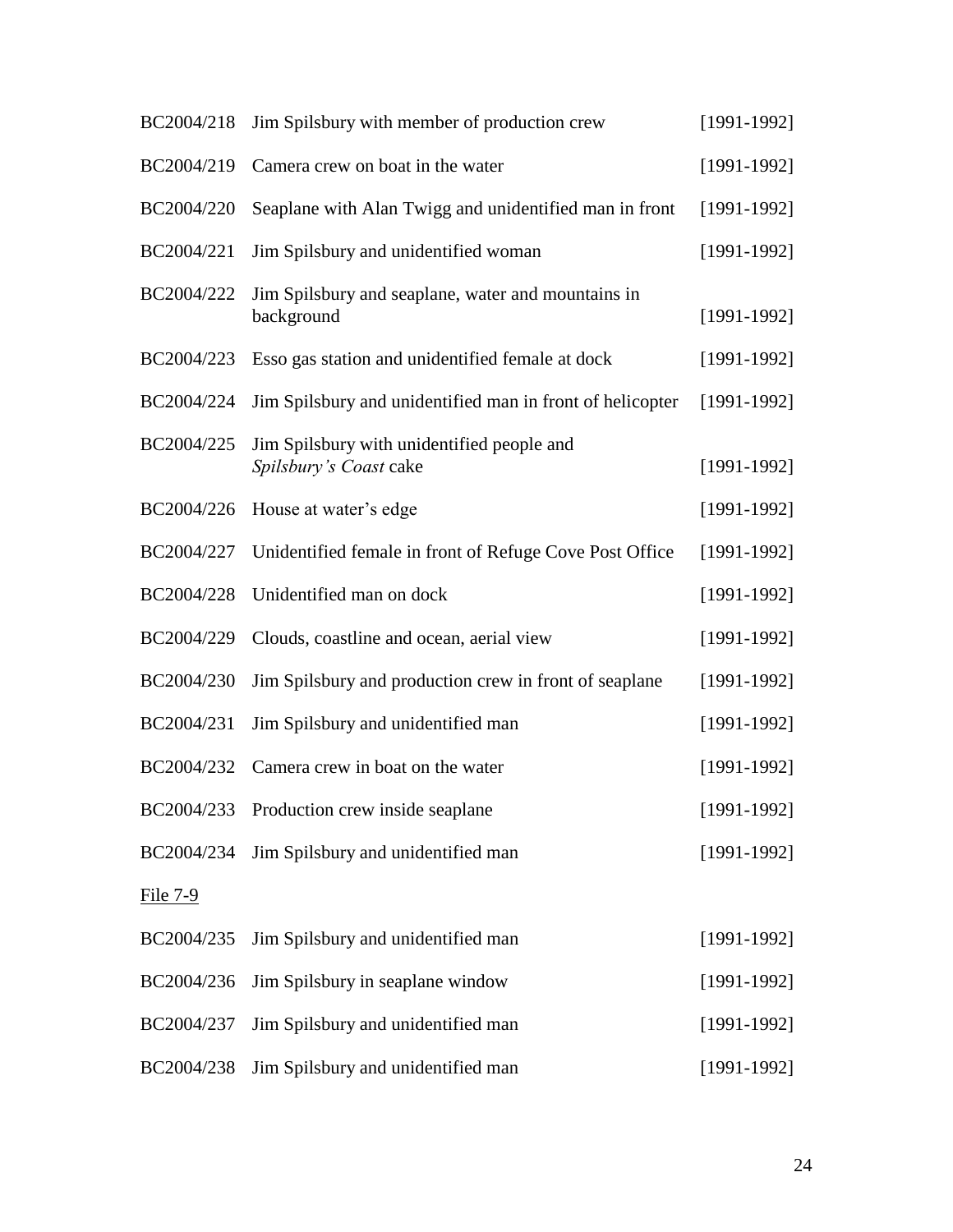| | | |
|---|---|---|
| BC2004/218 | Jim Spilsbury with member of production crew | [1991-1992] |
| BC2004/219 | Camera crew on boat in the water | [1991-1992] |
| BC2004/220 | Seaplane with Alan Twigg and unidentified man in front | [1991-1992] |
| BC2004/221 | Jim Spilsbury and unidentified woman | [1991-1992] |
| BC2004/222 | Jim Spilsbury and seaplane, water and mountains in background | [1991-1992] |
| BC2004/223 | Esso gas station and unidentified female at dock | [1991-1992] |
| BC2004/224 | Jim Spilsbury and unidentified man in front of helicopter | [1991-1992] |
| BC2004/225 | Jim Spilsbury with unidentified people and *Spilsbury's Coast* cake | [1991-1992] |
| BC2004/226 | House at water's edge | [1991-1992] |
| BC2004/227 | Unidentified female in front of Refuge Cove Post Office | [1991-1992] |
| BC2004/228 | Unidentified man on dock | [1991-1992] |
| BC2004/229 | Clouds, coastline and ocean, aerial view | [1991-1992] |
| BC2004/230 | Jim Spilsbury and production crew in front of seaplane | [1991-1992] |
| BC2004/231 | Jim Spilsbury and unidentified man | [1991-1992] |
| BC2004/232 | Camera crew in boat on the water | [1991-1992] |
| BC2004/233 | Production crew inside seaplane | [1991-1992] |
| BC2004/234 | Jim Spilsbury and unidentified man | [1991-1992] |

File 7-9

| | | |
|---|---|---|
| BC2004/235 | Jim Spilsbury and unidentified man | [1991-1992] |
| BC2004/236 | Jim Spilsbury in seaplane window | [1991-1992] |
| BC2004/237 | Jim Spilsbury and unidentified man | [1991-1992] |
| BC2004/238 | Jim Spilsbury and unidentified man | [1991-1992] |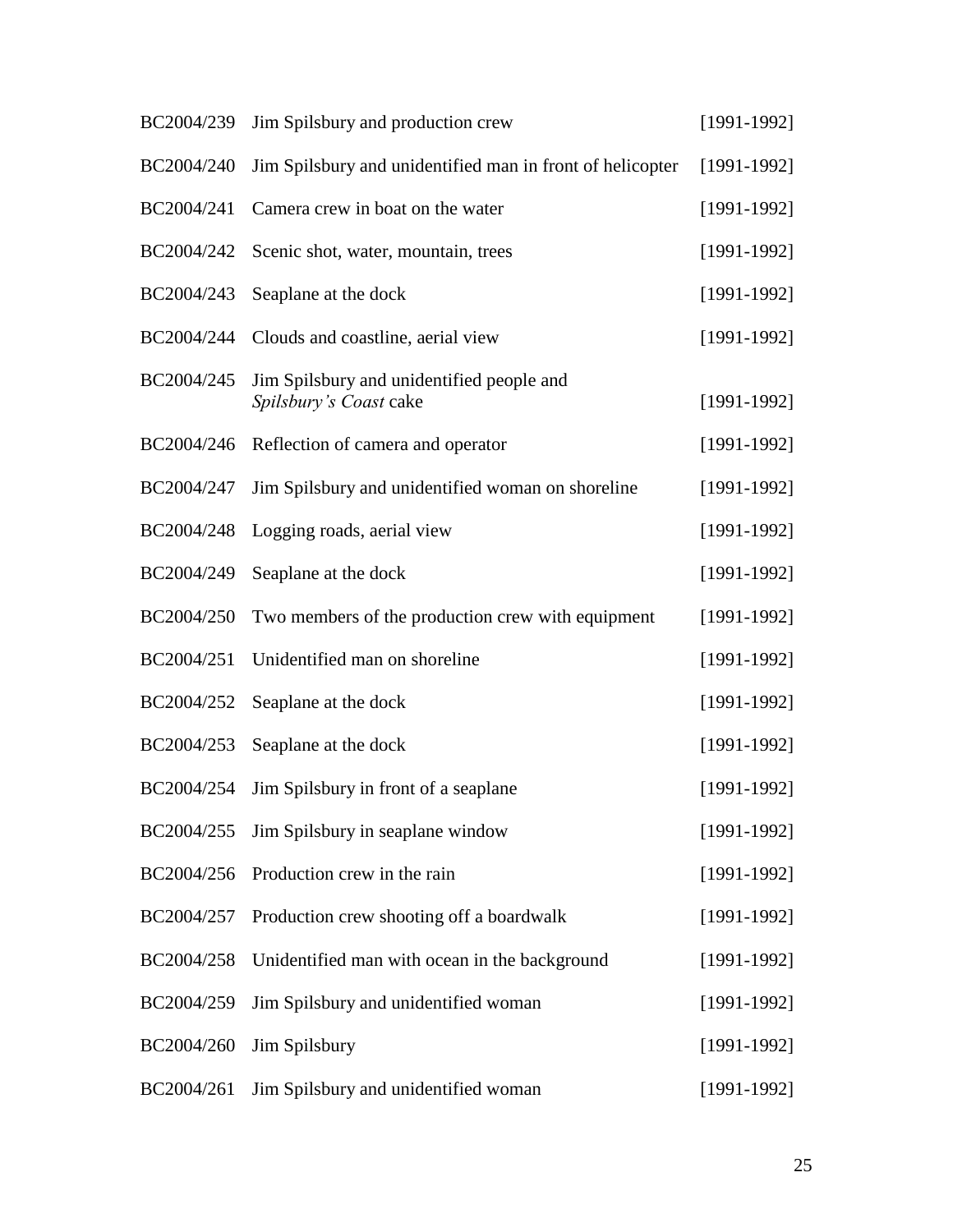| | | |
|---|---|---|
| BC2004/239 | Jim Spilsbury and production crew | [1991-1992] |
| BC2004/240 | Jim Spilsbury and unidentified man in front of helicopter | [1991-1992] |
| BC2004/241 | Camera crew in boat on the water | [1991-1992] |
| BC2004/242 | Scenic shot, water, mountain, trees | [1991-1992] |
| BC2004/243 | Seaplane at the dock | [1991-1992] |
| BC2004/244 | Clouds and coastline, aerial view | [1991-1992] |
| BC2004/245 | Jim Spilsbury and unidentified people and *Spilsbury's Coast* cake | [1991-1992] |
| BC2004/246 | Reflection of camera and operator | [1991-1992] |
| BC2004/247 | Jim Spilsbury and unidentified woman on shoreline | [1991-1992] |
| BC2004/248 | Logging roads, aerial view | [1991-1992] |
| BC2004/249 | Seaplane at the dock | [1991-1992] |
| BC2004/250 | Two members of the production crew with equipment | [1991-1992] |
| BC2004/251 | Unidentified man on shoreline | [1991-1992] |
| BC2004/252 | Seaplane at the dock | [1991-1992] |
| BC2004/253 | Seaplane at the dock | [1991-1992] |
| BC2004/254 | Jim Spilsbury in front of a seaplane | [1991-1992] |
| BC2004/255 | Jim Spilsbury in seaplane window | [1991-1992] |
| BC2004/256 | Production crew in the rain | [1991-1992] |
| BC2004/257 | Production crew shooting off a boardwalk | [1991-1992] |
| BC2004/258 | Unidentified man with ocean in the background | [1991-1992] |
| BC2004/259 | Jim Spilsbury and unidentified woman | [1991-1992] |
| BC2004/260 | Jim Spilsbury | [1991-1992] |
| BC2004/261 | Jim Spilsbury and unidentified woman | [1991-1992] |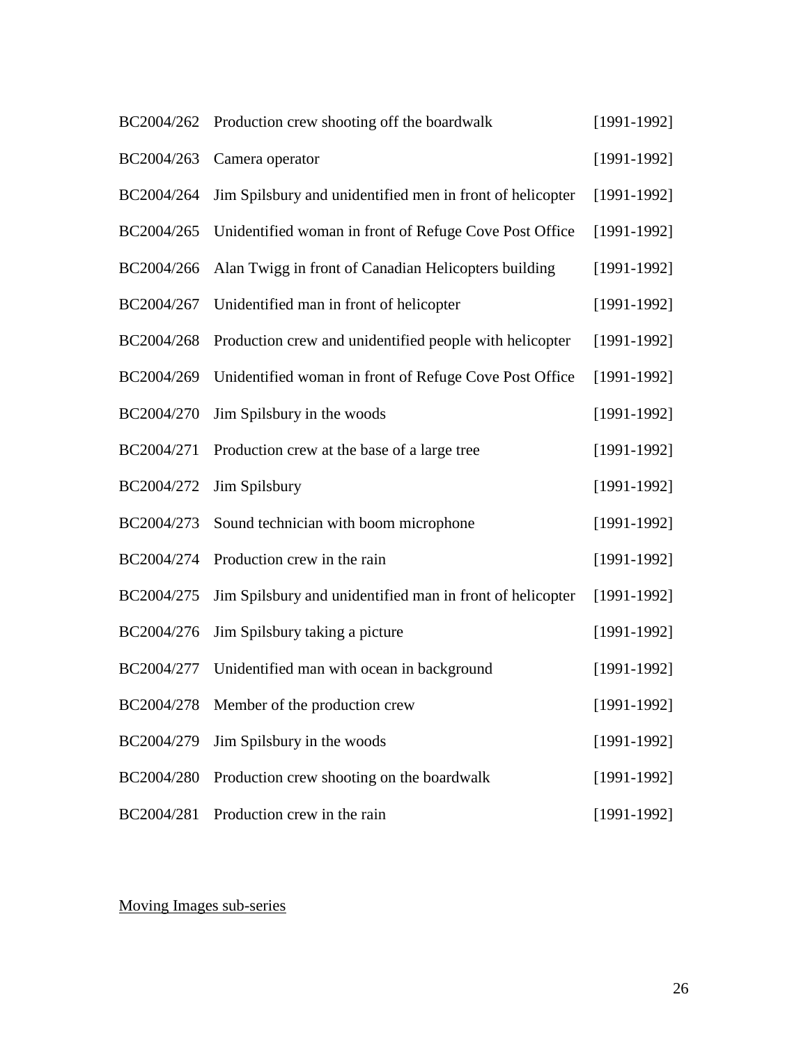| | | |
|---|---|---|
| BC2004/262 | Production crew shooting off the boardwalk | [1991-1992] |
| BC2004/263 | Camera operator | [1991-1992] |
| BC2004/264 | Jim Spilsbury and unidentified men in front of helicopter | [1991-1992] |
| BC2004/265 | Unidentified woman in front of Refuge Cove Post Office | [1991-1992] |
| BC2004/266 | Alan Twigg in front of Canadian Helicopters building | [1991-1992] |
| BC2004/267 | Unidentified man in front of helicopter | [1991-1992] |
| BC2004/268 | Production crew and unidentified people with helicopter | [1991-1992] |
| BC2004/269 | Unidentified woman in front of Refuge Cove Post Office | [1991-1992] |
| BC2004/270 | Jim Spilsbury in the woods | [1991-1992] |
| BC2004/271 | Production crew at the base of a large tree | [1991-1992] |
| BC2004/272 | Jim Spilsbury | [1991-1992] |
| BC2004/273 | Sound technician with boom microphone | [1991-1992] |
| BC2004/274 | Production crew in the rain | [1991-1992] |
| BC2004/275 | Jim Spilsbury and unidentified man in front of helicopter | [1991-1992] |
| BC2004/276 | Jim Spilsbury taking a picture | [1991-1992] |
| BC2004/277 | Unidentified man with ocean in background | [1991-1992] |
| BC2004/278 | Member of the production crew | [1991-1992] |
| BC2004/279 | Jim Spilsbury in the woods | [1991-1992] |
| BC2004/280 | Production crew shooting on the boardwalk | [1991-1992] |
| BC2004/281 | Production crew in the rain | [1991-1992] |

Moving Images sub-series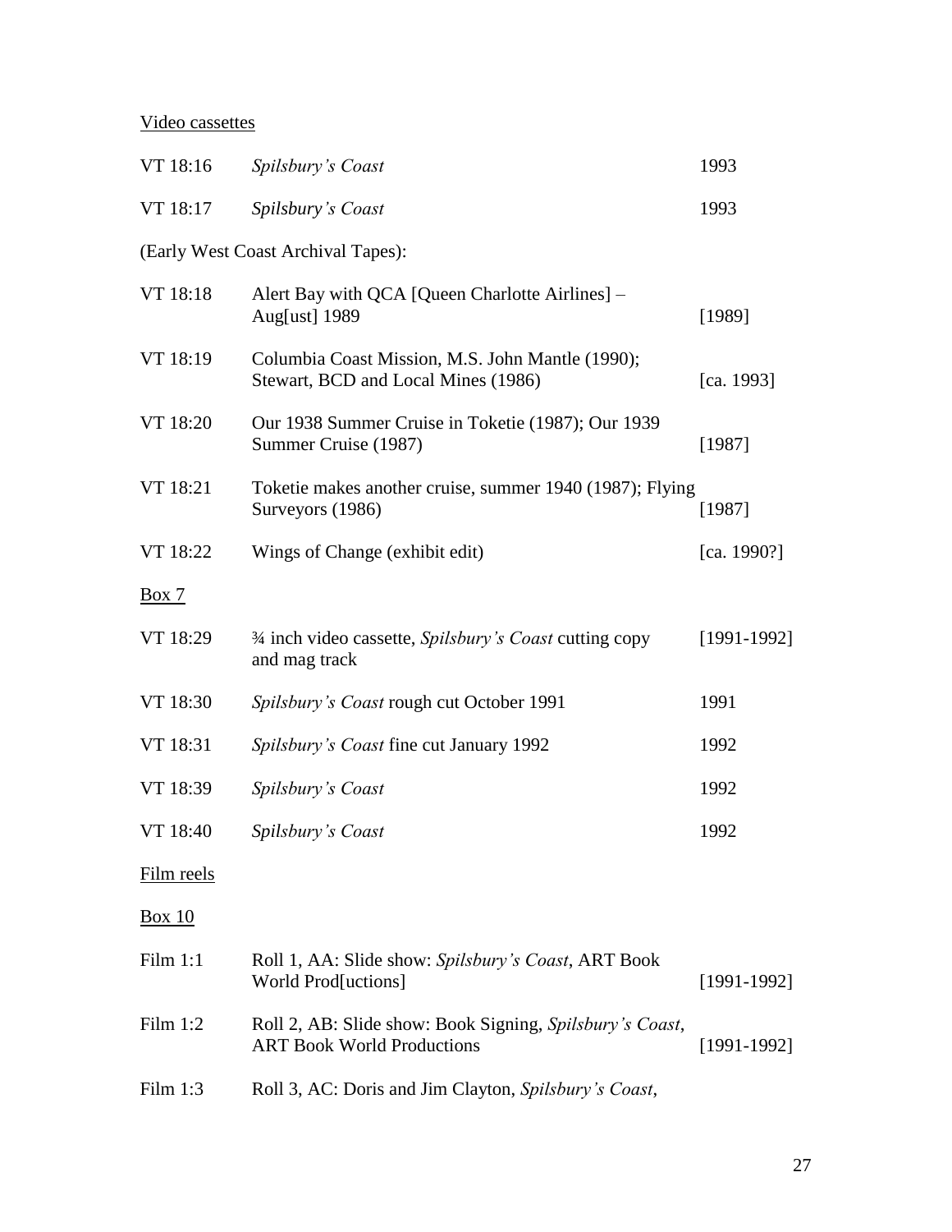Video cassettes

| | | |
|---|---|---|
| VT 18:16 | *Spilsbury's Coast* | 1993 |
| VT 18:17 | *Spilsbury's Coast* | 1993 |

(Early West Coast Archival Tapes):

| | | |
|---|---|---|
| VT 18:18 | Alert Bay with QCA [Queen Charlotte Airlines] – Aug[ust] 1989 | [1989] |
| VT 18:19 | Columbia Coast Mission, M.S. John Mantle (1990); Stewart, BCD and Local Mines (1986) | [ca. 1993] |
| VT 18:20 | Our 1938 Summer Cruise in Toketie (1987); Our 1939 Summer Cruise (1987) | [1987] |
| VT 18:21 | Toketie makes another cruise, summer 1940 (1987); Flying Surveyors (1986) | [1987] |
| VT 18:22 | Wings of Change (exhibit edit) | [ca. 1990?] |

Box 7

| | | |
|---|---|---|
| VT 18:29 | ¾ inch video cassette, *Spilsbury's Coast* cutting copy and mag track | [1991-1992] |
| VT 18:30 | *Spilsbury's Coast* rough cut October 1991 | 1991 |
| VT 18:31 | *Spilsbury's Coast* fine cut January 1992 | 1992 |
| VT 18:39 | *Spilsbury's Coast* | 1992 |
| VT 18:40 | *Spilsbury's Coast* | 1992 |

Film reels

Box 10

| | | |
|---|---|---|
| Film 1:1 | Roll 1, AA: Slide show: *Spilsbury's Coast*, ART Book World Prod[uctions] | [1991-1992] |
| Film 1:2 | Roll 2, AB: Slide show: Book Signing, *Spilsbury's Coast*, ART Book World Productions | [1991-1992] |
| Film 1:3 | Roll 3, AC: Doris and Jim Clayton, *Spilsbury's Coast*, | |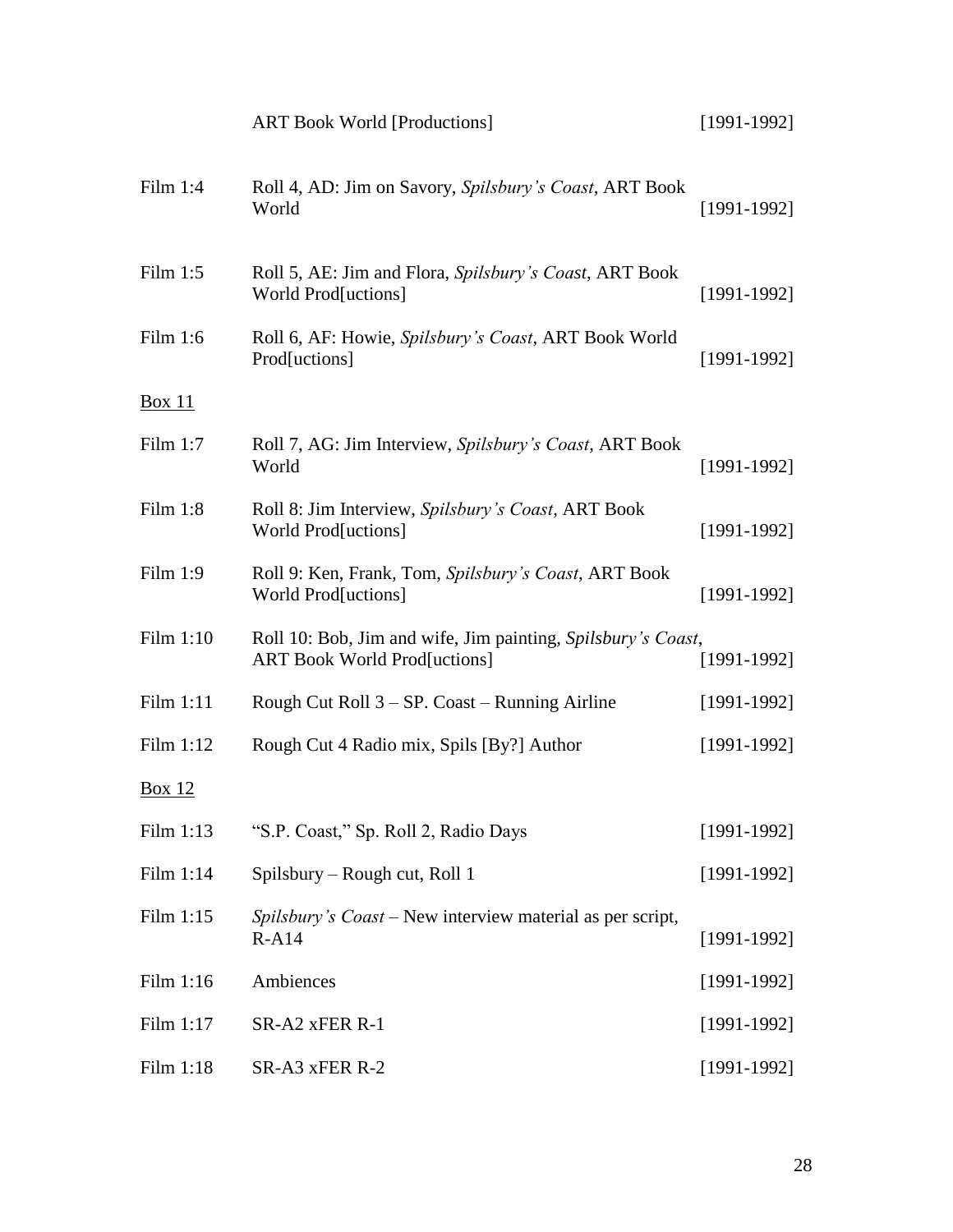| | | |
|---|---|---|
| | ART Book World [Productions] | [1991-1992] |
| Film 1:4 | Roll 4, AD: Jim on Savory, *Spilsbury's Coast*, ART Book World | [1991-1992] |
| Film 1:5 | Roll 5, AE: Jim and Flora, *Spilsbury's Coast*, ART Book World Prod[uctions] | [1991-1992] |
| Film 1:6 | Roll 6, AF: Howie, *Spilsbury's Coast*, ART Book World Prod[uctions] | [1991-1992] |

Box 11

| | | |
|---|---|---|
| Film 1:7 | Roll 7, AG: Jim Interview, *Spilsbury's Coast*, ART Book World | [1991-1992] |
| Film 1:8 | Roll 8: Jim Interview, *Spilsbury's Coast*, ART Book World Prod[uctions] | [1991-1992] |
| Film 1:9 | Roll 9: Ken, Frank, Tom, *Spilsbury's Coast*, ART Book World Prod[uctions] | [1991-1992] |
| Film 1:10 | Roll 10: Bob, Jim and wife, Jim painting, *Spilsbury's Coast*, ART Book World Prod[uctions] | [1991-1992] |
| Film 1:11 | Rough Cut Roll 3 – SP. Coast – Running Airline | [1991-1992] |
| Film 1:12 | Rough Cut 4 Radio mix, Spils [By?] Author | [1991-1992] |

Box 12

| | | |
|---|---|---|
| Film 1:13 | "S.P. Coast," Sp. Roll 2, Radio Days | [1991-1992] |
| Film 1:14 | Spilsbury – Rough cut, Roll 1 | [1991-1992] |
| Film 1:15 | *Spilsbury's Coast* – New interview material as per script, R-A14 | [1991-1992] |
| Film 1:16 | Ambiences | [1991-1992] |
| Film 1:17 | SR-A2 xFER R-1 | [1991-1992] |
| Film 1:18 | SR-A3 xFER R-2 | [1991-1992] |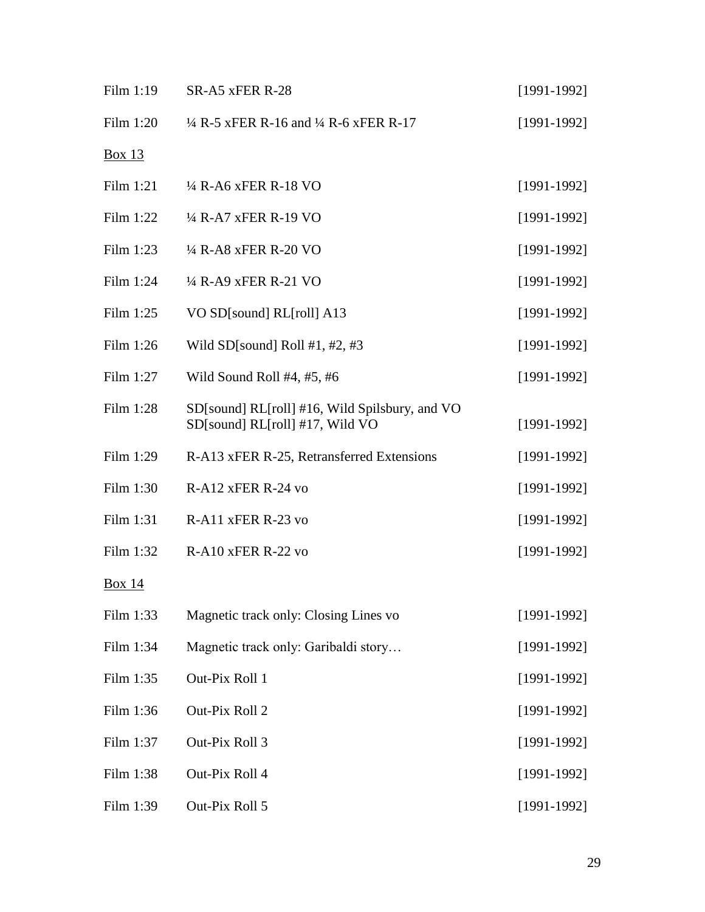Film 1:19 SR-A5 xFER R-28 [1991-1992]

Film 1:20 ¼ R-5 xFER R-16 and ¼ R-6 xFER R-17 [1991-1992]

<u>Box 13</u>

Film 1:21 ¼ R-A6 xFER R-18 VO [1991-1992]

Film 1:22 ¼ R-A7 xFER R-19 VO [1991-1992]

Film 1:23 ¼ R-A8 xFER R-20 VO [1991-1992]

Film 1:24 ¼ R-A9 xFER R-21 VO [1991-1992]

Film 1:25 VO SD[sound] RL[roll] A13 [1991-1992]

Film 1:26 Wild SD[sound] Roll #1, #2, #3 [1991-1992]

Film 1:27 Wild Sound Roll #4, #5, #6 [1991-1992]

Film 1:28 SD[sound] RL[roll] #16, Wild Spilsbury, and VO SD[sound] RL[roll] #17, Wild VO [1991-1992]

Film 1:29 R-A13 xFER R-25, Retransferred Extensions [1991-1992]

Film 1:30 R-A12 xFER R-24 vo [1991-1992]

Film 1:31 R-A11 xFER R-23 vo [1991-1992]

Film 1:32 R-A10 xFER R-22 vo [1991-1992]

<u>Box 14</u>

Film 1:33 Magnetic track only: Closing Lines vo [1991-1992]

Film 1:34 Magnetic track only: Garibaldi story… [1991-1992]

Film 1:35 Out-Pix Roll 1 [1991-1992]

Film 1:36 Out-Pix Roll 2 [1991-1992]

Film 1:37 Out-Pix Roll 3 [1991-1992]

Film 1:38 Out-Pix Roll 4 [1991-1992]

Film 1:39 Out-Pix Roll 5 [1991-1992]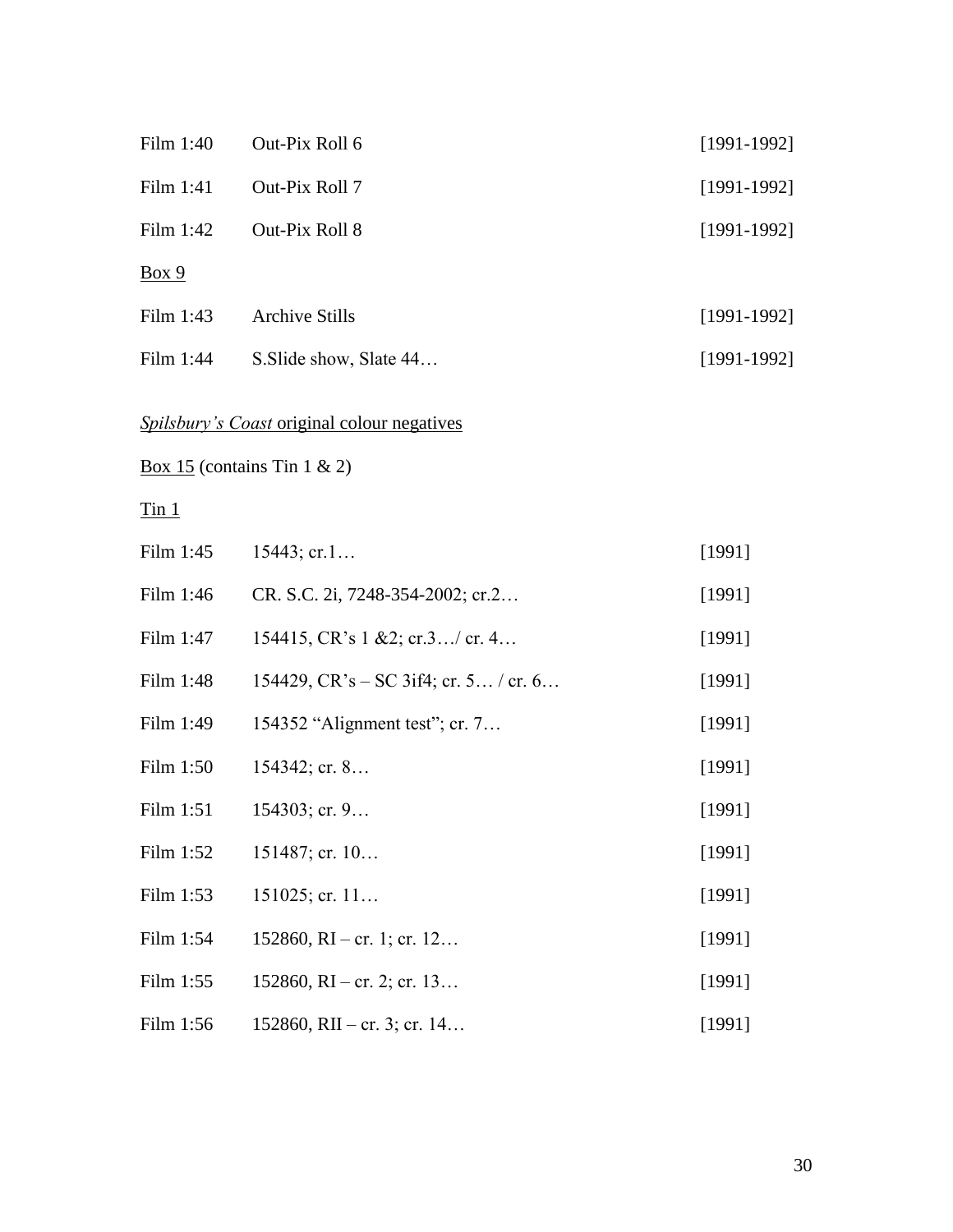| | | |
|---|---|---|
| Film 1:40 | Out-Pix Roll 6 | [1991-1992] |
| Film 1:41 | Out-Pix Roll 7 | [1991-1992] |
| Film 1:42 | Out-Pix Roll 8 | [1991-1992] |

Box 9

| | | |
|---|---|---|
| Film 1:43 | Archive Stills | [1991-1992] |
| Film 1:44 | S.Slide show, Slate 44… | [1991-1992] |

*Spilsbury's Coast* original colour negatives

Box 15 (contains Tin 1 & 2)

Tin 1

| | | |
|---|---|---|
| Film 1:45 | 15443; cr.1… | [1991] |
| Film 1:46 | CR. S.C. 2i, 7248-354-2002; cr.2… | [1991] |
| Film 1:47 | 154415, CR's 1 &2; cr.3…/ cr. 4… | [1991] |
| Film 1:48 | 154429, CR's – SC 3if4; cr. 5… / cr. 6… | [1991] |
| Film 1:49 | 154352 "Alignment test"; cr. 7… | [1991] |
| Film 1:50 | 154342; cr. 8… | [1991] |
| Film 1:51 | 154303; cr. 9… | [1991] |
| Film 1:52 | 151487; cr. 10… | [1991] |
| Film 1:53 | 151025; cr. 11… | [1991] |
| Film 1:54 | 152860, RI – cr. 1; cr. 12… | [1991] |
| Film 1:55 | 152860, RI – cr. 2; cr. 13… | [1991] |
| Film 1:56 | 152860, RII – cr. 3; cr. 14… | [1991] |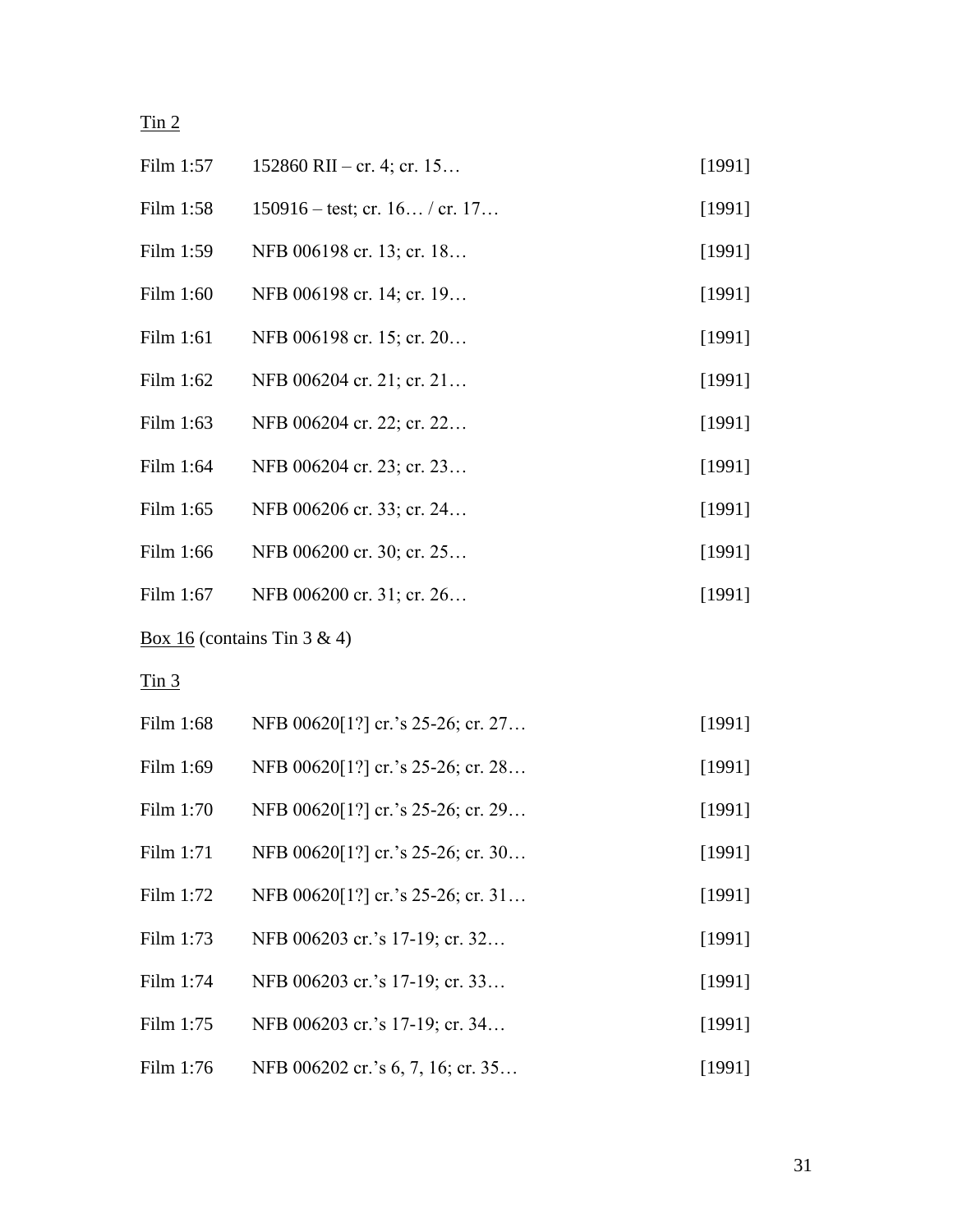Tin 2

| | | |
|---|---|---|
| Film 1:57 | 152860 RII – cr. 4; cr. 15… | [1991] |
| Film 1:58 | 150916 – test; cr. 16… / cr. 17… | [1991] |
| Film 1:59 | NFB 006198 cr. 13; cr. 18… | [1991] |
| Film 1:60 | NFB 006198 cr. 14; cr. 19… | [1991] |
| Film 1:61 | NFB 006198 cr. 15; cr. 20… | [1991] |
| Film 1:62 | NFB 006204 cr. 21; cr. 21… | [1991] |
| Film 1:63 | NFB 006204 cr. 22; cr. 22… | [1991] |
| Film 1:64 | NFB 006204 cr. 23; cr. 23… | [1991] |
| Film 1:65 | NFB 006206 cr. 33; cr. 24… | [1991] |
| Film 1:66 | NFB 006200 cr. 30; cr. 25… | [1991] |
| Film 1:67 | NFB 006200 cr. 31; cr. 26… | [1991] |

Box 16 (contains Tin 3 & 4)

Tin 3

| | | |
|---|---|---|
| Film 1:68 | NFB 00620[1?] cr.'s 25-26; cr. 27… | [1991] |
| Film 1:69 | NFB 00620[1?] cr.'s 25-26; cr. 28… | [1991] |
| Film 1:70 | NFB 00620[1?] cr.'s 25-26; cr. 29… | [1991] |
| Film 1:71 | NFB 00620[1?] cr.'s 25-26; cr. 30… | [1991] |
| Film 1:72 | NFB 00620[1?] cr.'s 25-26; cr. 31… | [1991] |
| Film 1:73 | NFB 006203 cr.'s 17-19; cr. 32… | [1991] |
| Film 1:74 | NFB 006203 cr.'s 17-19; cr. 33… | [1991] |
| Film 1:75 | NFB 006203 cr.'s 17-19; cr. 34… | [1991] |
| Film 1:76 | NFB 006202 cr.'s 6, 7, 16; cr. 35… | [1991] |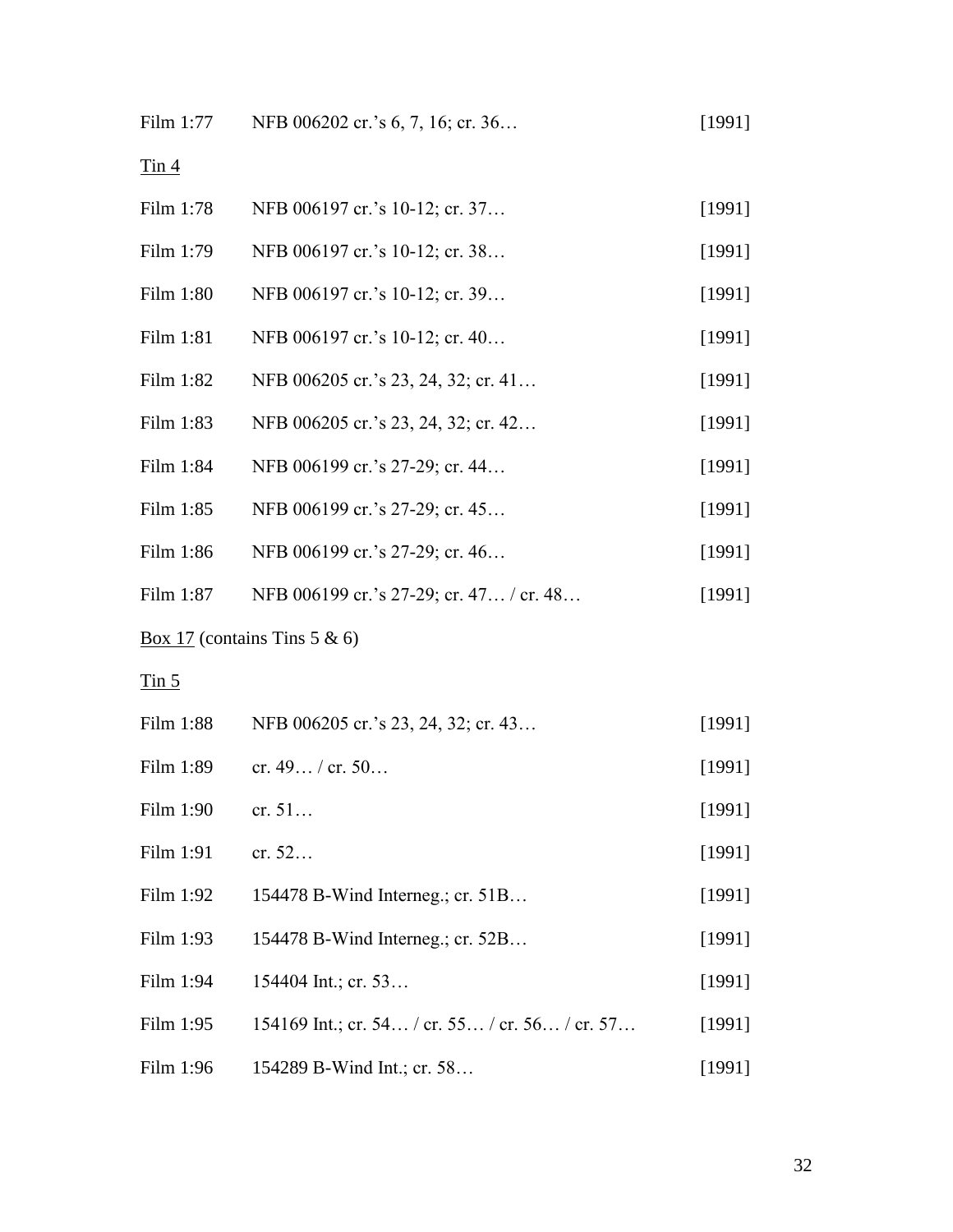Film 1:77 NFB 006202 cr.'s 6, 7, 16; cr. 36… [1991]

<u>Tin 4</u>

Film 1:78 NFB 006197 cr.'s 10-12; cr. 37… [1991]

Film 1:79 NFB 006197 cr.'s 10-12; cr. 38… [1991]

Film 1:80 NFB 006197 cr.'s 10-12; cr. 39… [1991]

Film 1:81 NFB 006197 cr.'s 10-12; cr. 40… [1991]

Film 1:82 NFB 006205 cr.'s 23, 24, 32; cr. 41… [1991]

Film 1:83 NFB 006205 cr.'s 23, 24, 32; cr. 42… [1991]

Film 1:84 NFB 006199 cr.'s 27-29; cr. 44… [1991]

Film 1:85 NFB 006199 cr.'s 27-29; cr. 45… [1991]

Film 1:86 NFB 006199 cr.'s 27-29; cr. 46… [1991]

Film 1:87 NFB 006199 cr.'s 27-29; cr. 47… / cr. 48… [1991]

<u>Box 17</u> (contains Tins 5 & 6)

<u>Tin 5</u>

Film 1:88 NFB 006205 cr.'s 23, 24, 32; cr. 43… [1991]

Film 1:89 cr. 49… / cr. 50… [1991]

Film 1:90 cr. 51… [1991]

Film 1:91 cr. 52… [1991]

Film 1:92 154478 B-Wind Interneg.; cr. 51B… [1991]

Film 1:93 154478 B-Wind Interneg.; cr. 52B… [1991]

Film 1:94 154404 Int.; cr. 53… [1991]

Film 1:95 154169 Int.; cr. 54… / cr. 55… / cr. 56… / cr. 57… [1991]

Film 1:96 154289 B-Wind Int.; cr. 58… [1991]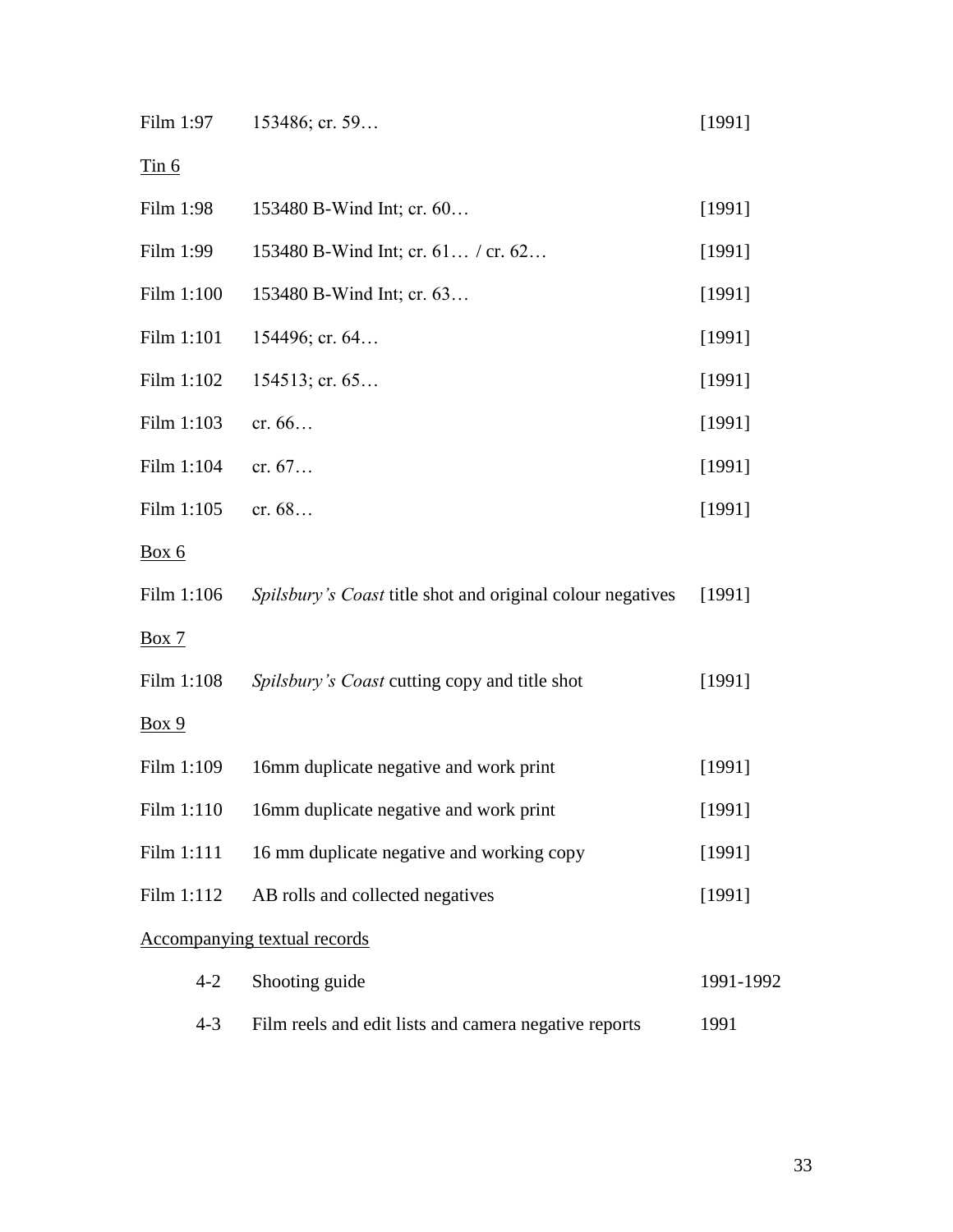| | | |
|---|---|---|
| Film 1:97 | 153486; cr. 59… | [1991] |

<u>Tin 6</u>

| | | |
|---|---|---|
| Film 1:98 | 153480 B-Wind Int; cr. 60… | [1991] |
| Film 1:99 | 153480 B-Wind Int; cr. 61… / cr. 62… | [1991] |
| Film 1:100 | 153480 B-Wind Int; cr. 63… | [1991] |
| Film 1:101 | 154496; cr. 64… | [1991] |
| Film 1:102 | 154513; cr. 65… | [1991] |
| Film 1:103 | cr. 66… | [1991] |
| Film 1:104 | cr. 67… | [1991] |
| Film 1:105 | cr. 68… | [1991] |

<u>Box 6</u>

| | | |
|---|---|---|
| Film 1:106 | *Spilsbury's Coast* title shot and original colour negatives | [1991] |

<u>Box 7</u>

| | | |
|---|---|---|
| Film 1:108 | *Spilsbury's Coast* cutting copy and title shot | [1991] |

<u>Box 9</u>

| | | |
|---|---|---|
| Film 1:109 | 16mm duplicate negative and work print | [1991] |
| Film 1:110 | 16mm duplicate negative and work print | [1991] |
| Film 1:111 | 16 mm duplicate negative and working copy | [1991] |
| Film 1:112 | AB rolls and collected negatives | [1991] |

<u>Accompanying textual records</u>

| | | |
|---|---|---|
| 4-2 | Shooting guide | 1991-1992 |
| 4-3 | Film reels and edit lists and camera negative reports | 1991 |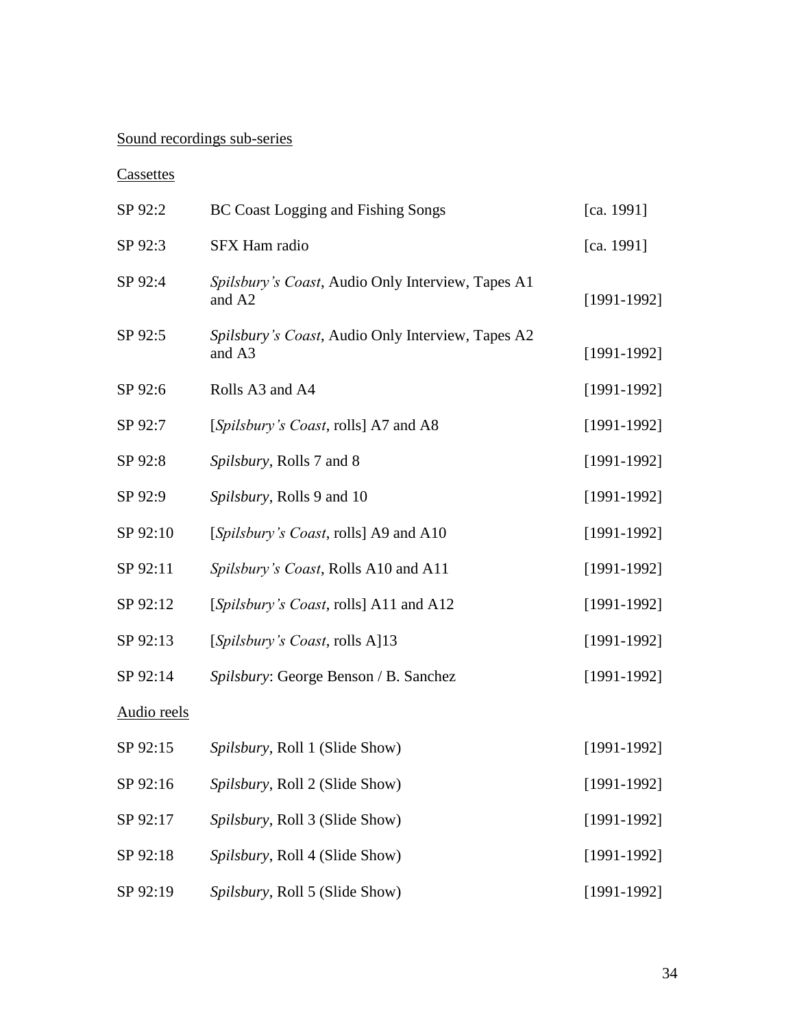Sound recordings sub-series

Cassettes

| | | |
|---|---|---|
| SP 92:2 | BC Coast Logging and Fishing Songs | [ca. 1991] |
| SP 92:3 | SFX Ham radio | [ca. 1991] |
| SP 92:4 | *Spilsbury's Coast*, Audio Only Interview, Tapes A1 and A2 | [1991-1992] |
| SP 92:5 | *Spilsbury's Coast*, Audio Only Interview, Tapes A2 and A3 | [1991-1992] |
| SP 92:6 | Rolls A3 and A4 | [1991-1992] |
| SP 92:7 | [*Spilsbury's Coast*, rolls] A7 and A8 | [1991-1992] |
| SP 92:8 | *Spilsbury*, Rolls 7 and 8 | [1991-1992] |
| SP 92:9 | *Spilsbury*, Rolls 9 and 10 | [1991-1992] |
| SP 92:10 | [*Spilsbury's Coast*, rolls] A9 and A10 | [1991-1992] |
| SP 92:11 | *Spilsbury's Coast*, Rolls A10 and A11 | [1991-1992] |
| SP 92:12 | [*Spilsbury's Coast*, rolls] A11 and A12 | [1991-1992] |
| SP 92:13 | [*Spilsbury's Coast*, rolls A]13 | [1991-1992] |
| SP 92:14 | *Spilsbury*: George Benson / B. Sanchez | [1991-1992] |

Audio reels

| | | |
|---|---|---|
| SP 92:15 | *Spilsbury*, Roll 1 (Slide Show) | [1991-1992] |
| SP 92:16 | *Spilsbury*, Roll 2 (Slide Show) | [1991-1992] |
| SP 92:17 | *Spilsbury*, Roll 3 (Slide Show) | [1991-1992] |
| SP 92:18 | *Spilsbury*, Roll 4 (Slide Show) | [1991-1992] |
| SP 92:19 | *Spilsbury*, Roll 5 (Slide Show) | [1991-1992] |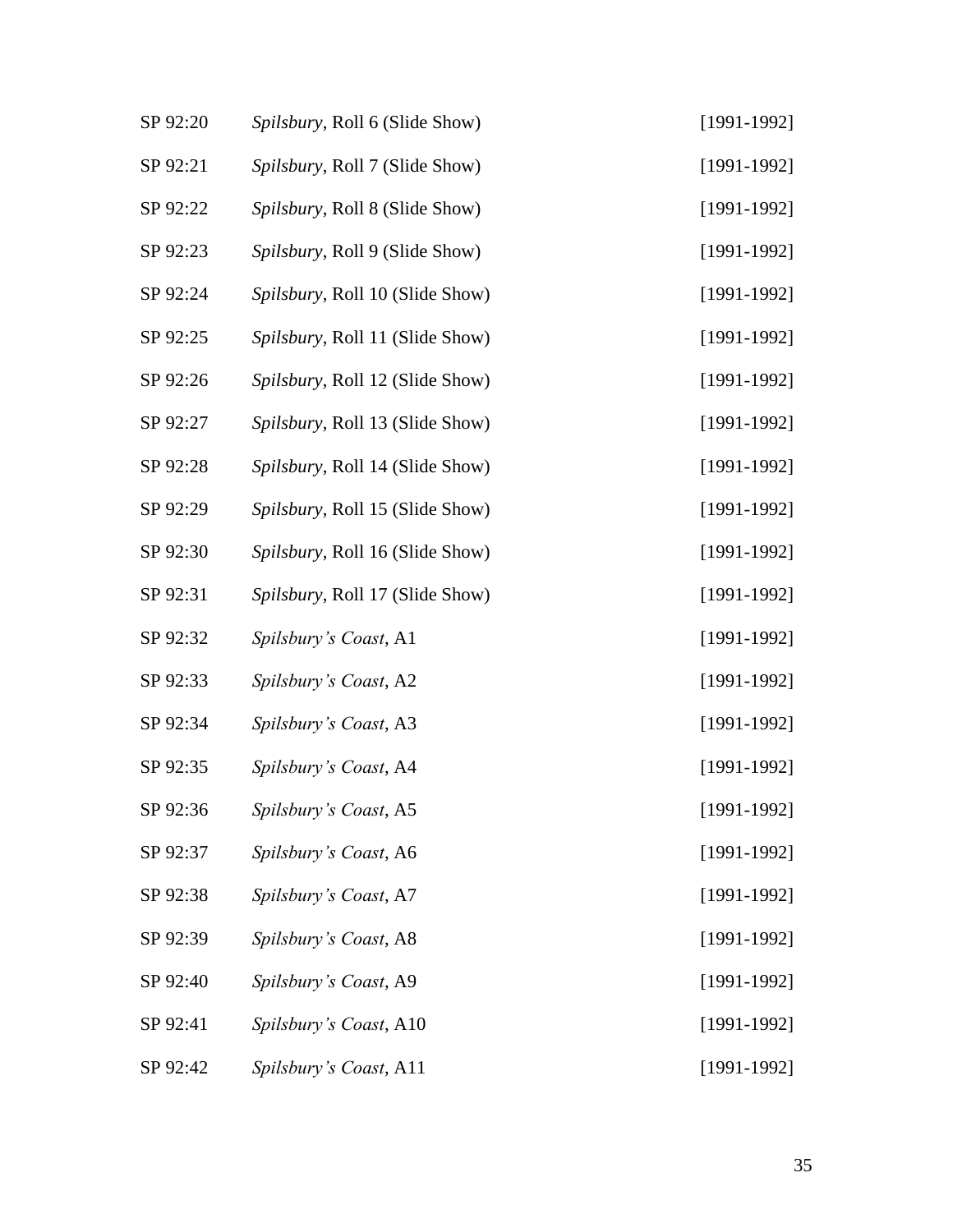| | | |
|---|---|---|
| SP 92:20 | *Spilsbury*, Roll 6 (Slide Show) | [1991-1992] |
| SP 92:21 | *Spilsbury*, Roll 7 (Slide Show) | [1991-1992] |
| SP 92:22 | *Spilsbury*, Roll 8 (Slide Show) | [1991-1992] |
| SP 92:23 | *Spilsbury*, Roll 9 (Slide Show) | [1991-1992] |
| SP 92:24 | *Spilsbury*, Roll 10 (Slide Show) | [1991-1992] |
| SP 92:25 | *Spilsbury*, Roll 11 (Slide Show) | [1991-1992] |
| SP 92:26 | *Spilsbury*, Roll 12 (Slide Show) | [1991-1992] |
| SP 92:27 | *Spilsbury*, Roll 13 (Slide Show) | [1991-1992] |
| SP 92:28 | *Spilsbury*, Roll 14 (Slide Show) | [1991-1992] |
| SP 92:29 | *Spilsbury*, Roll 15 (Slide Show) | [1991-1992] |
| SP 92:30 | *Spilsbury*, Roll 16 (Slide Show) | [1991-1992] |
| SP 92:31 | *Spilsbury*, Roll 17 (Slide Show) | [1991-1992] |
| SP 92:32 | *Spilsbury's Coast*, A1 | [1991-1992] |
| SP 92:33 | *Spilsbury's Coast*, A2 | [1991-1992] |
| SP 92:34 | *Spilsbury's Coast*, A3 | [1991-1992] |
| SP 92:35 | *Spilsbury's Coast*, A4 | [1991-1992] |
| SP 92:36 | *Spilsbury's Coast*, A5 | [1991-1992] |
| SP 92:37 | *Spilsbury's Coast*, A6 | [1991-1992] |
| SP 92:38 | *Spilsbury's Coast*, A7 | [1991-1992] |
| SP 92:39 | *Spilsbury's Coast*, A8 | [1991-1992] |
| SP 92:40 | *Spilsbury's Coast*, A9 | [1991-1992] |
| SP 92:41 | *Spilsbury's Coast*, A10 | [1991-1992] |
| SP 92:42 | *Spilsbury's Coast*, A11 | [1991-1992] |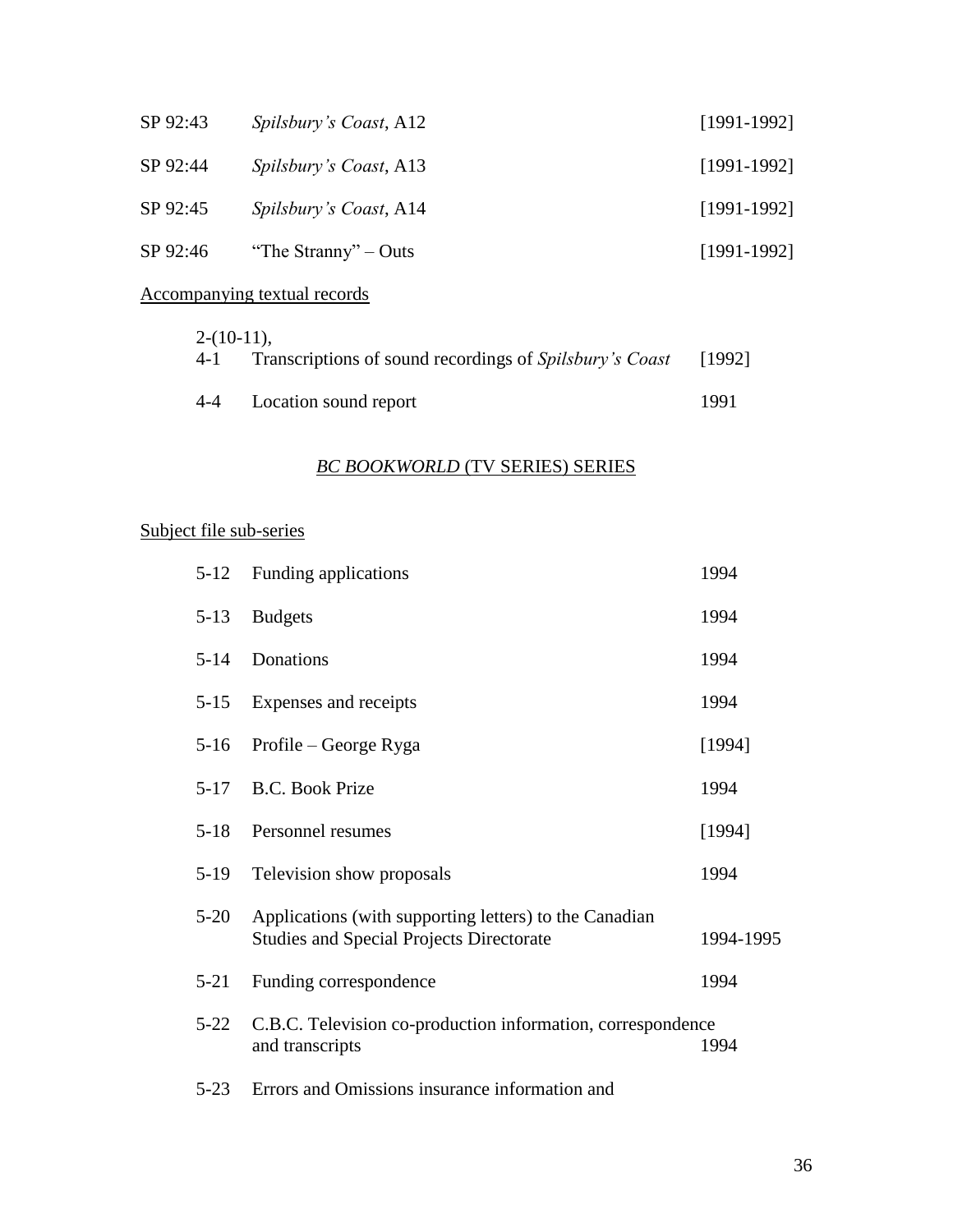| | | |
|---|---|---|
| SP 92:43 | *Spilsbury's Coast*, A12 | [1991-1992] |
| SP 92:44 | *Spilsbury's Coast*, A13 | [1991-1992] |
| SP 92:45 | *Spilsbury's Coast*, A14 | [1991-1992] |
| SP 92:46 | "The Stranny" – Outs | [1991-1992] |

Accompanying textual records

| | | |
|---|---|---|
| 2-(10-11), 4-1 | Transcriptions of sound recordings of *Spilsbury's Coast* | [1992] |
| 4-4 | Location sound report | 1991 |

## *BC BOOKWORLD* (TV SERIES) SERIES

Subject file sub-series

| | | |
|---|---|---|
| 5-12 | Funding applications | 1994 |
| 5-13 | Budgets | 1994 |
| 5-14 | Donations | 1994 |
| 5-15 | Expenses and receipts | 1994 |
| 5-16 | Profile – George Ryga | [1994] |
| 5-17 | B.C. Book Prize | 1994 |
| 5-18 | Personnel resumes | [1994] |
| 5-19 | Television show proposals | 1994 |
| 5-20 | Applications (with supporting letters) to the Canadian Studies and Special Projects Directorate | 1994-1995 |
| 5-21 | Funding correspondence | 1994 |
| 5-22 | C.B.C. Television co-production information, correspondence and transcripts | 1994 |
| 5-23 | Errors and Omissions insurance information and | |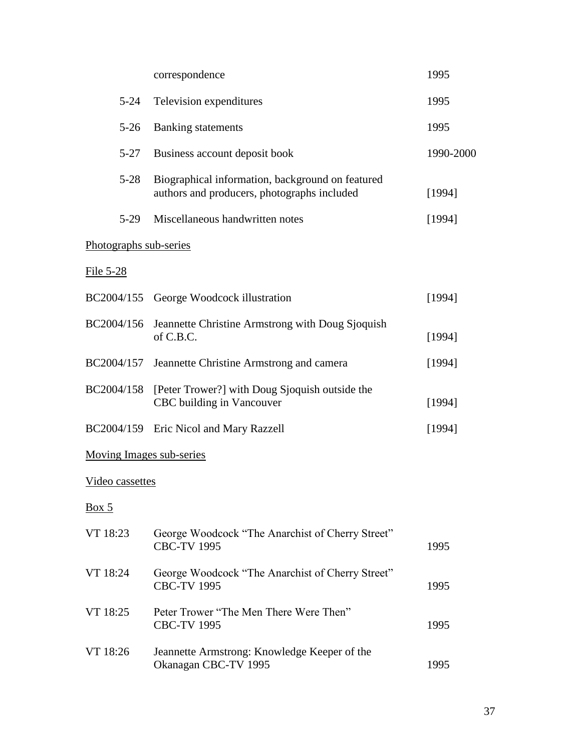| | | |
|---|---|---|
| | correspondence | 1995 |
| 5-24 | Television expenditures | 1995 |
| 5-26 | Banking statements | 1995 |
| 5-27 | Business account deposit book | 1990-2000 |
| 5-28 | Biographical information, background on featured authors and producers, photographs included | [1994] |
| 5-29 | Miscellaneous handwritten notes | [1994] |

Photographs sub-series

File 5-28

| | | |
|---|---|---|
| BC2004/155 | George Woodcock illustration | [1994] |
| BC2004/156 | Jeannette Christine Armstrong with Doug Sjoquish of C.B.C. | [1994] |
| BC2004/157 | Jeannette Christine Armstrong and camera | [1994] |
| BC2004/158 | [Peter Trower?] with Doug Sjoquish outside the CBC building in Vancouver | [1994] |
| BC2004/159 | Eric Nicol and Mary Razzell | [1994] |

Moving Images sub-series

Video cassettes

Box 5

| | | |
|---|---|---|
| VT 18:23 | George Woodcock "The Anarchist of Cherry Street" CBC-TV 1995 | 1995 |
| VT 18:24 | George Woodcock "The Anarchist of Cherry Street" CBC-TV 1995 | 1995 |
| VT 18:25 | Peter Trower "The Men There Were Then" CBC-TV 1995 | 1995 |
| VT 18:26 | Jeannette Armstrong: Knowledge Keeper of the Okanagan CBC-TV 1995 | 1995 |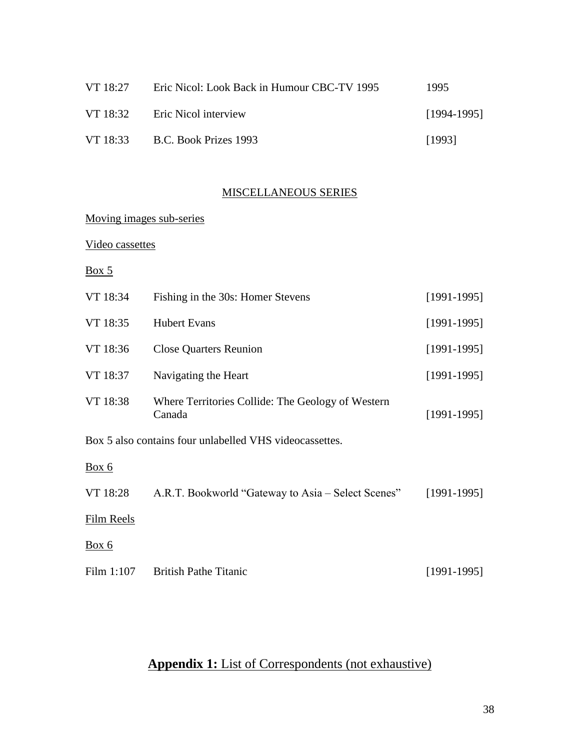| | | |
|---|---|---|
| VT 18:27 | Eric Nicol: Look Back in Humour CBC-TV 1995 | 1995 |
| VT 18:32 | Eric Nicol interview | [1994-1995] |
| VT 18:33 | B.C. Book Prizes 1993 | [1993] |

MISCELLANEOUS SERIES

Moving images sub-series

Video cassettes

Box 5

| | | |
|---|---|---|
| VT 18:34 | Fishing in the 30s: Homer Stevens | [1991-1995] |
| VT 18:35 | Hubert Evans | [1991-1995] |
| VT 18:36 | Close Quarters Reunion | [1991-1995] |
| VT 18:37 | Navigating the Heart | [1991-1995] |
| VT 18:38 | Where Territories Collide: The Geology of Western Canada | [1991-1995] |

Box 5 also contains four unlabelled VHS videocassettes.

Box 6

| | | |
|---|---|---|
| VT 18:28 | A.R.T. Bookworld "Gateway to Asia – Select Scenes" | [1991-1995] |

Film Reels

Box 6

| | | |
|---|---|---|
| Film 1:107 | British Pathe Titanic | [1991-1995] |

## **Appendix 1:** List of Correspondents (not exhaustive)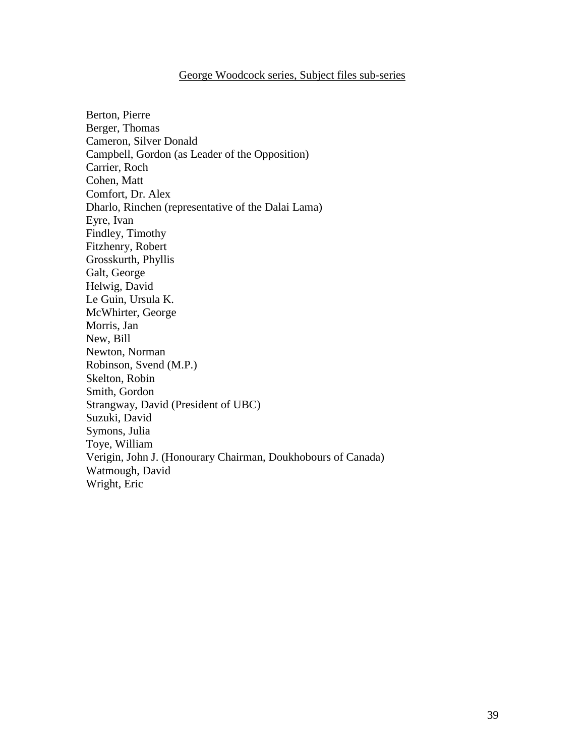George Woodcock series, Subject files sub-series

Berton, Pierre
Berger, Thomas
Cameron, Silver Donald
Campbell, Gordon (as Leader of the Opposition)
Carrier, Roch
Cohen, Matt
Comfort, Dr. Alex
Dharlo, Rinchen (representative of the Dalai Lama)
Eyre, Ivan
Findley, Timothy
Fitzhenry, Robert
Grosskurth, Phyllis
Galt, George
Helwig, David
Le Guin, Ursula K.
McWhirter, George
Morris, Jan
New, Bill
Newton, Norman
Robinson, Svend (M.P.)
Skelton, Robin
Smith, Gordon
Strangway, David (President of UBC)
Suzuki, David
Symons, Julia
Toye, William
Verigin, John J. (Honourary Chairman, Doukhobours of Canada)
Watmough, David
Wright, Eric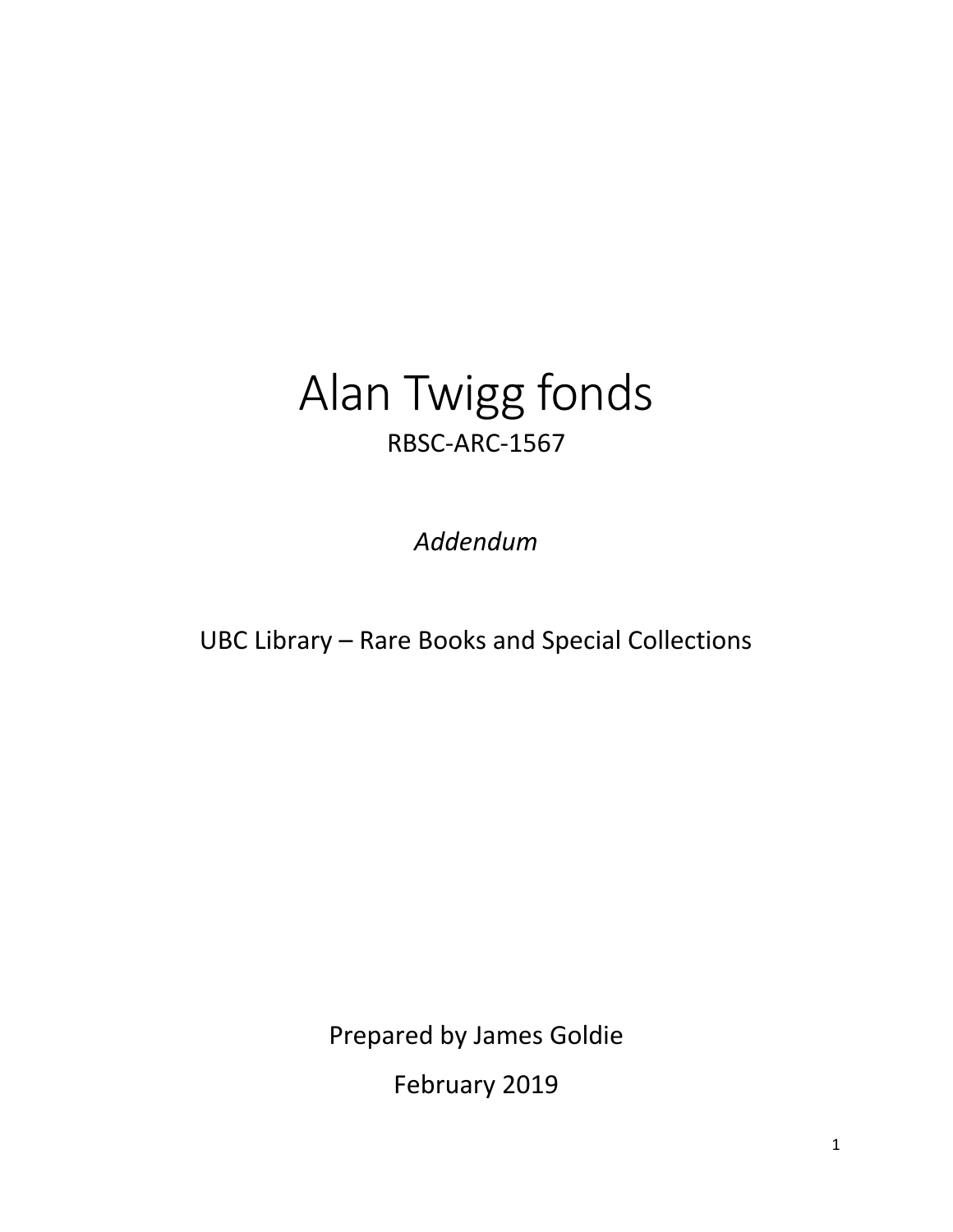# Alan Twigg fonds

RBSC-ARC-1567

*Addendum*

UBC Library – Rare Books and Special Collections

Prepared by James Goldie

February 2019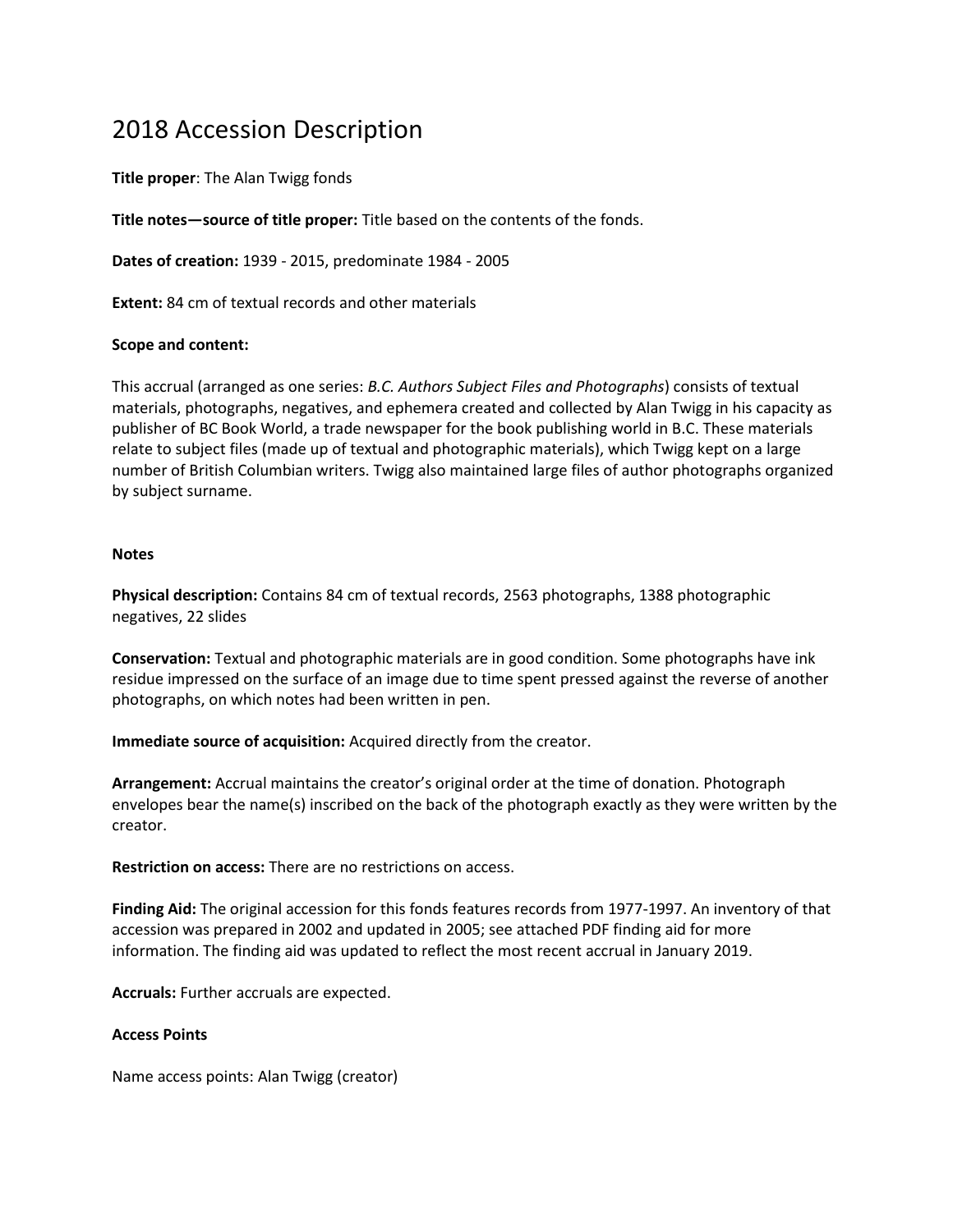# 2018 Accession Description

**Title proper**: The Alan Twigg fonds

**Title notes—source of title proper:** Title based on the contents of the fonds.

**Dates of creation:** 1939 - 2015, predominate 1984 - 2005

**Extent:** 84 cm of textual records and other materials

**Scope and content:**

This accrual (arranged as one series: *B.C. Authors Subject Files and Photographs*) consists of textual materials, photographs, negatives, and ephemera created and collected by Alan Twigg in his capacity as publisher of BC Book World, a trade newspaper for the book publishing world in B.C. These materials relate to subject files (made up of textual and photographic materials), which Twigg kept on a large number of British Columbian writers. Twigg also maintained large files of author photographs organized by subject surname.

**Notes**

**Physical description:** Contains 84 cm of textual records, 2563 photographs, 1388 photographic negatives, 22 slides

**Conservation:** Textual and photographic materials are in good condition. Some photographs have ink residue impressed on the surface of an image due to time spent pressed against the reverse of another photographs, on which notes had been written in pen.

**Immediate source of acquisition:** Acquired directly from the creator.

**Arrangement:** Accrual maintains the creator's original order at the time of donation. Photograph envelopes bear the name(s) inscribed on the back of the photograph exactly as they were written by the creator.

**Restriction on access:** There are no restrictions on access.

**Finding Aid:** The original accession for this fonds features records from 1977-1997. An inventory of that accession was prepared in 2002 and updated in 2005; see attached PDF finding aid for more information. The finding aid was updated to reflect the most recent accrual in January 2019.

**Accruals:** Further accruals are expected.

**Access Points**

Name access points: Alan Twigg (creator)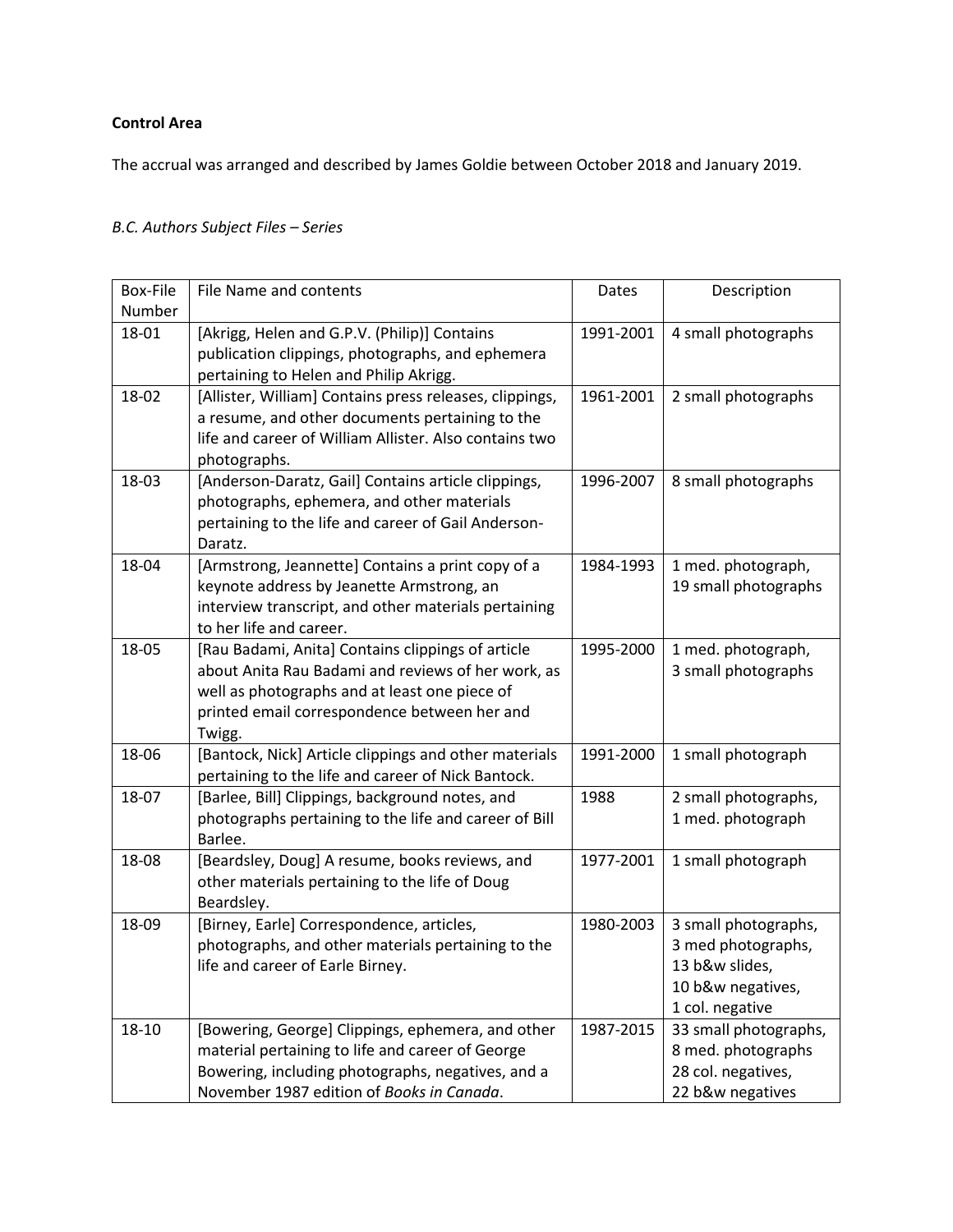**Control Area**

The accrual was arranged and described by James Goldie between October 2018 and January 2019.

*B.C. Authors Subject Files – Series*

| Box-File Number | File Name and contents | Dates | Description |
|---|---|---|---|
| 18-01 | [Akrigg, Helen and G.P.V. (Philip)] Contains publication clippings, photographs, and ephemera pertaining to Helen and Philip Akrigg. | 1991-2001 | 4 small photographs |
| 18-02 | [Allister, William] Contains press releases, clippings, a resume, and other documents pertaining to the life and career of William Allister. Also contains two photographs. | 1961-2001 | 2 small photographs |
| 18-03 | [Anderson-Daratz, Gail] Contains article clippings, photographs, ephemera, and other materials pertaining to the life and career of Gail Anderson-Daratz. | 1996-2007 | 8 small photographs |
| 18-04 | [Armstrong, Jeannette] Contains a print copy of a keynote address by Jeanette Armstrong, an interview transcript, and other materials pertaining to her life and career. | 1984-1993 | 1 med. photograph, 19 small photographs |
| 18-05 | [Rau Badami, Anita] Contains clippings of article about Anita Rau Badami and reviews of her work, as well as photographs and at least one piece of printed email correspondence between her and Twigg. | 1995-2000 | 1 med. photograph, 3 small photographs |
| 18-06 | [Bantock, Nick] Article clippings and other materials pertaining to the life and career of Nick Bantock. | 1991-2000 | 1 small photograph |
| 18-07 | [Barlee, Bill] Clippings, background notes, and photographs pertaining to the life and career of Bill Barlee. | 1988 | 2 small photographs, 1 med. photograph |
| 18-08 | [Beardsley, Doug] A resume, books reviews, and other materials pertaining to the life of Doug Beardsley. | 1977-2001 | 1 small photograph |
| 18-09 | [Birney, Earle] Correspondence, articles, photographs, and other materials pertaining to the life and career of Earle Birney. | 1980-2003 | 3 small photographs, 3 med photographs, 13 b&w slides, 10 b&w negatives, 1 col. negative |
| 18-10 | [Bowering, George] Clippings, ephemera, and other material pertaining to life and career of George Bowering, including photographs, negatives, and a November 1987 edition of *Books in Canada*. | 1987-2015 | 33 small photographs, 8 med. photographs 28 col. negatives, 22 b&w negatives |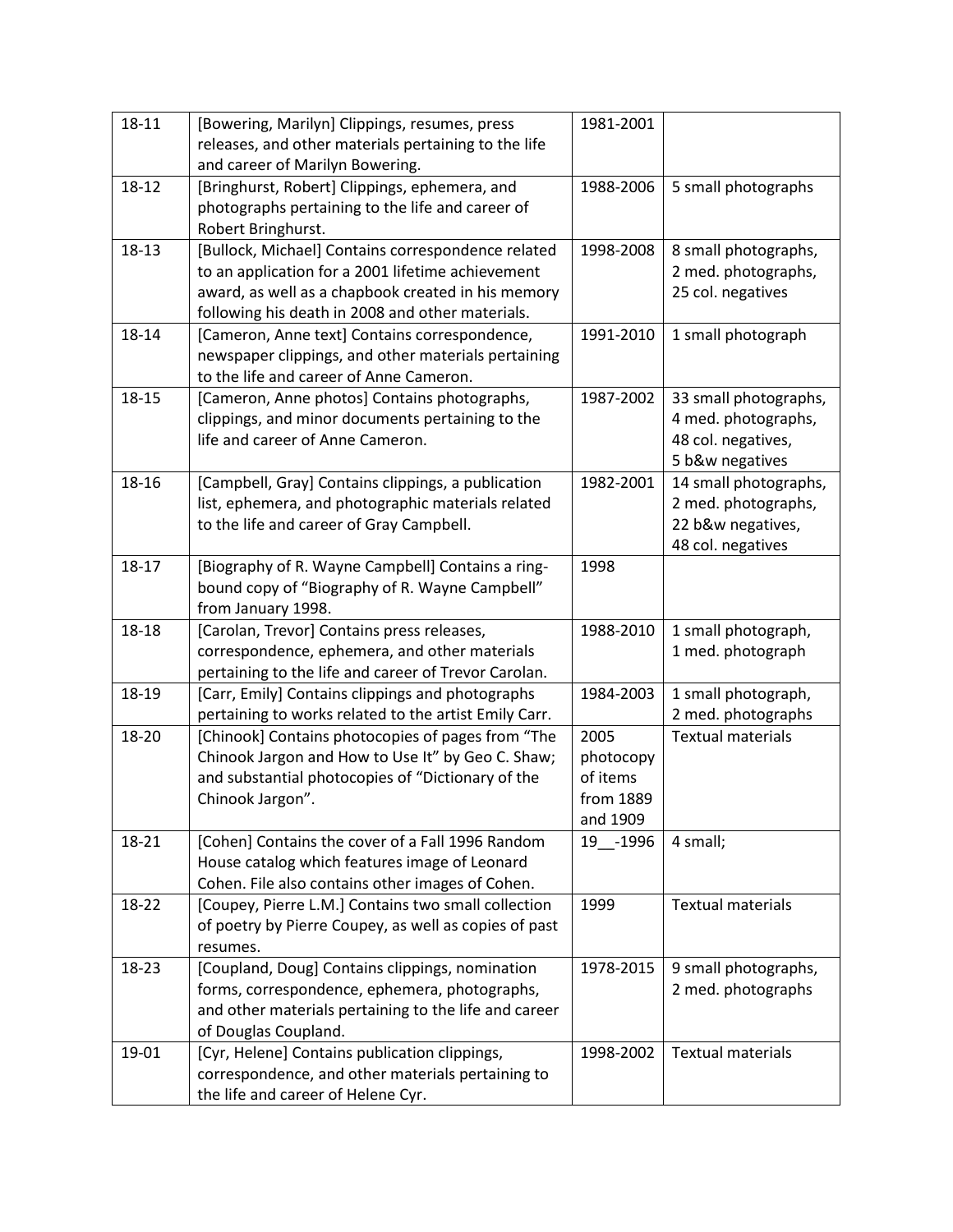| 18-11 | [Bowering, Marilyn] Clippings, resumes, press releases, and other materials pertaining to the life and career of Marilyn Bowering. | 1981-2001 | |
|---|---|---|---|
| 18-12 | [Bringhurst, Robert] Clippings, ephemera, and photographs pertaining to the life and career of Robert Bringhurst. | 1988-2006 | 5 small photographs |
| 18-13 | [Bullock, Michael] Contains correspondence related to an application for a 2001 lifetime achievement award, as well as a chapbook created in his memory following his death in 2008 and other materials. | 1998-2008 | 8 small photographs, 2 med. photographs, 25 col. negatives |
| 18-14 | [Cameron, Anne text] Contains correspondence, newspaper clippings, and other materials pertaining to the life and career of Anne Cameron. | 1991-2010 | 1 small photograph |
| 18-15 | [Cameron, Anne photos] Contains photographs, clippings, and minor documents pertaining to the life and career of Anne Cameron. | 1987-2002 | 33 small photographs, 4 med. photographs, 48 col. negatives, 5 b&w negatives |
| 18-16 | [Campbell, Gray] Contains clippings, a publication list, ephemera, and photographic materials related to the life and career of Gray Campbell. | 1982-2001 | 14 small photographs, 2 med. photographs, 22 b&w negatives, 48 col. negatives |
| 18-17 | [Biography of R. Wayne Campbell] Contains a ring-bound copy of "Biography of R. Wayne Campbell" from January 1998. | 1998 | |
| 18-18 | [Carolan, Trevor] Contains press releases, correspondence, ephemera, and other materials pertaining to the life and career of Trevor Carolan. | 1988-2010 | 1 small photograph, 1 med. photograph |
| 18-19 | [Carr, Emily] Contains clippings and photographs pertaining to works related to the artist Emily Carr. | 1984-2003 | 1 small photograph, 2 med. photographs |
| 18-20 | [Chinook] Contains photocopies of pages from "The Chinook Jargon and How to Use It" by Geo C. Shaw; and substantial photocopies of "Dictionary of the Chinook Jargon". | 2005 photocopy of items from 1889 and 1909 | Textual materials |
| 18-21 | [Cohen] Contains the cover of a Fall 1996 Random House catalog which features image of Leonard Cohen. File also contains other images of Cohen. | 19__-1996 | 4 small; |
| 18-22 | [Coupey, Pierre L.M.] Contains two small collection of poetry by Pierre Coupey, as well as copies of past resumes. | 1999 | Textual materials |
| 18-23 | [Coupland, Doug] Contains clippings, nomination forms, correspondence, ephemera, photographs, and other materials pertaining to the life and career of Douglas Coupland. | 1978-2015 | 9 small photographs, 2 med. photographs |
| 19-01 | [Cyr, Helene] Contains publication clippings, correspondence, and other materials pertaining to the life and career of Helene Cyr. | 1998-2002 | Textual materials |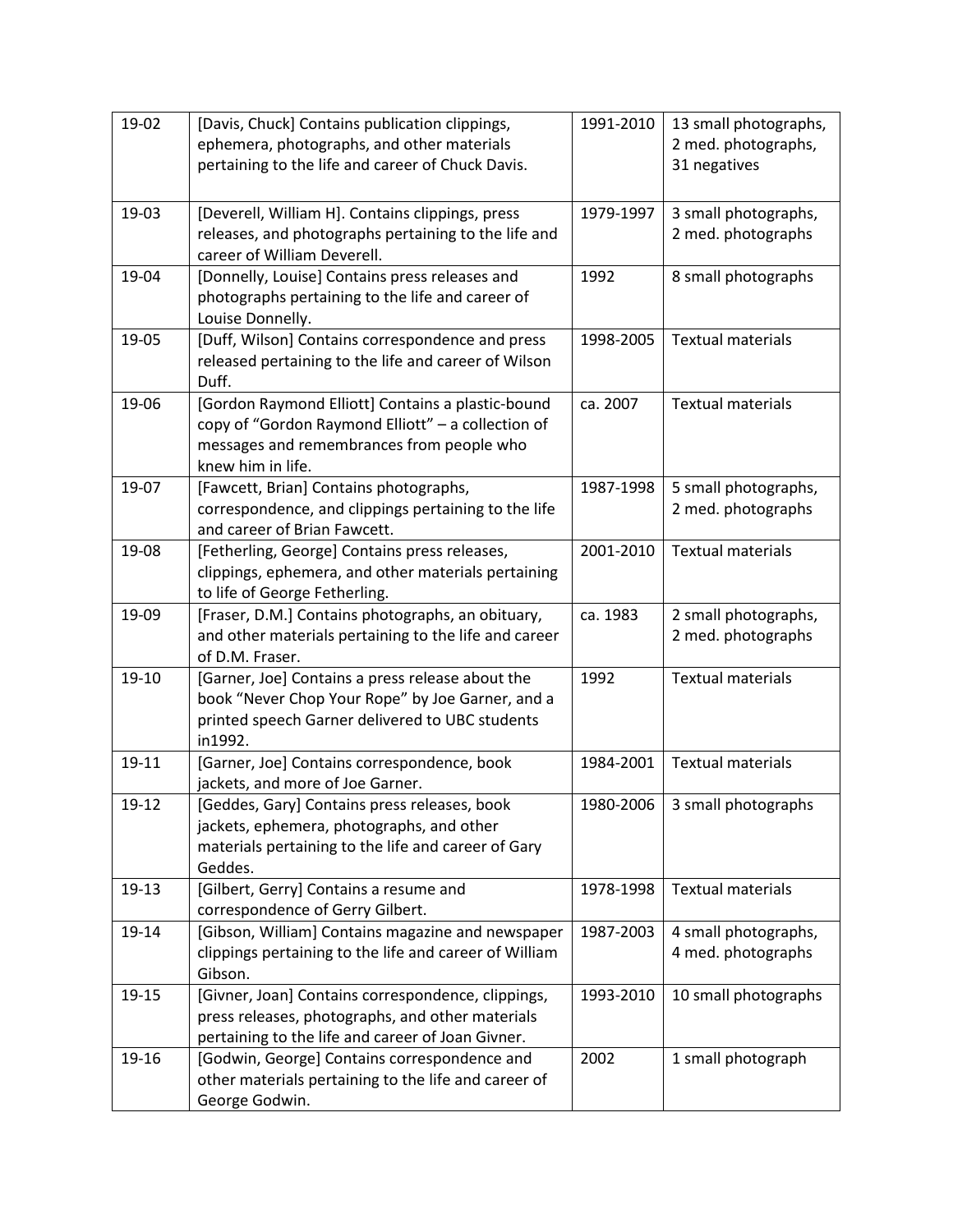| 19-02 | [Davis, Chuck] Contains publication clippings, ephemera, photographs, and other materials pertaining to the life and career of Chuck Davis. | 1991-2010 | 13 small photographs, 2 med. photographs, 31 negatives |
|---|---|---|---|
| 19-03 | [Deverell, William H]. Contains clippings, press releases, and photographs pertaining to the life and career of William Deverell. | 1979-1997 | 3 small photographs, 2 med. photographs |
| 19-04 | [Donnelly, Louise] Contains press releases and photographs pertaining to the life and career of Louise Donnelly. | 1992 | 8 small photographs |
| 19-05 | [Duff, Wilson] Contains correspondence and press released pertaining to the life and career of Wilson Duff. | 1998-2005 | Textual materials |
| 19-06 | [Gordon Raymond Elliott] Contains a plastic-bound copy of "Gordon Raymond Elliott" – a collection of messages and remembrances from people who knew him in life. | ca. 2007 | Textual materials |
| 19-07 | [Fawcett, Brian] Contains photographs, correspondence, and clippings pertaining to the life and career of Brian Fawcett. | 1987-1998 | 5 small photographs, 2 med. photographs |
| 19-08 | [Fetherling, George] Contains press releases, clippings, ephemera, and other materials pertaining to life of George Fetherling. | 2001-2010 | Textual materials |
| 19-09 | [Fraser, D.M.] Contains photographs, an obituary, and other materials pertaining to the life and career of D.M. Fraser. | ca. 1983 | 2 small photographs, 2 med. photographs |
| 19-10 | [Garner, Joe] Contains a press release about the book "Never Chop Your Rope" by Joe Garner, and a printed speech Garner delivered to UBC students in1992. | 1992 | Textual materials |
| 19-11 | [Garner, Joe] Contains correspondence, book jackets, and more of Joe Garner. | 1984-2001 | Textual materials |
| 19-12 | [Geddes, Gary] Contains press releases, book jackets, ephemera, photographs, and other materials pertaining to the life and career of Gary Geddes. | 1980-2006 | 3 small photographs |
| 19-13 | [Gilbert, Gerry] Contains a resume and correspondence of Gerry Gilbert. | 1978-1998 | Textual materials |
| 19-14 | [Gibson, William] Contains magazine and newspaper clippings pertaining to the life and career of William Gibson. | 1987-2003 | 4 small photographs, 4 med. photographs |
| 19-15 | [Givner, Joan] Contains correspondence, clippings, press releases, photographs, and other materials pertaining to the life and career of Joan Givner. | 1993-2010 | 10 small photographs |
| 19-16 | [Godwin, George] Contains correspondence and other materials pertaining to the life and career of George Godwin. | 2002 | 1 small photograph |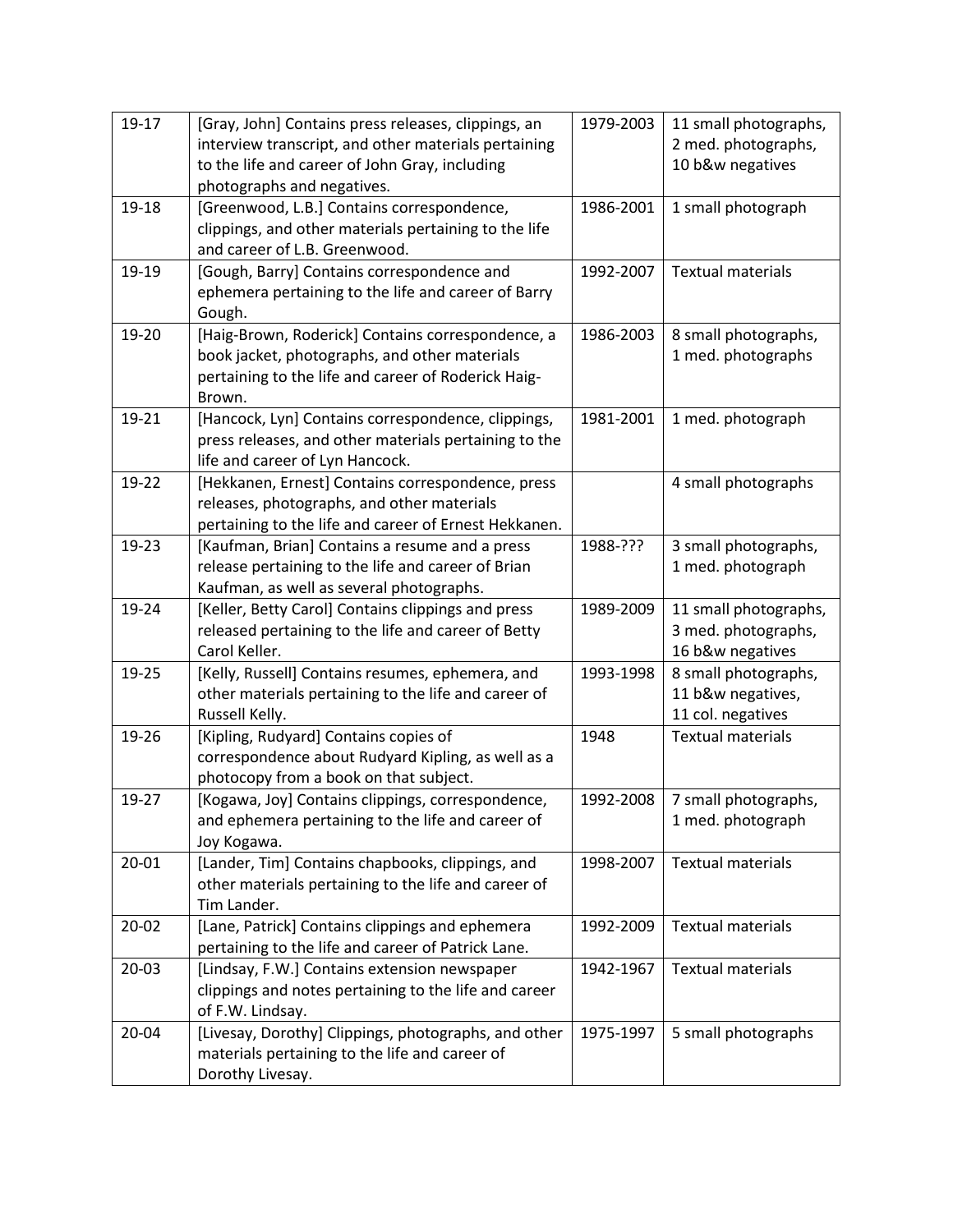| 19-17 | [Gray, John] Contains press releases, clippings, an interview transcript, and other materials pertaining to the life and career of John Gray, including photographs and negatives. | 1979-2003 | 11 small photographs, 2 med. photographs, 10 b&w negatives |
|---|---|---|---|
| 19-18 | [Greenwood, L.B.] Contains correspondence, clippings, and other materials pertaining to the life and career of L.B. Greenwood. | 1986-2001 | 1 small photograph |
| 19-19 | [Gough, Barry] Contains correspondence and ephemera pertaining to the life and career of Barry Gough. | 1992-2007 | Textual materials |
| 19-20 | [Haig-Brown, Roderick] Contains correspondence, a book jacket, photographs, and other materials pertaining to the life and career of Roderick Haig-Brown. | 1986-2003 | 8 small photographs, 1 med. photographs |
| 19-21 | [Hancock, Lyn] Contains correspondence, clippings, press releases, and other materials pertaining to the life and career of Lyn Hancock. | 1981-2001 | 1 med. photograph |
| 19-22 | [Hekkanen, Ernest] Contains correspondence, press releases, photographs, and other materials pertaining to the life and career of Ernest Hekkanen. | | 4 small photographs |
| 19-23 | [Kaufman, Brian] Contains a resume and a press release pertaining to the life and career of Brian Kaufman, as well as several photographs. | 1988-??? | 3 small photographs, 1 med. photograph |
| 19-24 | [Keller, Betty Carol] Contains clippings and press released pertaining to the life and career of Betty Carol Keller. | 1989-2009 | 11 small photographs, 3 med. photographs, 16 b&w negatives |
| 19-25 | [Kelly, Russell] Contains resumes, ephemera, and other materials pertaining to the life and career of Russell Kelly. | 1993-1998 | 8 small photographs, 11 b&w negatives, 11 col. negatives |
| 19-26 | [Kipling, Rudyard] Contains copies of correspondence about Rudyard Kipling, as well as a photocopy from a book on that subject. | 1948 | Textual materials |
| 19-27 | [Kogawa, Joy] Contains clippings, correspondence, and ephemera pertaining to the life and career of Joy Kogawa. | 1992-2008 | 7 small photographs, 1 med. photograph |
| 20-01 | [Lander, Tim] Contains chapbooks, clippings, and other materials pertaining to the life and career of Tim Lander. | 1998-2007 | Textual materials |
| 20-02 | [Lane, Patrick] Contains clippings and ephemera pertaining to the life and career of Patrick Lane. | 1992-2009 | Textual materials |
| 20-03 | [Lindsay, F.W.] Contains extension newspaper clippings and notes pertaining to the life and career of F.W. Lindsay. | 1942-1967 | Textual materials |
| 20-04 | [Livesay, Dorothy] Clippings, photographs, and other materials pertaining to the life and career of Dorothy Livesay. | 1975-1997 | 5 small photographs |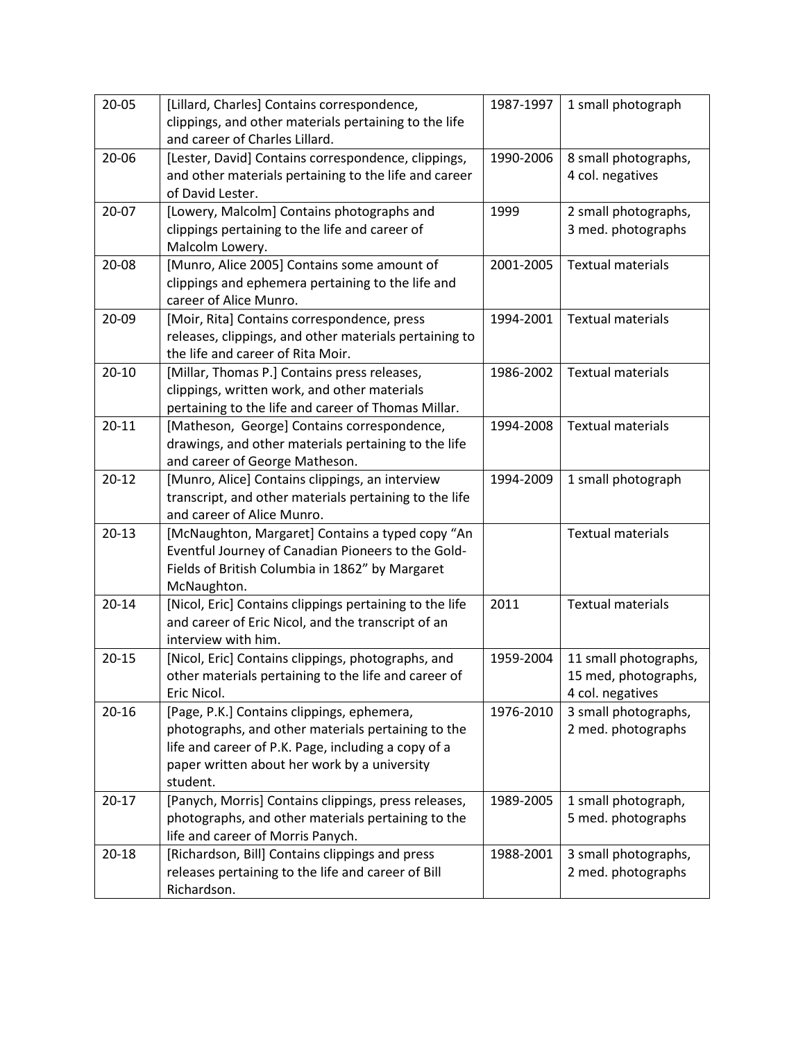| 20-05 | [Lillard, Charles] Contains correspondence, clippings, and other materials pertaining to the life and career of Charles Lillard. | 1987-1997 | 1 small photograph |
|---|---|---|---|
| 20-06 | [Lester, David] Contains correspondence, clippings, and other materials pertaining to the life and career of David Lester. | 1990-2006 | 8 small photographs, 4 col. negatives |
| 20-07 | [Lowery, Malcolm] Contains photographs and clippings pertaining to the life and career of Malcolm Lowery. | 1999 | 2 small photographs, 3 med. photographs |
| 20-08 | [Munro, Alice 2005] Contains some amount of clippings and ephemera pertaining to the life and career of Alice Munro. | 2001-2005 | Textual materials |
| 20-09 | [Moir, Rita] Contains correspondence, press releases, clippings, and other materials pertaining to the life and career of Rita Moir. | 1994-2001 | Textual materials |
| 20-10 | [Millar, Thomas P.] Contains press releases, clippings, written work, and other materials pertaining to the life and career of Thomas Millar. | 1986-2002 | Textual materials |
| 20-11 | [Matheson, George] Contains correspondence, drawings, and other materials pertaining to the life and career of George Matheson. | 1994-2008 | Textual materials |
| 20-12 | [Munro, Alice] Contains clippings, an interview transcript, and other materials pertaining to the life and career of Alice Munro. | 1994-2009 | 1 small photograph |
| 20-13 | [McNaughton, Margaret] Contains a typed copy "An Eventful Journey of Canadian Pioneers to the Gold-Fields of British Columbia in 1862" by Margaret McNaughton. | | Textual materials |
| 20-14 | [Nicol, Eric] Contains clippings pertaining to the life and career of Eric Nicol, and the transcript of an interview with him. | 2011 | Textual materials |
| 20-15 | [Nicol, Eric] Contains clippings, photographs, and other materials pertaining to the life and career of Eric Nicol. | 1959-2004 | 11 small photographs, 15 med, photographs, 4 col. negatives |
| 20-16 | [Page, P.K.] Contains clippings, ephemera, photographs, and other materials pertaining to the life and career of P.K. Page, including a copy of a paper written about her work by a university student. | 1976-2010 | 3 small photographs, 2 med. photographs |
| 20-17 | [Panych, Morris] Contains clippings, press releases, photographs, and other materials pertaining to the life and career of Morris Panych. | 1989-2005 | 1 small photograph, 5 med. photographs |
| 20-18 | [Richardson, Bill] Contains clippings and press releases pertaining to the life and career of Bill Richardson. | 1988-2001 | 3 small photographs, 2 med. photographs |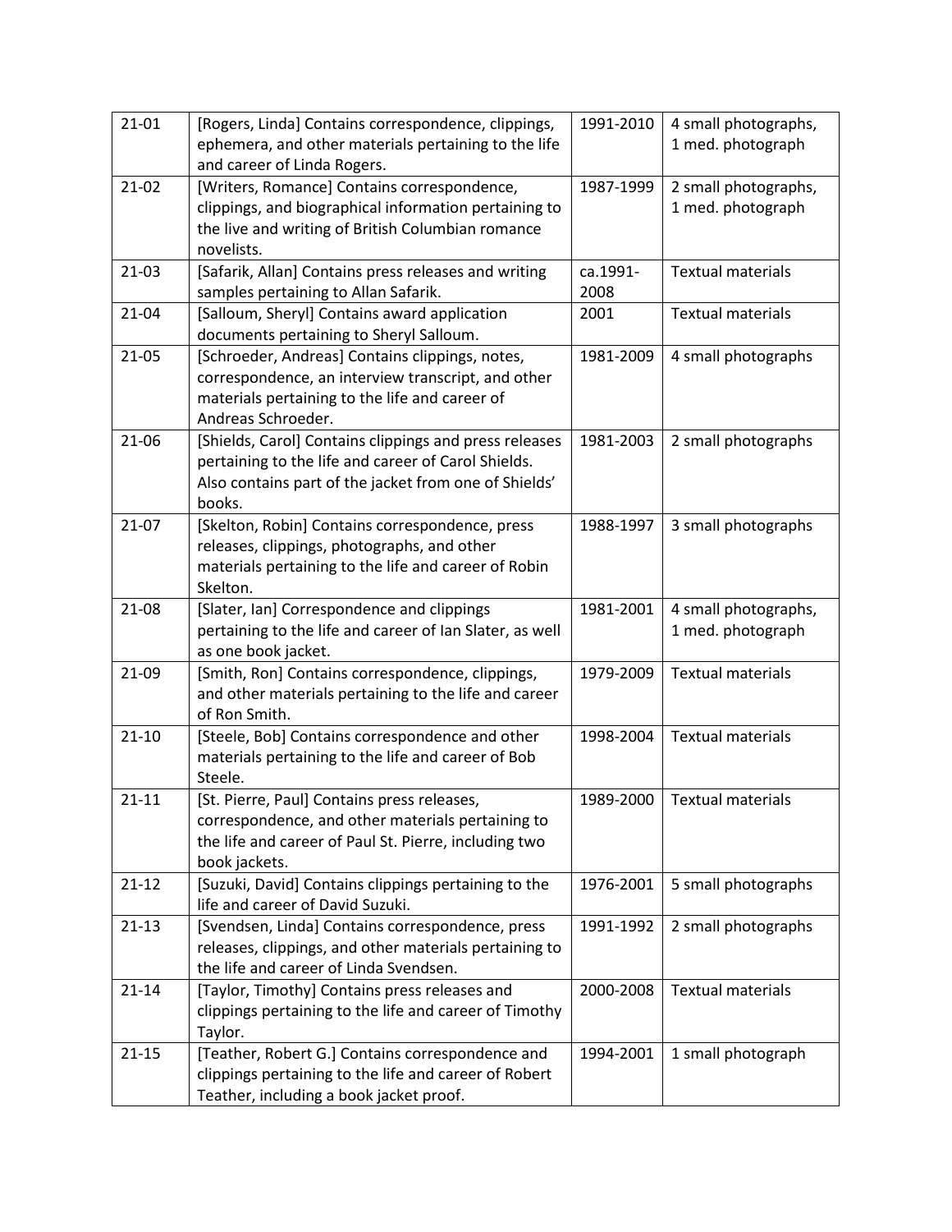| | | | |
|---|---|---|---|
| 21-01 | [Rogers, Linda] Contains correspondence, clippings, ephemera, and other materials pertaining to the life and career of Linda Rogers. | 1991-2010 | 4 small photographs, 1 med. photograph |
| 21-02 | [Writers, Romance] Contains correspondence, clippings, and biographical information pertaining to the live and writing of British Columbian romance novelists. | 1987-1999 | 2 small photographs, 1 med. photograph |
| 21-03 | [Safarik, Allan] Contains press releases and writing samples pertaining to Allan Safarik. | ca.1991-2008 | Textual materials |
| 21-04 | [Salloum, Sheryl] Contains award application documents pertaining to Sheryl Salloum. | 2001 | Textual materials |
| 21-05 | [Schroeder, Andreas] Contains clippings, notes, correspondence, an interview transcript, and other materials pertaining to the life and career of Andreas Schroeder. | 1981-2009 | 4 small photographs |
| 21-06 | [Shields, Carol] Contains clippings and press releases pertaining to the life and career of Carol Shields. Also contains part of the jacket from one of Shields' books. | 1981-2003 | 2 small photographs |
| 21-07 | [Skelton, Robin] Contains correspondence, press releases, clippings, photographs, and other materials pertaining to the life and career of Robin Skelton. | 1988-1997 | 3 small photographs |
| 21-08 | [Slater, Ian] Correspondence and clippings pertaining to the life and career of Ian Slater, as well as one book jacket. | 1981-2001 | 4 small photographs, 1 med. photograph |
| 21-09 | [Smith, Ron] Contains correspondence, clippings, and other materials pertaining to the life and career of Ron Smith. | 1979-2009 | Textual materials |
| 21-10 | [Steele, Bob] Contains correspondence and other materials pertaining to the life and career of Bob Steele. | 1998-2004 | Textual materials |
| 21-11 | [St. Pierre, Paul] Contains press releases, correspondence, and other materials pertaining to the life and career of Paul St. Pierre, including two book jackets. | 1989-2000 | Textual materials |
| 21-12 | [Suzuki, David] Contains clippings pertaining to the life and career of David Suzuki. | 1976-2001 | 5 small photographs |
| 21-13 | [Svendsen, Linda] Contains correspondence, press releases, clippings, and other materials pertaining to the life and career of Linda Svendsen. | 1991-1992 | 2 small photographs |
| 21-14 | [Taylor, Timothy] Contains press releases and clippings pertaining to the life and career of Timothy Taylor. | 2000-2008 | Textual materials |
| 21-15 | [Teather, Robert G.] Contains correspondence and clippings pertaining to the life and career of Robert Teather, including a book jacket proof. | 1994-2001 | 1 small photograph |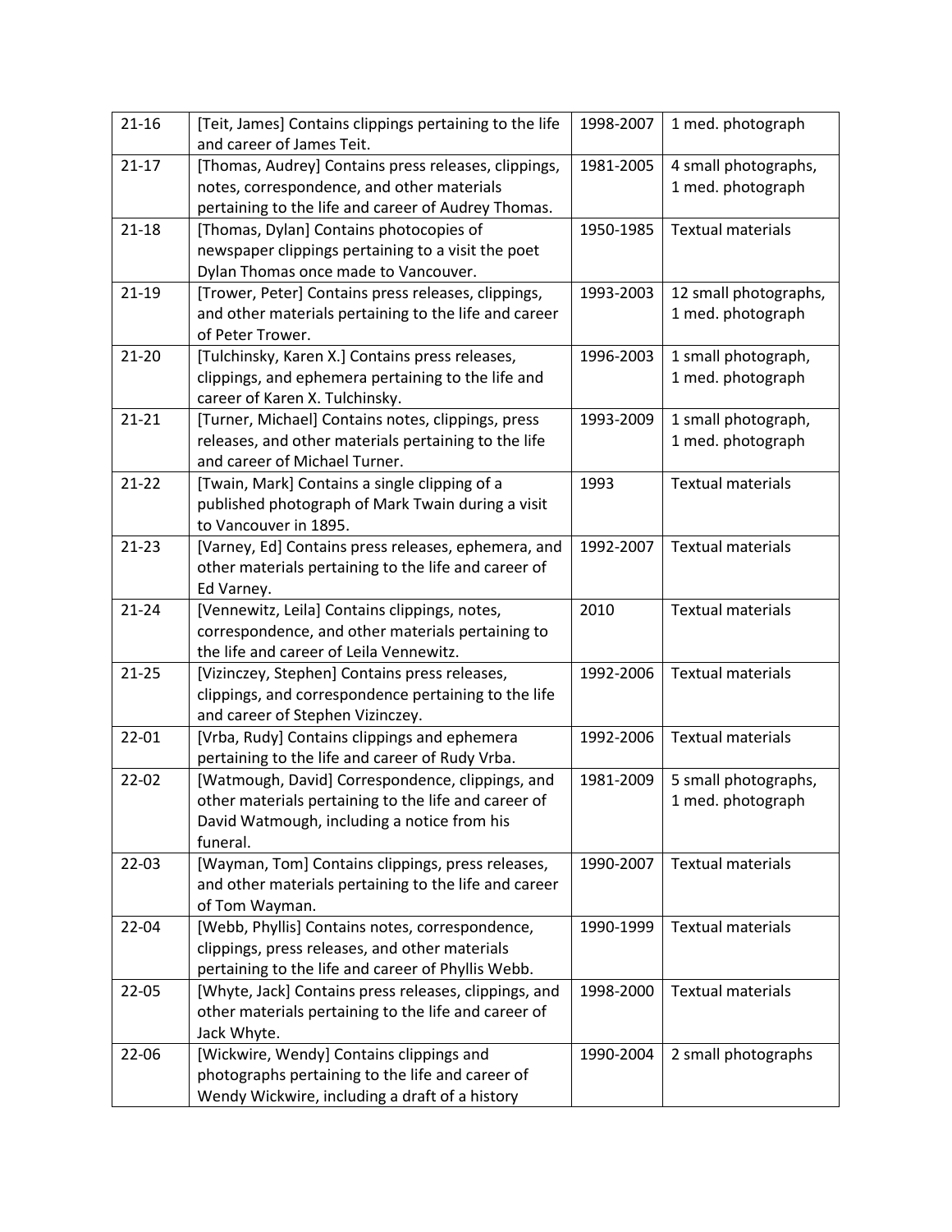| 21-16 | [Teit, James] Contains clippings pertaining to the life and career of James Teit. | 1998-2007 | 1 med. photograph |
|---|---|---|---|
| 21-17 | [Thomas, Audrey] Contains press releases, clippings, notes, correspondence, and other materials pertaining to the life and career of Audrey Thomas. | 1981-2005 | 4 small photographs, 1 med. photograph |
| 21-18 | [Thomas, Dylan] Contains photocopies of newspaper clippings pertaining to a visit the poet Dylan Thomas once made to Vancouver. | 1950-1985 | Textual materials |
| 21-19 | [Trower, Peter] Contains press releases, clippings, and other materials pertaining to the life and career of Peter Trower. | 1993-2003 | 12 small photographs, 1 med. photograph |
| 21-20 | [Tulchinsky, Karen X.] Contains press releases, clippings, and ephemera pertaining to the life and career of Karen X. Tulchinsky. | 1996-2003 | 1 small photograph, 1 med. photograph |
| 21-21 | [Turner, Michael] Contains notes, clippings, press releases, and other materials pertaining to the life and career of Michael Turner. | 1993-2009 | 1 small photograph, 1 med. photograph |
| 21-22 | [Twain, Mark] Contains a single clipping of a published photograph of Mark Twain during a visit to Vancouver in 1895. | 1993 | Textual materials |
| 21-23 | [Varney, Ed] Contains press releases, ephemera, and other materials pertaining to the life and career of Ed Varney. | 1992-2007 | Textual materials |
| 21-24 | [Vennewitz, Leila] Contains clippings, notes, correspondence, and other materials pertaining to the life and career of Leila Vennewitz. | 2010 | Textual materials |
| 21-25 | [Vizinczey, Stephen] Contains press releases, clippings, and correspondence pertaining to the life and career of Stephen Vizinczey. | 1992-2006 | Textual materials |
| 22-01 | [Vrba, Rudy] Contains clippings and ephemera pertaining to the life and career of Rudy Vrba. | 1992-2006 | Textual materials |
| 22-02 | [Watmough, David] Correspondence, clippings, and other materials pertaining to the life and career of David Watmough, including a notice from his funeral. | 1981-2009 | 5 small photographs, 1 med. photograph |
| 22-03 | [Wayman, Tom] Contains clippings, press releases, and other materials pertaining to the life and career of Tom Wayman. | 1990-2007 | Textual materials |
| 22-04 | [Webb, Phyllis] Contains notes, correspondence, clippings, press releases, and other materials pertaining to the life and career of Phyllis Webb. | 1990-1999 | Textual materials |
| 22-05 | [Whyte, Jack] Contains press releases, clippings, and other materials pertaining to the life and career of Jack Whyte. | 1998-2000 | Textual materials |
| 22-06 | [Wickwire, Wendy] Contains clippings and photographs pertaining to the life and career of Wendy Wickwire, including a draft of a history | 1990-2004 | 2 small photographs |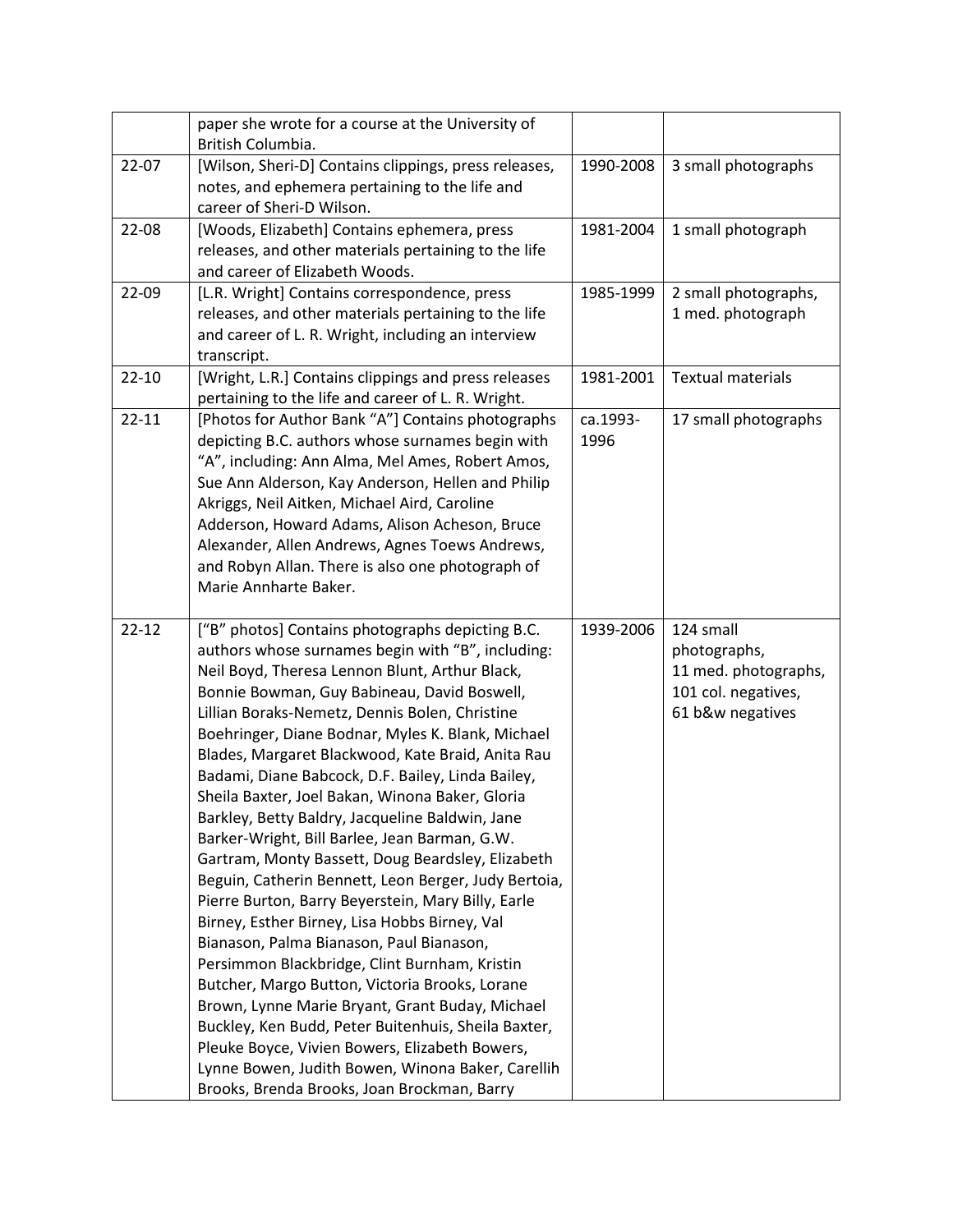| | | | |
|---|---|---|---|
| | paper she wrote for a course at the University of British Columbia. | | |
| 22-07 | [Wilson, Sheri-D] Contains clippings, press releases, notes, and ephemera pertaining to the life and career of Sheri-D Wilson. | 1990-2008 | 3 small photographs |
| 22-08 | [Woods, Elizabeth] Contains ephemera, press releases, and other materials pertaining to the life and career of Elizabeth Woods. | 1981-2004 | 1 small photograph |
| 22-09 | [L.R. Wright] Contains correspondence, press releases, and other materials pertaining to the life and career of L. R. Wright, including an interview transcript. | 1985-1999 | 2 small photographs, 1 med. photograph |
| 22-10 | [Wright, L.R.] Contains clippings and press releases pertaining to the life and career of L. R. Wright. | 1981-2001 | Textual materials |
| 22-11 | [Photos for Author Bank "A"] Contains photographs depicting B.C. authors whose surnames begin with "A", including: Ann Alma, Mel Ames, Robert Amos, Sue Ann Alderson, Kay Anderson, Hellen and Philip Akriggs, Neil Aitken, Michael Aird, Caroline Adderson, Howard Adams, Alison Acheson, Bruce Alexander, Allen Andrews, Agnes Toews Andrews, and Robyn Allan. There is also one photograph of Marie Annharte Baker. | ca.1993-1996 | 17 small photographs |
| 22-12 | ["B" photos] Contains photographs depicting B.C. authors whose surnames begin with "B", including: Neil Boyd, Theresa Lennon Blunt, Arthur Black, Bonnie Bowman, Guy Babineau, David Boswell, Lillian Boraks-Nemetz, Dennis Bolen, Christine Boehringer, Diane Bodnar, Myles K. Blank, Michael Blades, Margaret Blackwood, Kate Braid, Anita Rau Badami, Diane Babcock, D.F. Bailey, Linda Bailey, Sheila Baxter, Joel Bakan, Winona Baker, Gloria Barkley, Betty Baldry, Jacqueline Baldwin, Jane Barker-Wright, Bill Barlee, Jean Barman, G.W. Gartram, Monty Bassett, Doug Beardsley, Elizabeth Beguin, Catherin Bennett, Leon Berger, Judy Bertoia, Pierre Burton, Barry Beyerstein, Mary Billy, Earle Birney, Esther Birney, Lisa Hobbs Birney, Val Bianason, Palma Bianason, Paul Bianason, Persimmon Blackbridge, Clint Burnham, Kristin Butcher, Margo Button, Victoria Brooks, Lorane Brown, Lynne Marie Bryant, Grant Buday, Michael Buckley, Ken Budd, Peter Buitenhuis, Sheila Baxter, Pleuke Boyce, Vivien Bowers, Elizabeth Bowers, Lynne Bowen, Judith Bowen, Winona Baker, Carellih Brooks, Brenda Brooks, Joan Brockman, Barry | 1939-2006 | 124 small photographs, 11 med. photographs, 101 col. negatives, 61 b&w negatives |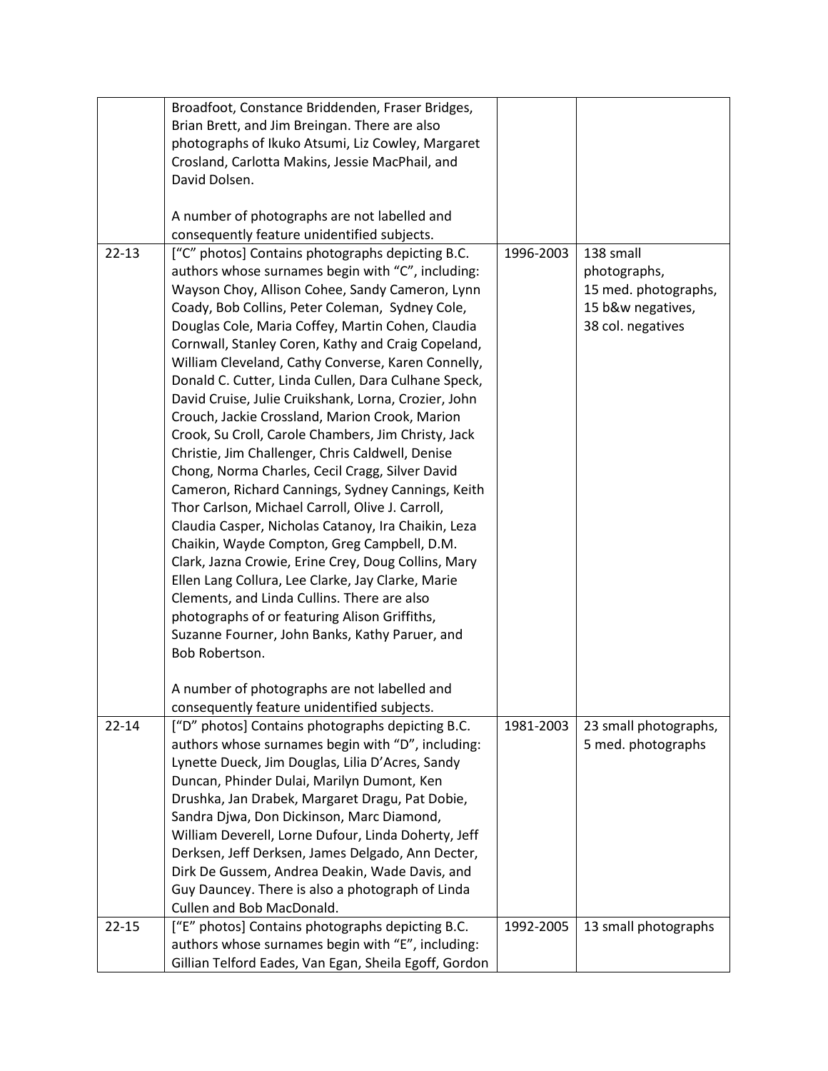|  |  |  |  |
|---|---|---|---|
|  | Broadfoot, Constance Briddenden, Fraser Bridges, Brian Brett, and Jim Breingan. There are also photographs of Ikuko Atsumi, Liz Cowley, Margaret Crosland, Carlotta Makins, Jessie MacPhail, and David Dolsen.<br><br>A number of photographs are not labelled and consequently feature unidentified subjects. |  |  |
| 22-13 | ["C" photos] Contains photographs depicting B.C. authors whose surnames begin with "C", including: Wayson Choy, Allison Cohee, Sandy Cameron, Lynn Coady, Bob Collins, Peter Coleman, Sydney Cole, Douglas Cole, Maria Coffey, Martin Cohen, Claudia Cornwall, Stanley Coren, Kathy and Craig Copeland, William Cleveland, Cathy Converse, Karen Connelly, Donald C. Cutter, Linda Cullen, Dara Culhane Speck, David Cruise, Julie Cruikshank, Lorna, Crozier, John Crouch, Jackie Crossland, Marion Crook, Marion Crook, Su Croll, Carole Chambers, Jim Christy, Jack Christie, Jim Challenger, Chris Caldwell, Denise Chong, Norma Charles, Cecil Cragg, Silver David Cameron, Richard Cannings, Sydney Cannings, Keith Thor Carlson, Michael Carroll, Olive J. Carroll, Claudia Casper, Nicholas Catanoy, Ira Chaikin, Leza Chaikin, Wayde Compton, Greg Campbell, D.M. Clark, Jazna Crowie, Erine Crey, Doug Collins, Mary Ellen Lang Collura, Lee Clarke, Jay Clarke, Marie Clements, and Linda Cullins. There are also photographs of or featuring Alison Griffiths, Suzanne Fourner, John Banks, Kathy Paruer, and Bob Robertson.<br><br>A number of photographs are not labelled and consequently feature unidentified subjects. | 1996-2003 | 138 small photographs, 15 med. photographs, 15 b&w negatives, 38 col. negatives |
| 22-14 | ["D" photos] Contains photographs depicting B.C. authors whose surnames begin with "D", including: Lynette Dueck, Jim Douglas, Lilia D'Acres, Sandy Duncan, Phinder Dulai, Marilyn Dumont, Ken Drushka, Jan Drabek, Margaret Dragu, Pat Dobie, Sandra Djwa, Don Dickinson, Marc Diamond, William Deverell, Lorne Dufour, Linda Doherty, Jeff Derksen, Jeff Derksen, James Delgado, Ann Decter, Dirk De Gussem, Andrea Deakin, Wade Davis, and Guy Dauncey. There is also a photograph of Linda Cullen and Bob MacDonald. | 1981-2003 | 23 small photographs, 5 med. photographs |
| 22-15 | ["E" photos] Contains photographs depicting B.C. authors whose surnames begin with "E", including: Gillian Telford Eades, Van Egan, Sheila Egoff, Gordon | 1992-2005 | 13 small photographs |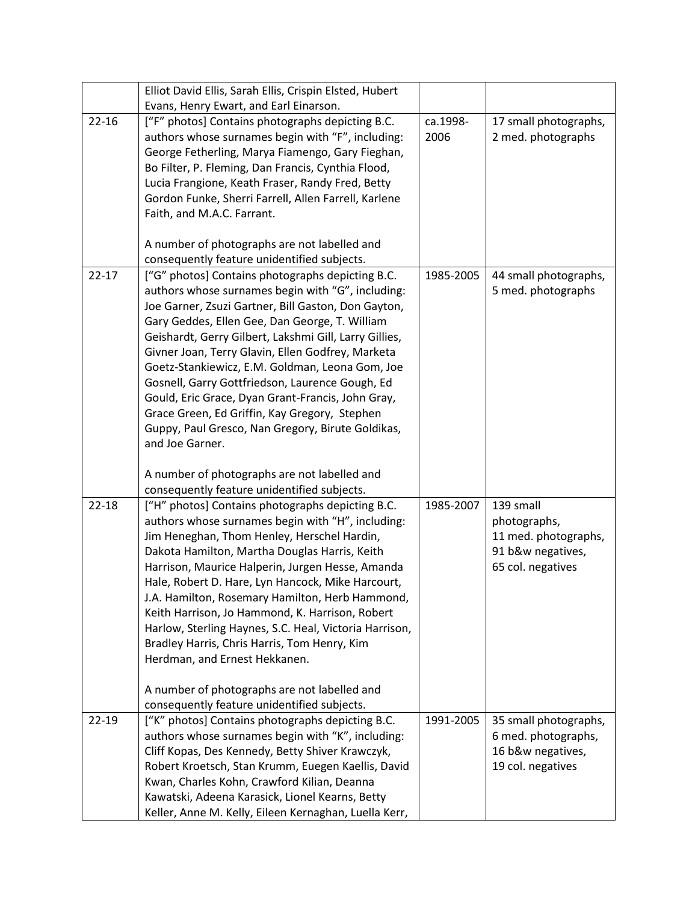|  |  |  |  |
| --- | --- | --- | --- |
|  | Elliot David Ellis, Sarah Ellis, Crispin Elsted, Hubert Evans, Henry Ewart, and Earl Einarson. |  |  |
| 22-16 | ["F" photos] Contains photographs depicting B.C. authors whose surnames begin with "F", including: George Fetherling, Marya Fiamengo, Gary Fieghan, Bo Filter, P. Fleming, Dan Francis, Cynthia Flood, Lucia Frangione, Keath Fraser, Randy Fred, Betty Gordon Funke, Sherri Farrell, Allen Farrell, Karlene Faith, and M.A.C. Farrant.<br><br>A number of photographs are not labelled and consequently feature unidentified subjects. | ca.1998-2006 | 17 small photographs, 2 med. photographs |
| 22-17 | ["G" photos] Contains photographs depicting B.C. authors whose surnames begin with "G", including: Joe Garner, Zsuzi Gartner, Bill Gaston, Don Gayton, Gary Geddes, Ellen Gee, Dan George, T. William Geishardt, Gerry Gilbert, Lakshmi Gill, Larry Gillies, Givner Joan, Terry Glavin, Ellen Godfrey, Marketa Goetz-Stankiewicz, E.M. Goldman, Leona Gom, Joe Gosnell, Garry Gottfriedson, Laurence Gough, Ed Gould, Eric Grace, Dyan Grant-Francis, John Gray, Grace Green, Ed Griffin, Kay Gregory, Stephen Guppy, Paul Gresco, Nan Gregory, Birute Goldikas, and Joe Garner.<br><br>A number of photographs are not labelled and consequently feature unidentified subjects. | 1985-2005 | 44 small photographs, 5 med. photographs |
| 22-18 | ["H" photos] Contains photographs depicting B.C. authors whose surnames begin with "H", including: Jim Heneghan, Thom Henley, Herschel Hardin, Dakota Hamilton, Martha Douglas Harris, Keith Harrison, Maurice Halperin, Jurgen Hesse, Amanda Hale, Robert D. Hare, Lyn Hancock, Mike Harcourt, J.A. Hamilton, Rosemary Hamilton, Herb Hammond, Keith Harrison, Jo Hammond, K. Harrison, Robert Harlow, Sterling Haynes, S.C. Heal, Victoria Harrison, Bradley Harris, Chris Harris, Tom Henry, Kim Herdman, and Ernest Hekkanen.<br><br>A number of photographs are not labelled and consequently feature unidentified subjects. | 1985-2007 | 139 small photographs, 11 med. photographs, 91 b&w negatives, 65 col. negatives |
| 22-19 | ["K" photos] Contains photographs depicting B.C. authors whose surnames begin with "K", including: Cliff Kopas, Des Kennedy, Betty Shiver Krawczyk, Robert Kroetsch, Stan Krumm, Euegen Kaellis, David Kwan, Charles Kohn, Crawford Kilian, Deanna Kawatski, Adeena Karasick, Lionel Kearns, Betty Keller, Anne M. Kelly, Eileen Kernaghan, Luella Kerr, | 1991-2005 | 35 small photographs, 6 med. photographs, 16 b&w negatives, 19 col. negatives |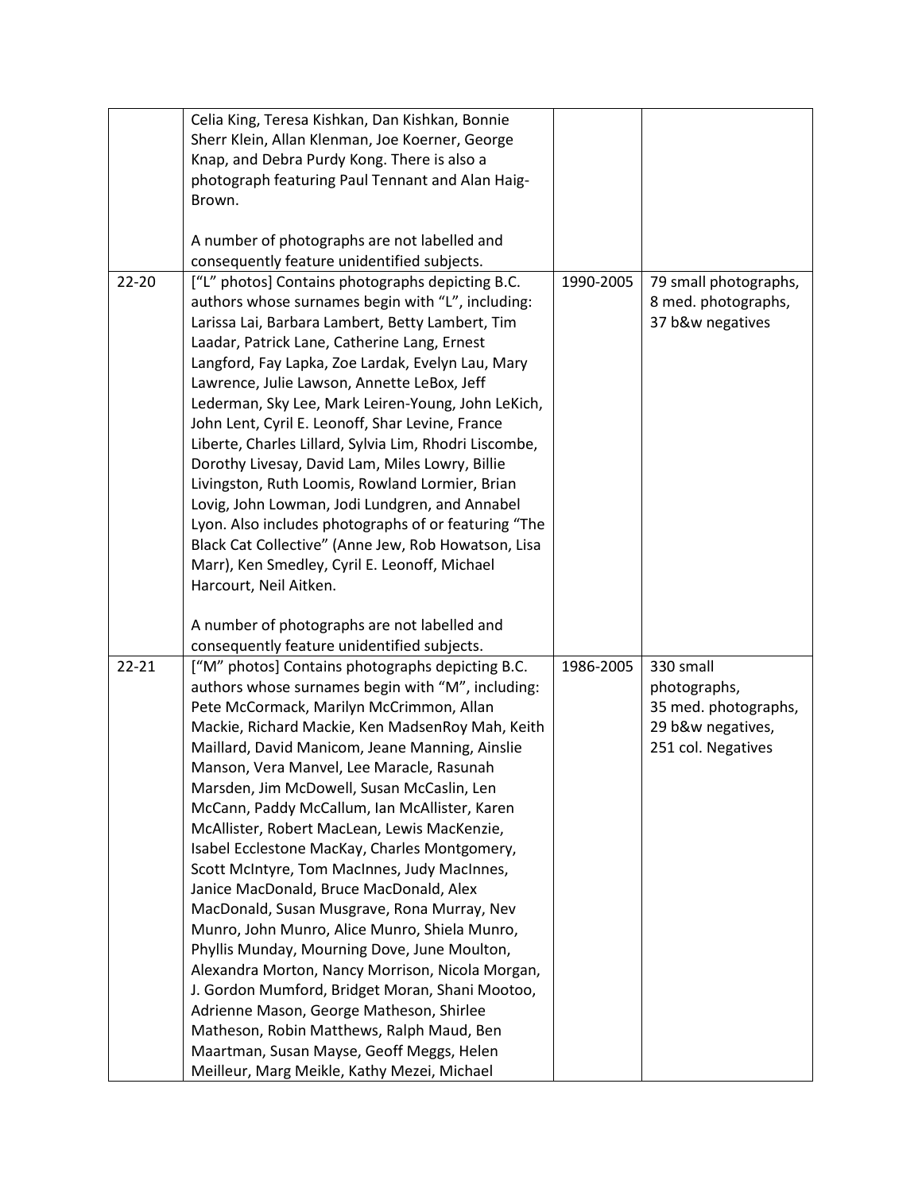| | | | |
|---|---|---|---|
| | Celia King, Teresa Kishkan, Dan Kishkan, Bonnie Sherr Klein, Allan Klenman, Joe Koerner, George Knap, and Debra Purdy Kong. There is also a photograph featuring Paul Tennant and Alan Haig-Brown.<br><br>A number of photographs are not labelled and consequently feature unidentified subjects. | | |
| 22-20 | ["L" photos] Contains photographs depicting B.C. authors whose surnames begin with "L", including: Larissa Lai, Barbara Lambert, Betty Lambert, Tim Laadar, Patrick Lane, Catherine Lang, Ernest Langford, Fay Lapka, Zoe Lardak, Evelyn Lau, Mary Lawrence, Julie Lawson, Annette LeBox, Jeff Lederman, Sky Lee, Mark Leiren-Young, John LeKich, John Lent, Cyril E. Leonoff, Shar Levine, France Liberte, Charles Lillard, Sylvia Lim, Rhodri Liscombe, Dorothy Livesay, David Lam, Miles Lowry, Billie Livingston, Ruth Loomis, Rowland Lormier, Brian Lovig, John Lowman, Jodi Lundgren, and Annabel Lyon. Also includes photographs of or featuring "The Black Cat Collective" (Anne Jew, Rob Howatson, Lisa Marr), Ken Smedley, Cyril E. Leonoff, Michael Harcourt, Neil Aitken.<br><br>A number of photographs are not labelled and consequently feature unidentified subjects. | 1990-2005 | 79 small photographs, 8 med. photographs, 37 b&w negatives |
| 22-21 | ["M" photos] Contains photographs depicting B.C. authors whose surnames begin with "M", including: Pete McCormack, Marilyn McCrimmon, Allan Mackie, Richard Mackie, Ken MadsenRoy Mah, Keith Maillard, David Manicom, Jeane Manning, Ainslie Manson, Vera Manvel, Lee Maracle, Rasunah Marsden, Jim McDowell, Susan McCaslin, Len McCann, Paddy McCallum, Ian McAllister, Karen McAllister, Robert MacLean, Lewis MacKenzie, Isabel Ecclestone MacKay, Charles Montgomery, Scott McIntyre, Tom MacInnes, Judy MacInnes, Janice MacDonald, Bruce MacDonald, Alex MacDonald, Susan Musgrave, Rona Murray, Nev Munro, John Munro, Alice Munro, Shiela Munro, Phyllis Munday, Mourning Dove, June Moulton, Alexandra Morton, Nancy Morrison, Nicola Morgan, J. Gordon Mumford, Bridget Moran, Shani Mootoo, Adrienne Mason, George Matheson, Shirlee Matheson, Robin Matthews, Ralph Maud, Ben Maartman, Susan Mayse, Geoff Meggs, Helen Meilleur, Marg Meikle, Kathy Mezei, Michael | 1986-2005 | 330 small photographs, 35 med. photographs, 29 b&w negatives, 251 col. Negatives |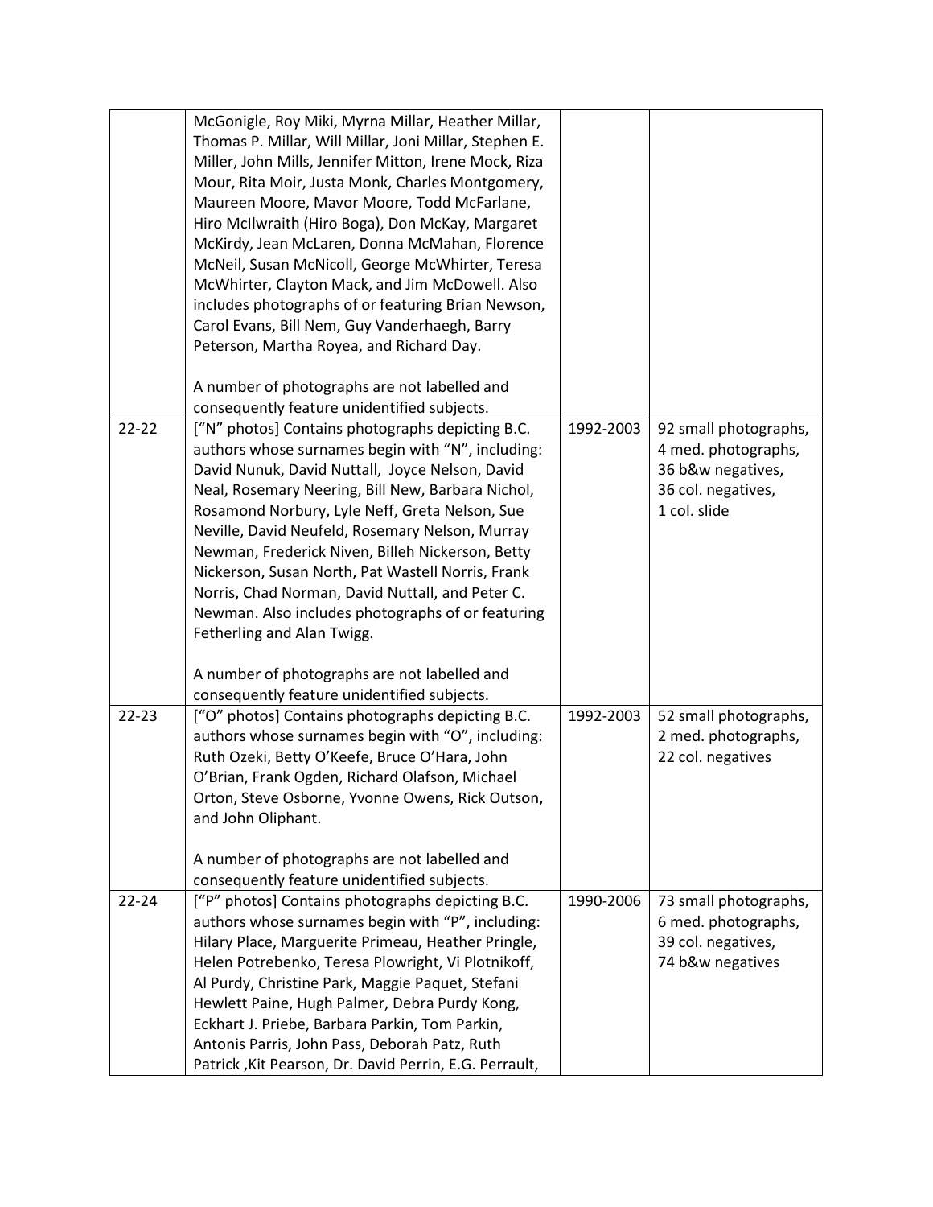|  |  |  |  |
|---|---|---|---|
|  | McGonigle, Roy Miki, Myrna Millar, Heather Millar, Thomas P. Millar, Will Millar, Joni Millar, Stephen E. Miller, John Mills, Jennifer Mitton, Irene Mock, Riza Mour, Rita Moir, Justa Monk, Charles Montgomery, Maureen Moore, Mavor Moore, Todd McFarlane, Hiro McIlwraith (Hiro Boga), Don McKay, Margaret McKirdy, Jean McLaren, Donna McMahan, Florence McNeil, Susan McNicoll, George McWhirter, Teresa McWhirter, Clayton Mack, and Jim McDowell. Also includes photographs of or featuring Brian Newson, Carol Evans, Bill Nem, Guy Vanderhaegh, Barry Peterson, Martha Royea, and Richard Day.<br><br>A number of photographs are not labelled and consequently feature unidentified subjects. |  |  |
| 22-22 | ["N" photos] Contains photographs depicting B.C. authors whose surnames begin with "N", including: David Nunuk, David Nuttall, Joyce Nelson, David Neal, Rosemary Neering, Bill New, Barbara Nichol, Rosamond Norbury, Lyle Neff, Greta Nelson, Sue Neville, David Neufeld, Rosemary Nelson, Murray Newman, Frederick Niven, Billeh Nickerson, Betty Nickerson, Susan North, Pat Wastell Norris, Frank Norris, Chad Norman, David Nuttall, and Peter C. Newman. Also includes photographs of or featuring Fetherling and Alan Twigg.<br><br>A number of photographs are not labelled and consequently feature unidentified subjects. | 1992-2003 | 92 small photographs, 4 med. photographs, 36 b&w negatives, 36 col. negatives, 1 col. slide |
| 22-23 | ["O" photos] Contains photographs depicting B.C. authors whose surnames begin with "O", including: Ruth Ozeki, Betty O'Keefe, Bruce O'Hara, John O'Brian, Frank Ogden, Richard Olafson, Michael Orton, Steve Osborne, Yvonne Owens, Rick Outson, and John Oliphant.<br><br>A number of photographs are not labelled and consequently feature unidentified subjects. | 1992-2003 | 52 small photographs, 2 med. photographs, 22 col. negatives |
| 22-24 | ["P" photos] Contains photographs depicting B.C. authors whose surnames begin with "P", including: Hilary Place, Marguerite Primeau, Heather Pringle, Helen Potrebenko, Teresa Plowright, Vi Plotnikoff, Al Purdy, Christine Park, Maggie Paquet, Stefani Hewlett Paine, Hugh Palmer, Debra Purdy Kong, Eckhart J. Priebe, Barbara Parkin, Tom Parkin, Antonis Parris, John Pass, Deborah Patz, Ruth Patrick ,Kit Pearson, Dr. David Perrin, E.G. Perrault, | 1990-2006 | 73 small photographs, 6 med. photographs, 39 col. negatives, 74 b&w negatives |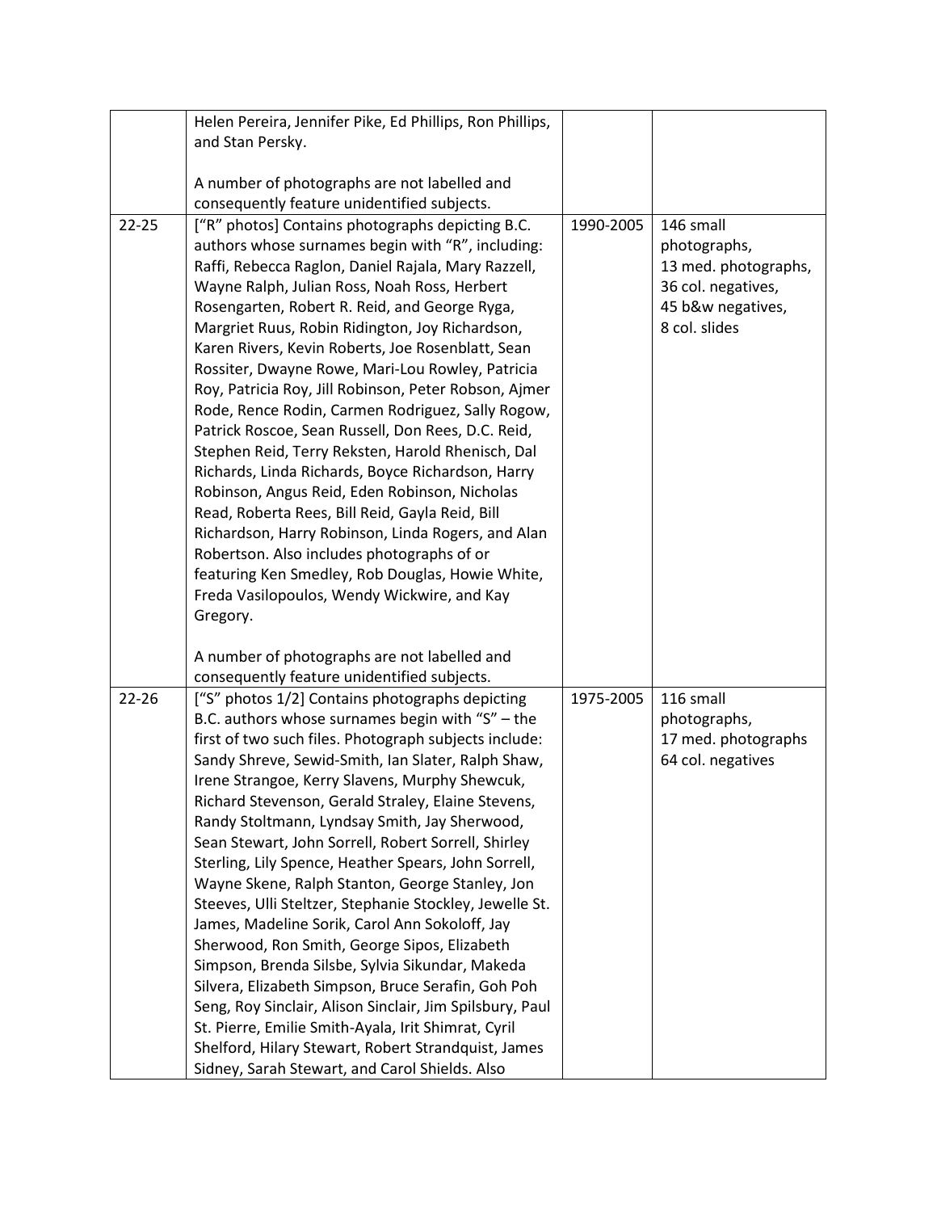| | | | |
|---|---|---|---|
| | Helen Pereira, Jennifer Pike, Ed Phillips, Ron Phillips, and Stan Persky.<br><br>A number of photographs are not labelled and consequently feature unidentified subjects. | | |
| 22-25 | ["R" photos] Contains photographs depicting B.C. authors whose surnames begin with "R", including: Raffi, Rebecca Raglon, Daniel Rajala, Mary Razzell, Wayne Ralph, Julian Ross, Noah Ross, Herbert Rosengarten, Robert R. Reid, and George Ryga, Margriet Ruus, Robin Ridington, Joy Richardson, Karen Rivers, Kevin Roberts, Joe Rosenblatt, Sean Rossiter, Dwayne Rowe, Mari-Lou Rowley, Patricia Roy, Patricia Roy, Jill Robinson, Peter Robson, Ajmer Rode, Rence Rodin, Carmen Rodriguez, Sally Rogow, Patrick Roscoe, Sean Russell, Don Rees, D.C. Reid, Stephen Reid, Terry Reksten, Harold Rhenisch, Dal Richards, Linda Richards, Boyce Richardson, Harry Robinson, Angus Reid, Eden Robinson, Nicholas Read, Roberta Rees, Bill Reid, Gayla Reid, Bill Richardson, Harry Robinson, Linda Rogers, and Alan Robertson. Also includes photographs of or featuring Ken Smedley, Rob Douglas, Howie White, Freda Vasilopoulos, Wendy Wickwire, and Kay Gregory.<br><br>A number of photographs are not labelled and consequently feature unidentified subjects. | 1990-2005 | 146 small photographs, 13 med. photographs, 36 col. negatives, 45 b&w negatives, 8 col. slides |
| 22-26 | ["S" photos 1/2] Contains photographs depicting B.C. authors whose surnames begin with "S" – the first of two such files. Photograph subjects include: Sandy Shreve, Sewid-Smith, Ian Slater, Ralph Shaw, Irene Strangoe, Kerry Slavens, Murphy Shewcuk, Richard Stevenson, Gerald Straley, Elaine Stevens, Randy Stoltmann, Lyndsay Smith, Jay Sherwood, Sean Stewart, John Sorrell, Robert Sorrell, Shirley Sterling, Lily Spence, Heather Spears, John Sorrell, Wayne Skene, Ralph Stanton, George Stanley, Jon Steeves, Ulli Steltzer, Stephanie Stockley, Jewelle St. James, Madeline Sorik, Carol Ann Sokoloff, Jay Sherwood, Ron Smith, George Sipos, Elizabeth Simpson, Brenda Silsbe, Sylvia Sikundar, Makeda Silvera, Elizabeth Simpson, Bruce Serafin, Goh Poh Seng, Roy Sinclair, Alison Sinclair, Jim Spilsbury, Paul St. Pierre, Emilie Smith-Ayala, Irit Shimrat, Cyril Shelford, Hilary Stewart, Robert Strandquist, James Sidney, Sarah Stewart, and Carol Shields. Also | 1975-2005 | 116 small photographs, 17 med. photographs 64 col. negatives |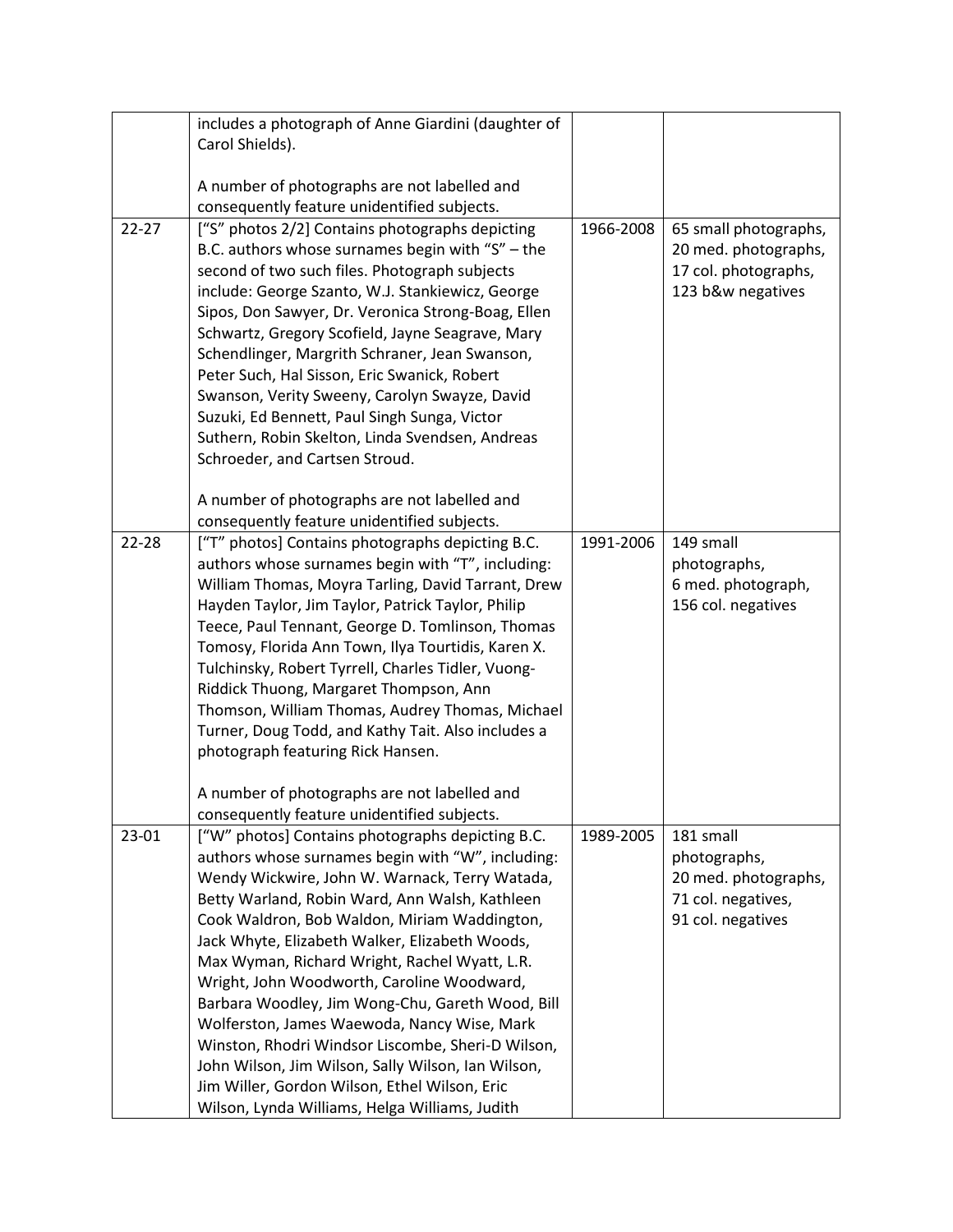|  |  |  |  |
|---|---|---|---|
|  | includes a photograph of Anne Giardini (daughter of Carol Shields).<br><br>A number of photographs are not labelled and consequently feature unidentified subjects. |  |  |
| 22-27 | ["S" photos 2/2] Contains photographs depicting B.C. authors whose surnames begin with "S" – the second of two such files. Photograph subjects include: George Szanto, W.J. Stankiewicz, George Sipos, Don Sawyer, Dr. Veronica Strong-Boag, Ellen Schwartz, Gregory Scofield, Jayne Seagrave, Mary Schendlinger, Margrith Schraner, Jean Swanson, Peter Such, Hal Sisson, Eric Swanick, Robert Swanson, Verity Sweeny, Carolyn Swayze, David Suzuki, Ed Bennett, Paul Singh Sunga, Victor Suthern, Robin Skelton, Linda Svendsen, Andreas Schroeder, and Cartsen Stroud.<br><br>A number of photographs are not labelled and consequently feature unidentified subjects. | 1966-2008 | 65 small photographs, 20 med. photographs, 17 col. photographs, 123 b&w negatives |
| 22-28 | ["T" photos] Contains photographs depicting B.C. authors whose surnames begin with "T", including: William Thomas, Moyra Tarling, David Tarrant, Drew Hayden Taylor, Jim Taylor, Patrick Taylor, Philip Teece, Paul Tennant, George D. Tomlinson, Thomas Tomosy, Florida Ann Town, Ilya Tourtidis, Karen X. Tulchinsky, Robert Tyrrell, Charles Tidler, Vuong-Riddick Thuong, Margaret Thompson, Ann Thomson, William Thomas, Audrey Thomas, Michael Turner, Doug Todd, and Kathy Tait. Also includes a photograph featuring Rick Hansen.<br><br>A number of photographs are not labelled and consequently feature unidentified subjects. | 1991-2006 | 149 small photographs, 6 med. photograph, 156 col. negatives |
| 23-01 | ["W" photos] Contains photographs depicting B.C. authors whose surnames begin with "W", including: Wendy Wickwire, John W. Warnack, Terry Watada, Betty Warland, Robin Ward, Ann Walsh, Kathleen Cook Waldron, Bob Waldon, Miriam Waddington, Jack Whyte, Elizabeth Walker, Elizabeth Woods, Max Wyman, Richard Wright, Rachel Wyatt, L.R. Wright, John Woodworth, Caroline Woodward, Barbara Woodley, Jim Wong-Chu, Gareth Wood, Bill Wolferston, James Waewoda, Nancy Wise, Mark Winston, Rhodri Windsor Liscombe, Sheri-D Wilson, John Wilson, Jim Wilson, Sally Wilson, Ian Wilson, Jim Willer, Gordon Wilson, Ethel Wilson, Eric Wilson, Lynda Williams, Helga Williams, Judith | 1989-2005 | 181 small photographs, 20 med. photographs, 71 col. negatives, 91 col. negatives |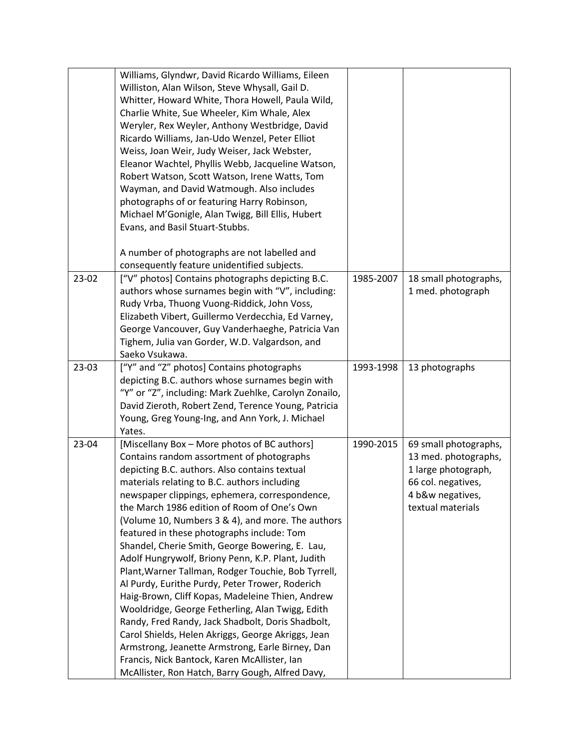|  |  |  |  |
|---|---|---|---|
|  | Williams, Glyndwr, David Ricardo Williams, Eileen Williston, Alan Wilson, Steve Whysall, Gail D. Whitter, Howard White, Thora Howell, Paula Wild, Charlie White, Sue Wheeler, Kim Whale, Alex Weryler, Rex Weyler, Anthony Westbridge, David Ricardo Williams, Jan-Udo Wenzel, Peter Elliot Weiss, Joan Weir, Judy Weiser, Jack Webster, Eleanor Wachtel, Phyllis Webb, Jacqueline Watson, Robert Watson, Scott Watson, Irene Watts, Tom Wayman, and David Watmough. Also includes photographs of or featuring Harry Robinson, Michael M'Gonigle, Alan Twigg, Bill Ellis, Hubert Evans, and Basil Stuart-Stubbs.<br><br>A number of photographs are not labelled and consequently feature unidentified subjects. |  |  |
| 23-02 | ["V" photos] Contains photographs depicting B.C. authors whose surnames begin with "V", including: Rudy Vrba, Thuong Vuong-Riddick, John Voss, Elizabeth Vibert, Guillermo Verdecchia, Ed Varney, George Vancouver, Guy Vanderhaeghe, Patricia Van Tighem, Julia van Gorder, W.D. Valgardson, and Saeko Vsukawa. | 1985-2007 | 18 small photographs, 1 med. photograph |
| 23-03 | ["Y" and "Z" photos] Contains photographs depicting B.C. authors whose surnames begin with "Y" or "Z", including: Mark Zuehlke, Carolyn Zonailo, David Zieroth, Robert Zend, Terence Young, Patricia Young, Greg Young-Ing, and Ann York, J. Michael Yates. | 1993-1998 | 13 photographs |
| 23-04 | [Miscellany Box – More photos of BC authors] Contains random assortment of photographs depicting B.C. authors. Also contains textual materials relating to B.C. authors including newspaper clippings, ephemera, correspondence, the March 1986 edition of Room of One's Own (Volume 10, Numbers 3 & 4), and more. The authors featured in these photographs include: Tom Shandel, Cherie Smith, George Bowering, E. Lau, Adolf Hungrywolf, Briony Penn, K.P. Plant, Judith Plant,Warner Tallman, Rodger Touchie, Bob Tyrrell, Al Purdy, Eurithe Purdy, Peter Trower, Roderich Haig-Brown, Cliff Kopas, Madeleine Thien, Andrew Wooldridge, George Fetherling, Alan Twigg, Edith Randy, Fred Randy, Jack Shadbolt, Doris Shadbolt, Carol Shields, Helen Akriggs, George Akriggs, Jean Armstrong, Jeanette Armstrong, Earle Birney, Dan Francis, Nick Bantock, Karen McAllister, Ian McAllister, Ron Hatch, Barry Gough, Alfred Davy, | 1990-2015 | 69 small photographs, 13 med. photographs, 1 large photograph, 66 col. negatives, 4 b&w negatives, textual materials |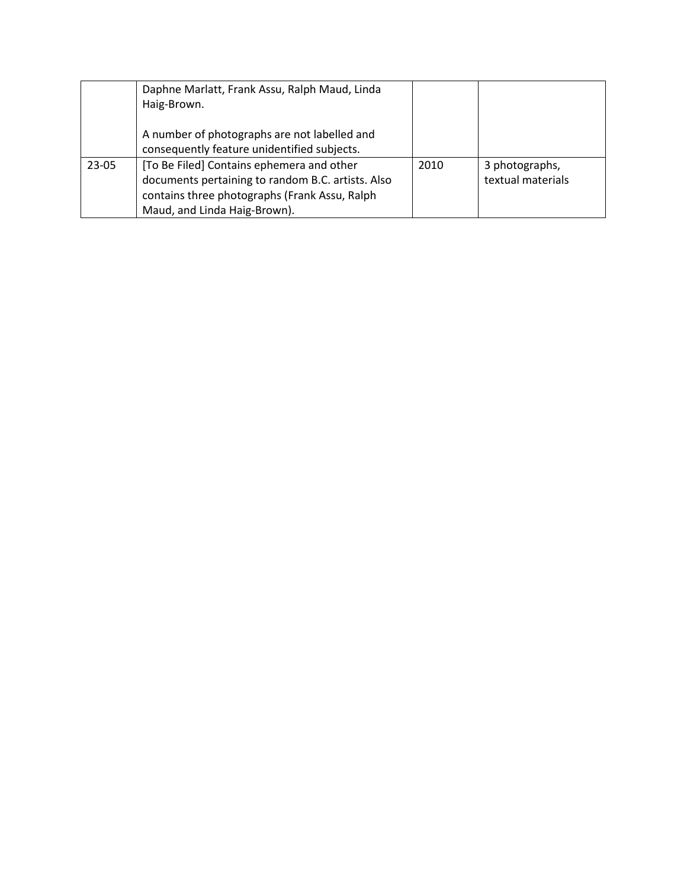| | | | |
|---|---|---|---|
| | Daphne Marlatt, Frank Assu, Ralph Maud, Linda Haig-Brown.<br><br>A number of photographs are not labelled and consequently feature unidentified subjects. | | |
| 23-05 | [To Be Filed] Contains ephemera and other documents pertaining to random B.C. artists. Also contains three photographs (Frank Assu, Ralph Maud, and Linda Haig-Brown). | 2010 | 3 photographs, textual materials |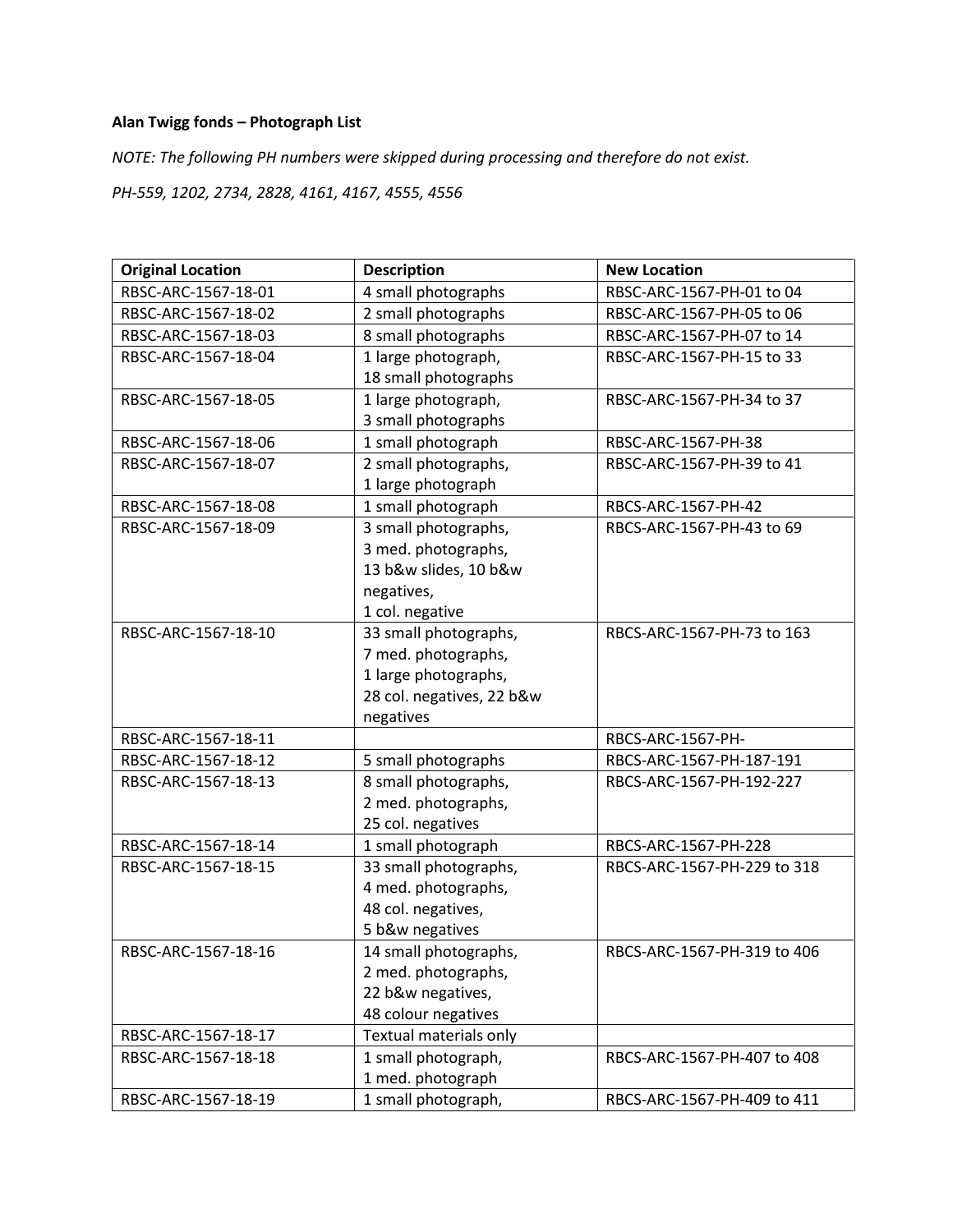**Alan Twigg fonds – Photograph List**

*NOTE: The following PH numbers were skipped during processing and therefore do not exist.*

*PH-559, 1202, 2734, 2828, 4161, 4167, 4555, 4556*

| Original Location | Description | New Location |
|---|---|---|
| RBSC-ARC-1567-18-01 | 4 small photographs | RBSC-ARC-1567-PH-01 to 04 |
| RBSC-ARC-1567-18-02 | 2 small photographs | RBSC-ARC-1567-PH-05 to 06 |
| RBSC-ARC-1567-18-03 | 8 small photographs | RBSC-ARC-1567-PH-07 to 14 |
| RBSC-ARC-1567-18-04 | 1 large photograph, 18 small photographs | RBSC-ARC-1567-PH-15 to 33 |
| RBSC-ARC-1567-18-05 | 1 large photograph, 3 small photographs | RBSC-ARC-1567-PH-34 to 37 |
| RBSC-ARC-1567-18-06 | 1 small photograph | RBSC-ARC-1567-PH-38 |
| RBSC-ARC-1567-18-07 | 2 small photographs, 1 large photograph | RBSC-ARC-1567-PH-39 to 41 |
| RBSC-ARC-1567-18-08 | 1 small photograph | RBCS-ARC-1567-PH-42 |
| RBSC-ARC-1567-18-09 | 3 small photographs, 3 med. photographs, 13 b&w slides, 10 b&w negatives, 1 col. negative | RBCS-ARC-1567-PH-43 to 69 |
| RBSC-ARC-1567-18-10 | 33 small photographs, 7 med. photographs, 1 large photographs, 28 col. negatives, 22 b&w negatives | RBCS-ARC-1567-PH-73 to 163 |
| RBSC-ARC-1567-18-11 | | RBCS-ARC-1567-PH- |
| RBSC-ARC-1567-18-12 | 5 small photographs | RBCS-ARC-1567-PH-187-191 |
| RBSC-ARC-1567-18-13 | 8 small photographs, 2 med. photographs, 25 col. negatives | RBCS-ARC-1567-PH-192-227 |
| RBSC-ARC-1567-18-14 | 1 small photograph | RBCS-ARC-1567-PH-228 |
| RBSC-ARC-1567-18-15 | 33 small photographs, 4 med. photographs, 48 col. negatives, 5 b&w negatives | RBCS-ARC-1567-PH-229 to 318 |
| RBSC-ARC-1567-18-16 | 14 small photographs, 2 med. photographs, 22 b&w negatives, 48 colour negatives | RBCS-ARC-1567-PH-319 to 406 |
| RBSC-ARC-1567-18-17 | Textual materials only | |
| RBSC-ARC-1567-18-18 | 1 small photograph, 1 med. photograph | RBCS-ARC-1567-PH-407 to 408 |
| RBSC-ARC-1567-18-19 | 1 small photograph, | RBCS-ARC-1567-PH-409 to 411 |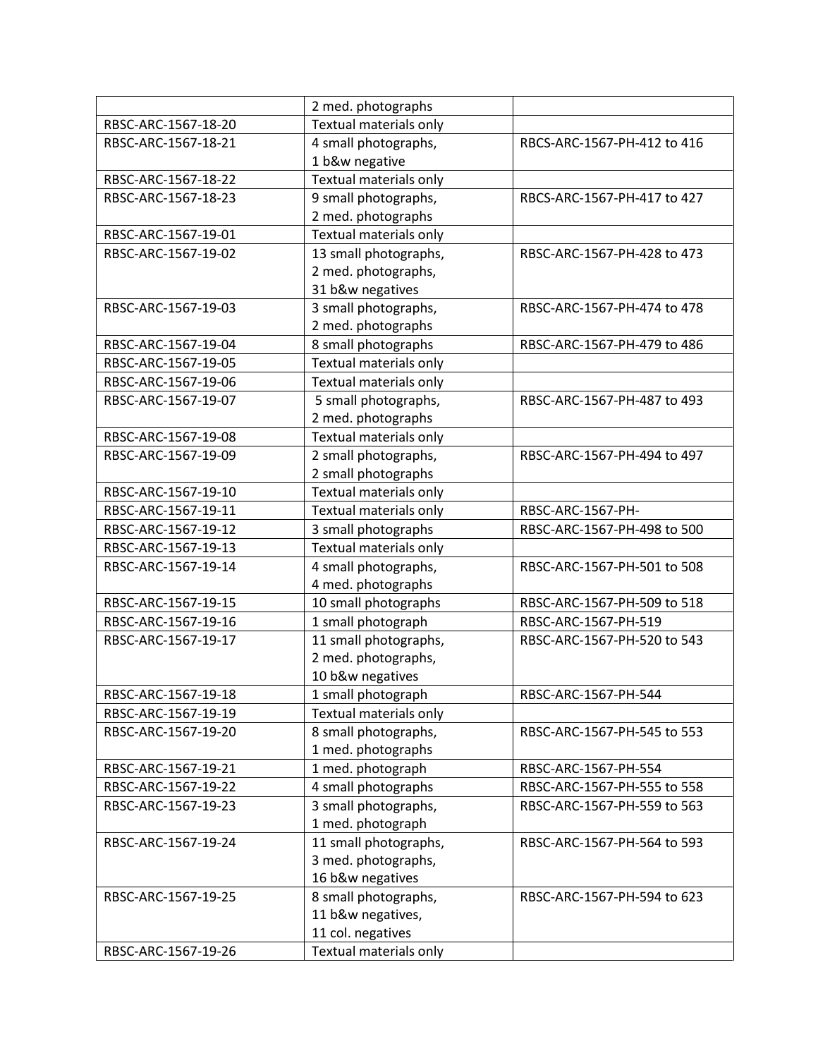| | | |
|---|---|---|
| | 2 med. photographs | |
| RBSC-ARC-1567-18-20 | Textual materials only | |
| RBSC-ARC-1567-18-21 | 4 small photographs,<br>1 b&w negative | RBCS-ARC-1567-PH-412 to 416 |
| RBSC-ARC-1567-18-22 | Textual materials only | |
| RBSC-ARC-1567-18-23 | 9 small photographs,<br>2 med. photographs | RBCS-ARC-1567-PH-417 to 427 |
| RBSC-ARC-1567-19-01 | Textual materials only | |
| RBSC-ARC-1567-19-02 | 13 small photographs,<br>2 med. photographs,<br>31 b&w negatives | RBSC-ARC-1567-PH-428 to 473 |
| RBSC-ARC-1567-19-03 | 3 small photographs,<br>2 med. photographs | RBSC-ARC-1567-PH-474 to 478 |
| RBSC-ARC-1567-19-04 | 8 small photographs | RBSC-ARC-1567-PH-479 to 486 |
| RBSC-ARC-1567-19-05 | Textual materials only | |
| RBSC-ARC-1567-19-06 | Textual materials only | |
| RBSC-ARC-1567-19-07 | 5 small photographs,<br>2 med. photographs | RBSC-ARC-1567-PH-487 to 493 |
| RBSC-ARC-1567-19-08 | Textual materials only | |
| RBSC-ARC-1567-19-09 | 2 small photographs,<br>2 small photographs | RBSC-ARC-1567-PH-494 to 497 |
| RBSC-ARC-1567-19-10 | Textual materials only | |
| RBSC-ARC-1567-19-11 | Textual materials only | RBSC-ARC-1567-PH- |
| RBSC-ARC-1567-19-12 | 3 small photographs | RBSC-ARC-1567-PH-498 to 500 |
| RBSC-ARC-1567-19-13 | Textual materials only | |
| RBSC-ARC-1567-19-14 | 4 small photographs,<br>4 med. photographs | RBSC-ARC-1567-PH-501 to 508 |
| RBSC-ARC-1567-19-15 | 10 small photographs | RBSC-ARC-1567-PH-509 to 518 |
| RBSC-ARC-1567-19-16 | 1 small photograph | RBSC-ARC-1567-PH-519 |
| RBSC-ARC-1567-19-17 | 11 small photographs,<br>2 med. photographs,<br>10 b&w negatives | RBSC-ARC-1567-PH-520 to 543 |
| RBSC-ARC-1567-19-18 | 1 small photograph | RBSC-ARC-1567-PH-544 |
| RBSC-ARC-1567-19-19 | Textual materials only | |
| RBSC-ARC-1567-19-20 | 8 small photographs,<br>1 med. photographs | RBSC-ARC-1567-PH-545 to 553 |
| RBSC-ARC-1567-19-21 | 1 med. photograph | RBSC-ARC-1567-PH-554 |
| RBSC-ARC-1567-19-22 | 4 small photographs | RBSC-ARC-1567-PH-555 to 558 |
| RBSC-ARC-1567-19-23 | 3 small photographs,<br>1 med. photograph | RBSC-ARC-1567-PH-559 to 563 |
| RBSC-ARC-1567-19-24 | 11 small photographs,<br>3 med. photographs,<br>16 b&w negatives | RBSC-ARC-1567-PH-564 to 593 |
| RBSC-ARC-1567-19-25 | 8 small photographs,<br>11 b&w negatives,<br>11 col. negatives | RBSC-ARC-1567-PH-594 to 623 |
| RBSC-ARC-1567-19-26 | Textual materials only | |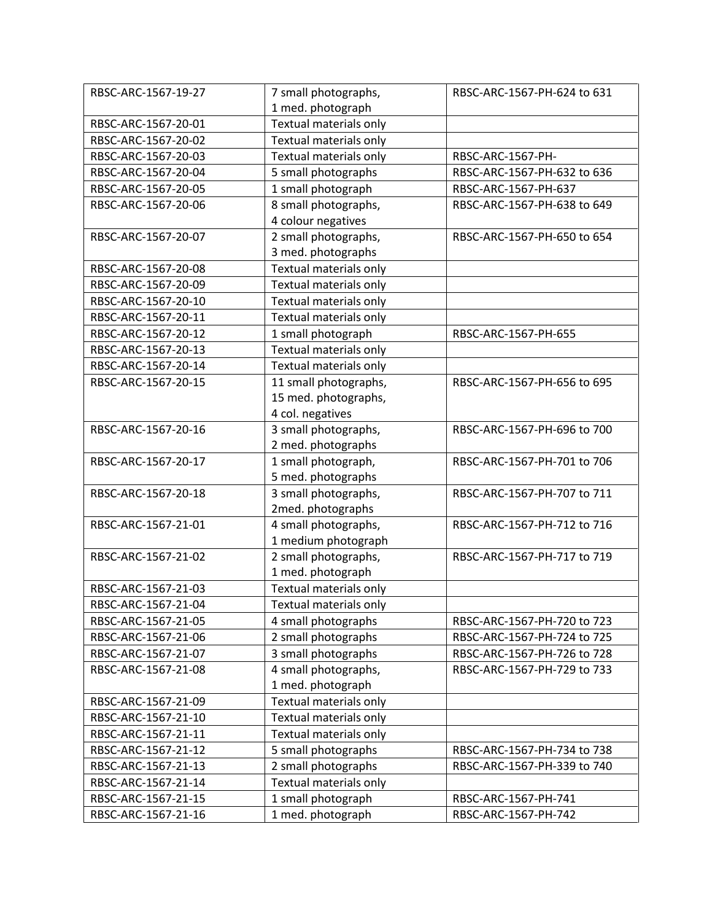| | | |
|---|---|---|
| RBSC-ARC-1567-19-27 | 7 small photographs, 1 med. photograph | RBSC-ARC-1567-PH-624 to 631 |
| RBSC-ARC-1567-20-01 | Textual materials only | |
| RBSC-ARC-1567-20-02 | Textual materials only | |
| RBSC-ARC-1567-20-03 | Textual materials only | RBSC-ARC-1567-PH- |
| RBSC-ARC-1567-20-04 | 5 small photographs | RBSC-ARC-1567-PH-632 to 636 |
| RBSC-ARC-1567-20-05 | 1 small photograph | RBSC-ARC-1567-PH-637 |
| RBSC-ARC-1567-20-06 | 8 small photographs, 4 colour negatives | RBSC-ARC-1567-PH-638 to 649 |
| RBSC-ARC-1567-20-07 | 2 small photographs, 3 med. photographs | RBSC-ARC-1567-PH-650 to 654 |
| RBSC-ARC-1567-20-08 | Textual materials only | |
| RBSC-ARC-1567-20-09 | Textual materials only | |
| RBSC-ARC-1567-20-10 | Textual materials only | |
| RBSC-ARC-1567-20-11 | Textual materials only | |
| RBSC-ARC-1567-20-12 | 1 small photograph | RBSC-ARC-1567-PH-655 |
| RBSC-ARC-1567-20-13 | Textual materials only | |
| RBSC-ARC-1567-20-14 | Textual materials only | |
| RBSC-ARC-1567-20-15 | 11 small photographs, 15 med. photographs, 4 col. negatives | RBSC-ARC-1567-PH-656 to 695 |
| RBSC-ARC-1567-20-16 | 3 small photographs, 2 med. photographs | RBSC-ARC-1567-PH-696 to 700 |
| RBSC-ARC-1567-20-17 | 1 small photograph, 5 med. photographs | RBSC-ARC-1567-PH-701 to 706 |
| RBSC-ARC-1567-20-18 | 3 small photographs, 2med. photographs | RBSC-ARC-1567-PH-707 to 711 |
| RBSC-ARC-1567-21-01 | 4 small photographs, 1 medium photograph | RBSC-ARC-1567-PH-712 to 716 |
| RBSC-ARC-1567-21-02 | 2 small photographs, 1 med. photograph | RBSC-ARC-1567-PH-717 to 719 |
| RBSC-ARC-1567-21-03 | Textual materials only | |
| RBSC-ARC-1567-21-04 | Textual materials only | |
| RBSC-ARC-1567-21-05 | 4 small photographs | RBSC-ARC-1567-PH-720 to 723 |
| RBSC-ARC-1567-21-06 | 2 small photographs | RBSC-ARC-1567-PH-724 to 725 |
| RBSC-ARC-1567-21-07 | 3 small photographs | RBSC-ARC-1567-PH-726 to 728 |
| RBSC-ARC-1567-21-08 | 4 small photographs, 1 med. photograph | RBSC-ARC-1567-PH-729 to 733 |
| RBSC-ARC-1567-21-09 | Textual materials only | |
| RBSC-ARC-1567-21-10 | Textual materials only | |
| RBSC-ARC-1567-21-11 | Textual materials only | |
| RBSC-ARC-1567-21-12 | 5 small photographs | RBSC-ARC-1567-PH-734 to 738 |
| RBSC-ARC-1567-21-13 | 2 small photographs | RBSC-ARC-1567-PH-339 to 740 |
| RBSC-ARC-1567-21-14 | Textual materials only | |
| RBSC-ARC-1567-21-15 | 1 small photograph | RBSC-ARC-1567-PH-741 |
| RBSC-ARC-1567-21-16 | 1 med. photograph | RBSC-ARC-1567-PH-742 |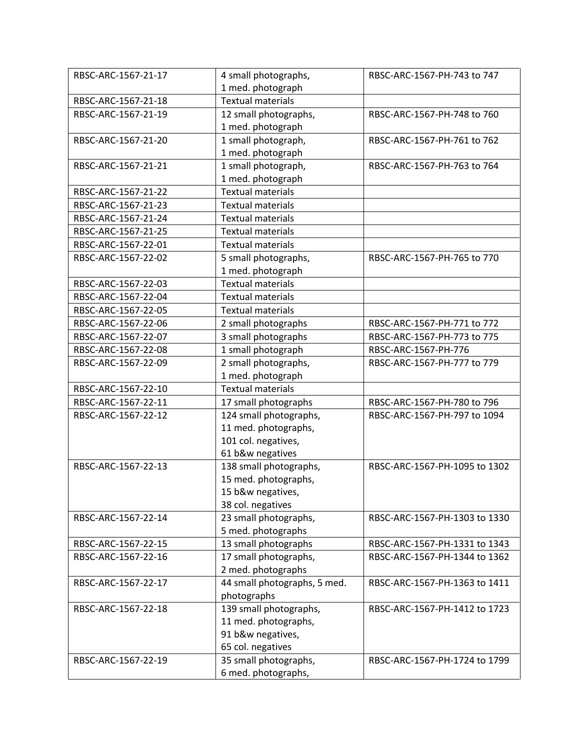| RBSC-ARC-1567-21-17 | 4 small photographs, 1 med. photograph | RBSC-ARC-1567-PH-743 to 747 |
|---|---|---|
| RBSC-ARC-1567-21-18 | Textual materials | |
| RBSC-ARC-1567-21-19 | 12 small photographs, 1 med. photograph | RBSC-ARC-1567-PH-748 to 760 |
| RBSC-ARC-1567-21-20 | 1 small photograph, 1 med. photograph | RBSC-ARC-1567-PH-761 to 762 |
| RBSC-ARC-1567-21-21 | 1 small photograph, 1 med. photograph | RBSC-ARC-1567-PH-763 to 764 |
| RBSC-ARC-1567-21-22 | Textual materials | |
| RBSC-ARC-1567-21-23 | Textual materials | |
| RBSC-ARC-1567-21-24 | Textual materials | |
| RBSC-ARC-1567-21-25 | Textual materials | |
| RBSC-ARC-1567-22-01 | Textual materials | |
| RBSC-ARC-1567-22-02 | 5 small photographs, 1 med. photograph | RBSC-ARC-1567-PH-765 to 770 |
| RBSC-ARC-1567-22-03 | Textual materials | |
| RBSC-ARC-1567-22-04 | Textual materials | |
| RBSC-ARC-1567-22-05 | Textual materials | |
| RBSC-ARC-1567-22-06 | 2 small photographs | RBSC-ARC-1567-PH-771 to 772 |
| RBSC-ARC-1567-22-07 | 3 small photographs | RBSC-ARC-1567-PH-773 to 775 |
| RBSC-ARC-1567-22-08 | 1 small photograph | RBSC-ARC-1567-PH-776 |
| RBSC-ARC-1567-22-09 | 2 small photographs, 1 med. photograph | RBSC-ARC-1567-PH-777 to 779 |
| RBSC-ARC-1567-22-10 | Textual materials | |
| RBSC-ARC-1567-22-11 | 17 small photographs | RBSC-ARC-1567-PH-780 to 796 |
| RBSC-ARC-1567-22-12 | 124 small photographs, 11 med. photographs, 101 col. negatives, 61 b&w negatives | RBSC-ARC-1567-PH-797 to 1094 |
| RBSC-ARC-1567-22-13 | 138 small photographs, 15 med. photographs, 15 b&w negatives, 38 col. negatives | RBSC-ARC-1567-PH-1095 to 1302 |
| RBSC-ARC-1567-22-14 | 23 small photographs, 5 med. photographs | RBSC-ARC-1567-PH-1303 to 1330 |
| RBSC-ARC-1567-22-15 | 13 small photographs | RBSC-ARC-1567-PH-1331 to 1343 |
| RBSC-ARC-1567-22-16 | 17 small photographs, 2 med. photographs | RBSC-ARC-1567-PH-1344 to 1362 |
| RBSC-ARC-1567-22-17 | 44 small photographs, 5 med. photographs | RBSC-ARC-1567-PH-1363 to 1411 |
| RBSC-ARC-1567-22-18 | 139 small photographs, 11 med. photographs, 91 b&w negatives, 65 col. negatives | RBSC-ARC-1567-PH-1412 to 1723 |
| RBSC-ARC-1567-22-19 | 35 small photographs, 6 med. photographs, | RBSC-ARC-1567-PH-1724 to 1799 |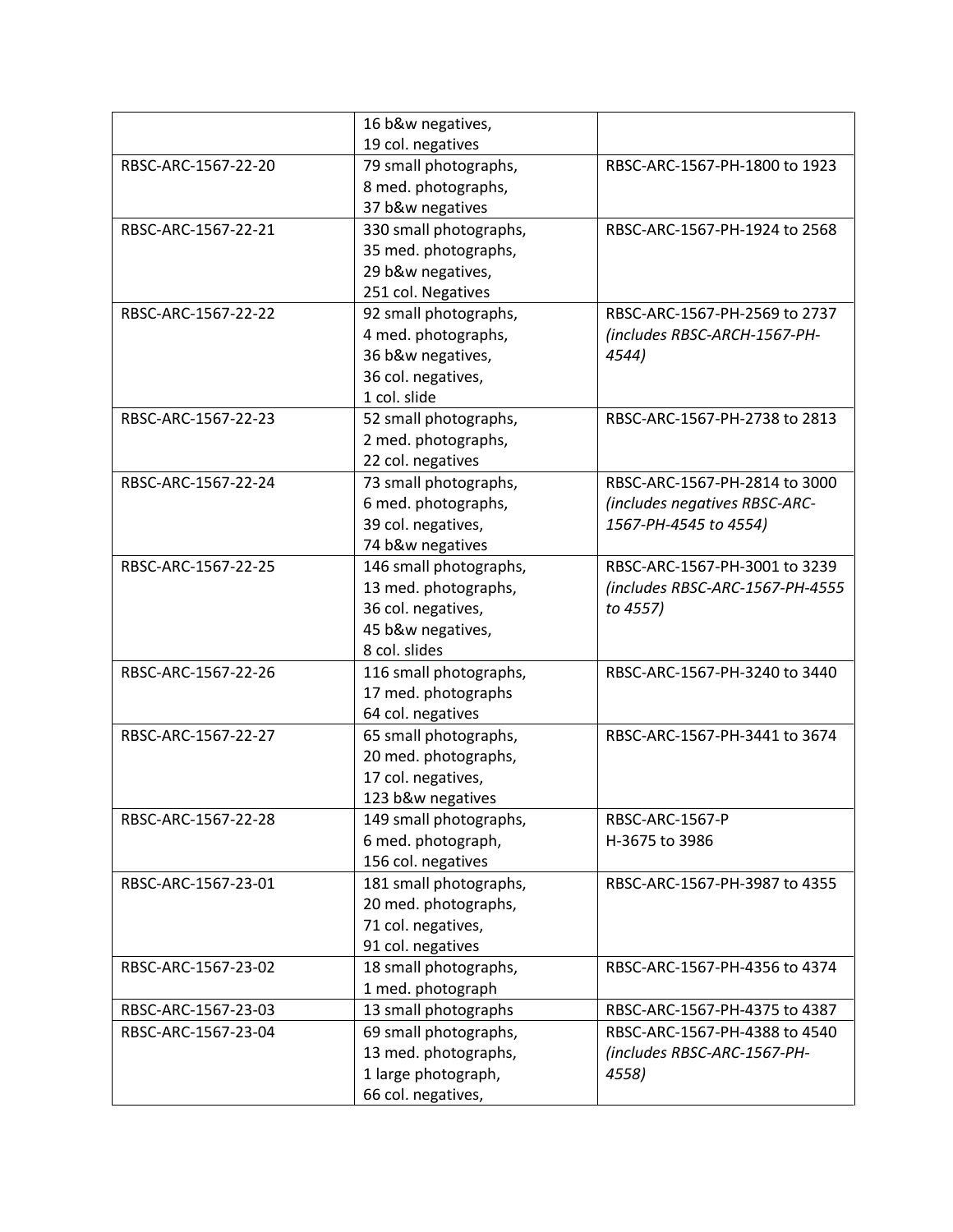| | | |
|---|---|---|
| | 16 b&w negatives,<br>19 col. negatives | |
| RBSC-ARC-1567-22-20 | 79 small photographs,<br>8 med. photographs,<br>37 b&w negatives | RBSC-ARC-1567-PH-1800 to 1923 |
| RBSC-ARC-1567-22-21 | 330 small photographs,<br>35 med. photographs,<br>29 b&w negatives,<br>251 col. Negatives | RBSC-ARC-1567-PH-1924 to 2568 |
| RBSC-ARC-1567-22-22 | 92 small photographs,<br>4 med. photographs,<br>36 b&w negatives,<br>36 col. negatives,<br>1 col. slide | RBSC-ARC-1567-PH-2569 to 2737 *(includes RBSC-ARCH-1567-PH-4544)* |
| RBSC-ARC-1567-22-23 | 52 small photographs,<br>2 med. photographs,<br>22 col. negatives | RBSC-ARC-1567-PH-2738 to 2813 |
| RBSC-ARC-1567-22-24 | 73 small photographs,<br>6 med. photographs,<br>39 col. negatives,<br>74 b&w negatives | RBSC-ARC-1567-PH-2814 to 3000 *(includes negatives RBSC-ARC-1567-PH-4545 to 4554)* |
| RBSC-ARC-1567-22-25 | 146 small photographs,<br>13 med. photographs,<br>36 col. negatives,<br>45 b&w negatives,<br>8 col. slides | RBSC-ARC-1567-PH-3001 to 3239 *(includes RBSC-ARC-1567-PH-4555 to 4557)* |
| RBSC-ARC-1567-22-26 | 116 small photographs,<br>17 med. photographs<br>64 col. negatives | RBSC-ARC-1567-PH-3240 to 3440 |
| RBSC-ARC-1567-22-27 | 65 small photographs,<br>20 med. photographs,<br>17 col. negatives,<br>123 b&w negatives | RBSC-ARC-1567-PH-3441 to 3674 |
| RBSC-ARC-1567-22-28 | 149 small photographs,<br>6 med. photograph,<br>156 col. negatives | RBSC-ARC-1567-P<br>H-3675 to 3986 |
| RBSC-ARC-1567-23-01 | 181 small photographs,<br>20 med. photographs,<br>71 col. negatives,<br>91 col. negatives | RBSC-ARC-1567-PH-3987 to 4355 |
| RBSC-ARC-1567-23-02 | 18 small photographs,<br>1 med. photograph | RBSC-ARC-1567-PH-4356 to 4374 |
| RBSC-ARC-1567-23-03 | 13 small photographs | RBSC-ARC-1567-PH-4375 to 4387 |
| RBSC-ARC-1567-23-04 | 69 small photographs,<br>13 med. photographs,<br>1 large photograph,<br>66 col. negatives, | RBSC-ARC-1567-PH-4388 to 4540 *(includes RBSC-ARC-1567-PH-4558)* |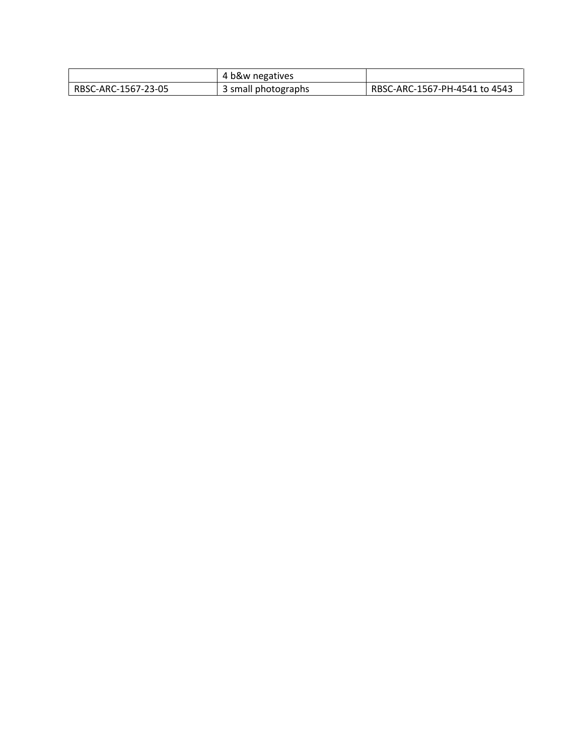| | | |
|---|---|---|
| | 4 b&w negatives | |
| RBSC-ARC-1567-23-05 | 3 small photographs | RBSC-ARC-1567-PH-4541 to 4543 |